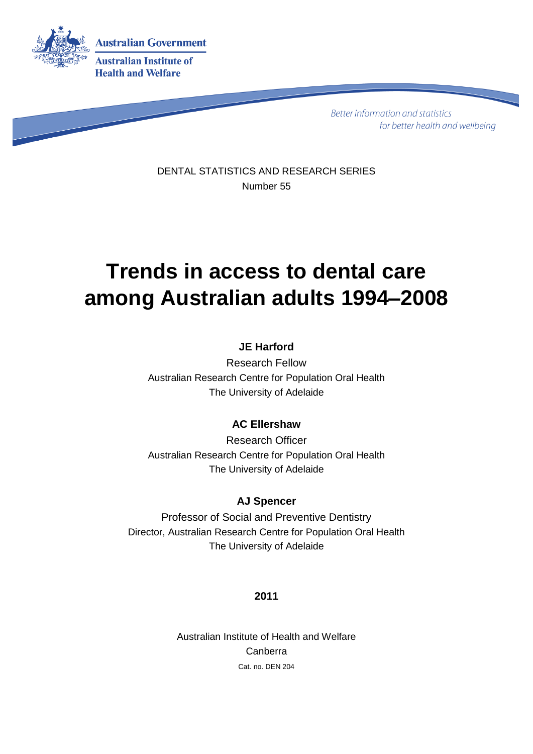Australian Government

Australian Institute of Health and Welfare

*Better information and statistics for better health and wellbeing*

DENTAL STATISTICS AND RESEARCH SERIES
Number 55

# Trends in access to dental care among Australian adults 1994–2008

**JE Harford**

Research Fellow
Australian Research Centre for Population Oral Health
The University of Adelaide

**AC Ellershaw**

Research Officer
Australian Research Centre for Population Oral Health
The University of Adelaide

**AJ Spencer**

Professor of Social and Preventive Dentistry
Director, Australian Research Centre for Population Oral Health
The University of Adelaide

**2011**

Australian Institute of Health and Welfare
Canberra
Cat. no. DEN 204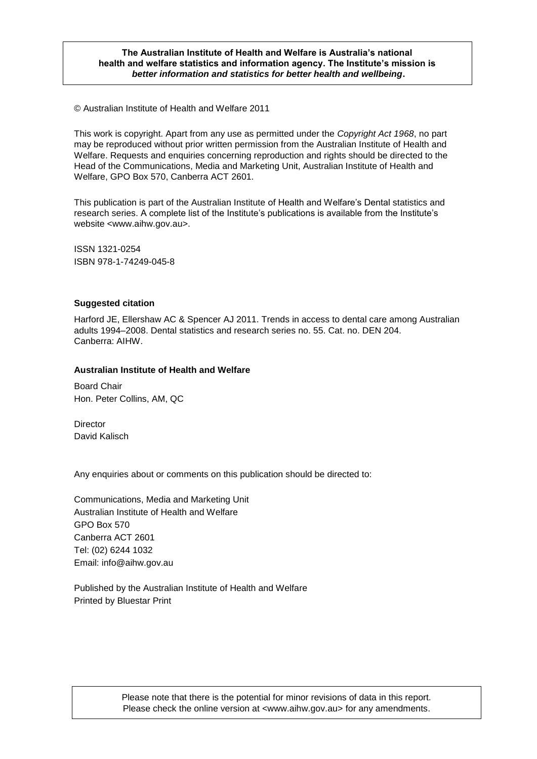**The Australian Institute of Health and Welfare is Australia's national health and welfare statistics and information agency. The Institute's mission is *better information and statistics for better health and wellbeing*.**

© Australian Institute of Health and Welfare 2011

This work is copyright. Apart from any use as permitted under the *Copyright Act 1968*, no part may be reproduced without prior written permission from the Australian Institute of Health and Welfare. Requests and enquiries concerning reproduction and rights should be directed to the Head of the Communications, Media and Marketing Unit, Australian Institute of Health and Welfare, GPO Box 570, Canberra ACT 2601.

This publication is part of the Australian Institute of Health and Welfare's Dental statistics and research series. A complete list of the Institute's publications is available from the Institute's website <www.aihw.gov.au>.

ISSN 1321-0254
ISBN 978-1-74249-045-8

**Suggested citation**

Harford JE, Ellershaw AC & Spencer AJ 2011. Trends in access to dental care among Australian adults 1994–2008. Dental statistics and research series no. 55. Cat. no. DEN 204. Canberra: AIHW.

**Australian Institute of Health and Welfare**

Board Chair
Hon. Peter Collins, AM, QC

Director
David Kalisch

Any enquiries about or comments on this publication should be directed to:

Communications, Media and Marketing Unit
Australian Institute of Health and Welfare
GPO Box 570
Canberra ACT 2601
Tel: (02) 6244 1032
Email: info@aihw.gov.au

Published by the Australian Institute of Health and Welfare
Printed by Bluestar Print

Please note that there is the potential for minor revisions of data in this report. Please check the online version at <www.aihw.gov.au> for any amendments.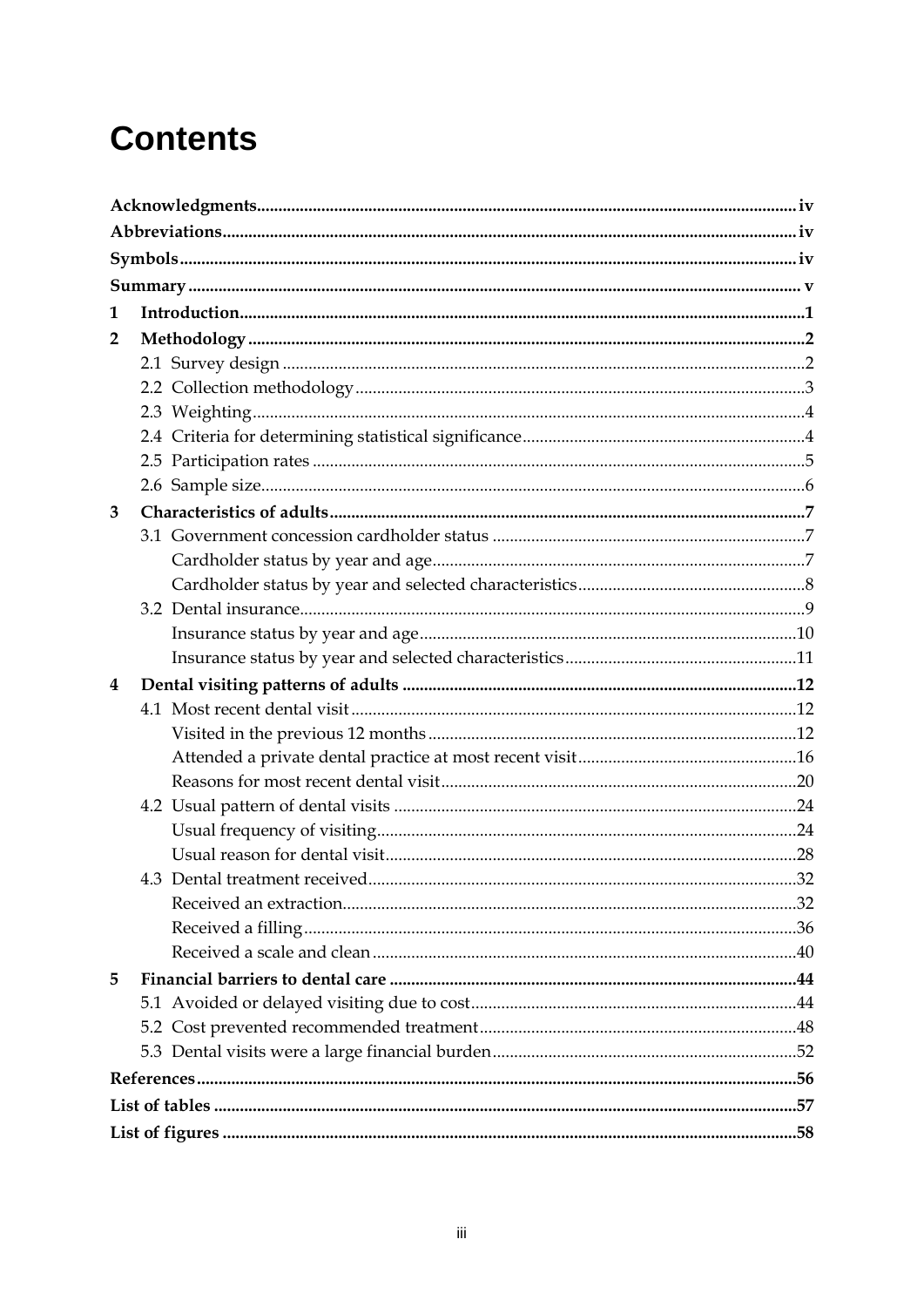# Contents

**Acknowledgments** ..... iv

**Abbreviations** ..... iv

**Symbols** ..... iv

**Summary** ..... v

**1 Introduction** ..... 1

**2 Methodology** ..... 2

- 2.1 Survey design ..... 2
- 2.2 Collection methodology ..... 3
- 2.3 Weighting ..... 4
- 2.4 Criteria for determining statistical significance ..... 4
- 2.5 Participation rates ..... 5
- 2.6 Sample size ..... 6

**3 Characteristics of adults** ..... 7

- 3.1 Government concession cardholder status ..... 7
  - Cardholder status by year and age ..... 7
  - Cardholder status by year and selected characteristics ..... 8
- 3.2 Dental insurance ..... 9
  - Insurance status by year and age ..... 10
  - Insurance status by year and selected characteristics ..... 11

**4 Dental visiting patterns of adults** ..... 12

- 4.1 Most recent dental visit ..... 12
  - Visited in the previous 12 months ..... 12
  - Attended a private dental practice at most recent visit ..... 16
  - Reasons for most recent dental visit ..... 20
- 4.2 Usual pattern of dental visits ..... 24
  - Usual frequency of visiting ..... 24
  - Usual reason for dental visit ..... 28
- 4.3 Dental treatment received ..... 32
  - Received an extraction ..... 32
  - Received a filling ..... 36
  - Received a scale and clean ..... 40

**5 Financial barriers to dental care** ..... 44

- 5.1 Avoided or delayed visiting due to cost ..... 44
- 5.2 Cost prevented recommended treatment ..... 48
- 5.3 Dental visits were a large financial burden ..... 52

**References** ..... 56

**List of tables** ..... 57

**List of figures** ..... 58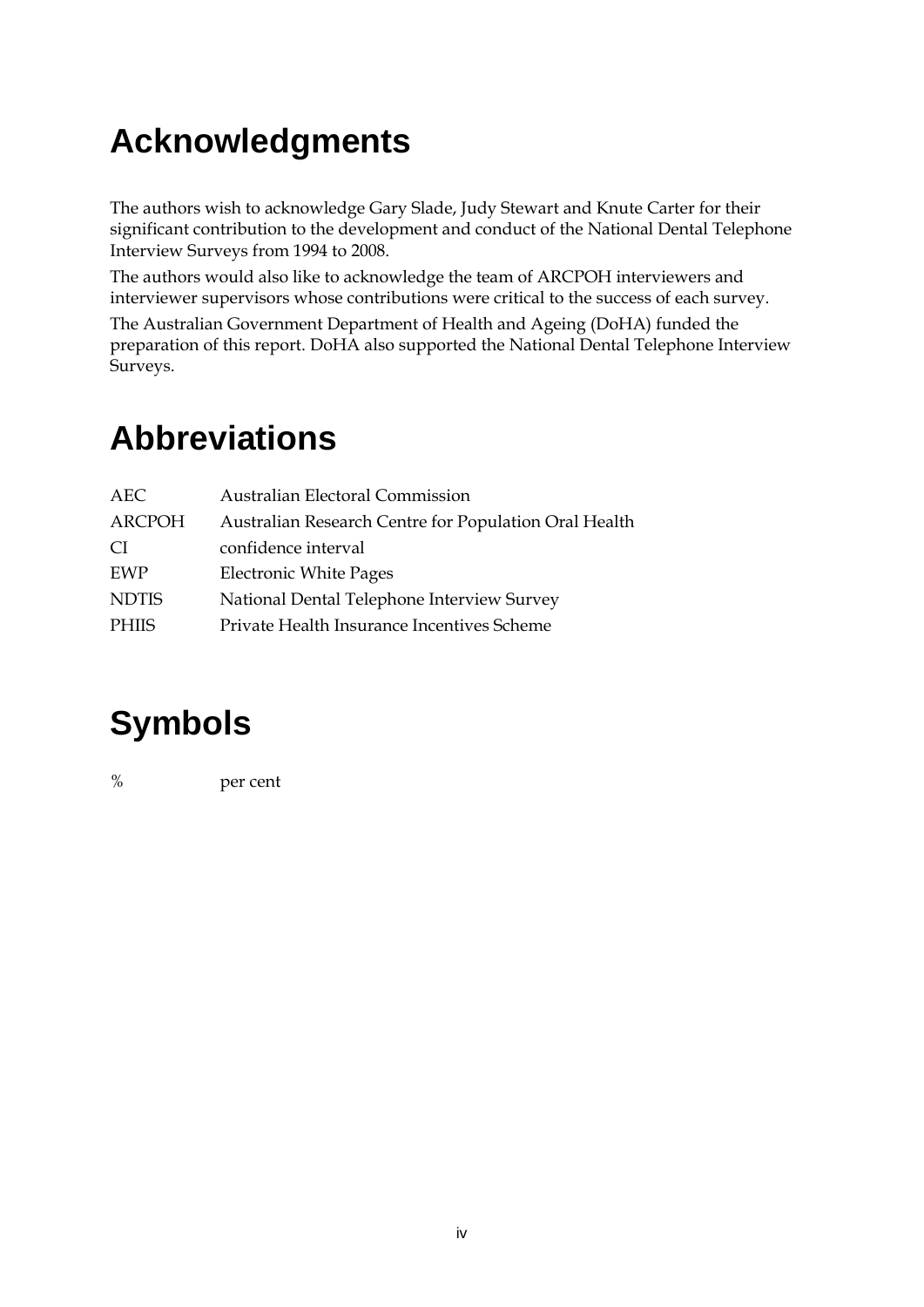# Acknowledgments

The authors wish to acknowledge Gary Slade, Judy Stewart and Knute Carter for their significant contribution to the development and conduct of the National Dental Telephone Interview Surveys from 1994 to 2008.

The authors would also like to acknowledge the team of ARCPOH interviewers and interviewer supervisors whose contributions were critical to the success of each survey.

The Australian Government Department of Health and Ageing (DoHA) funded the preparation of this report. DoHA also supported the National Dental Telephone Interview Surveys.

# Abbreviations

| | |
|---|---|
| AEC | Australian Electoral Commission |
| ARCPOH | Australian Research Centre for Population Oral Health |
| CI | confidence interval |
| EWP | Electronic White Pages |
| NDTIS | National Dental Telephone Interview Survey |
| PHIIS | Private Health Insurance Incentives Scheme |

# Symbols

| | |
|---|---|
| % | per cent |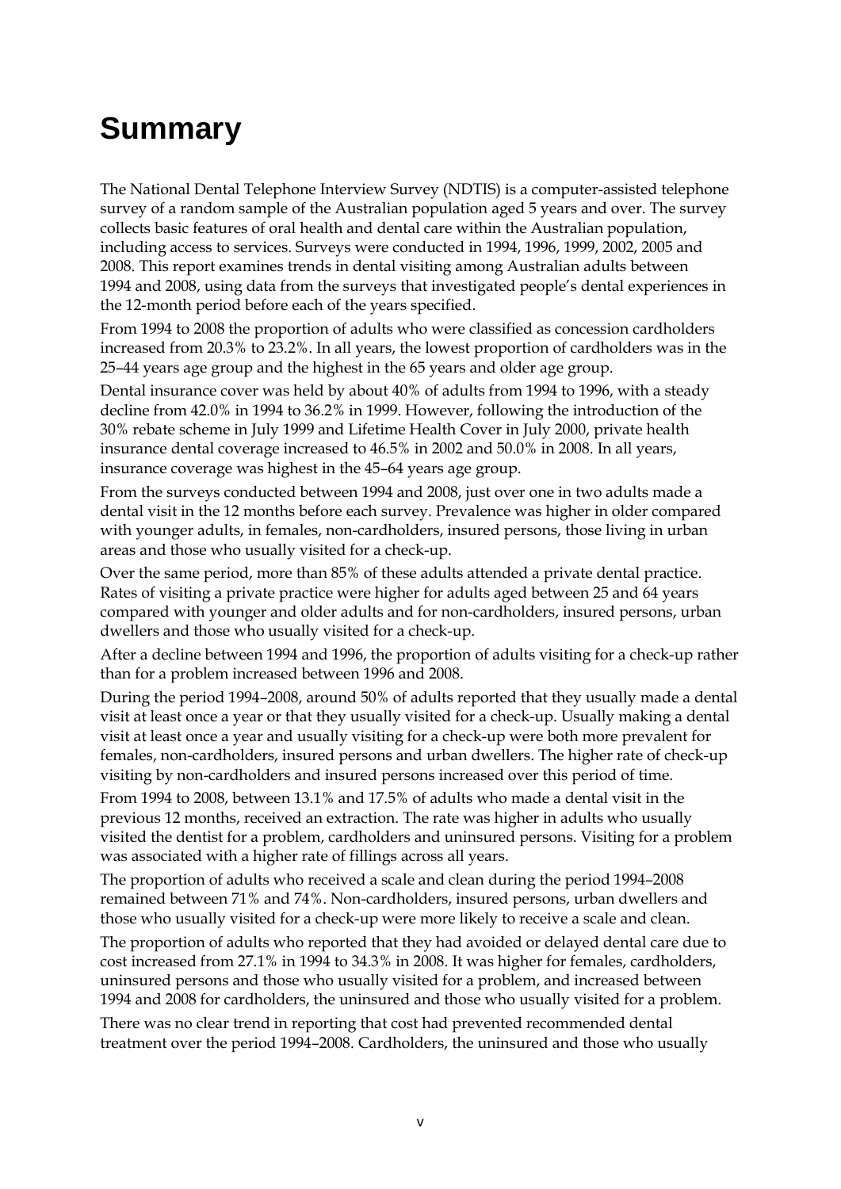# Summary

The National Dental Telephone Interview Survey (NDTIS) is a computer-assisted telephone survey of a random sample of the Australian population aged 5 years and over. The survey collects basic features of oral health and dental care within the Australian population, including access to services. Surveys were conducted in 1994, 1996, 1999, 2002, 2005 and 2008. This report examines trends in dental visiting among Australian adults between 1994 and 2008, using data from the surveys that investigated people's dental experiences in the 12-month period before each of the years specified.

From 1994 to 2008 the proportion of adults who were classified as concession cardholders increased from 20.3% to 23.2%. In all years, the lowest proportion of cardholders was in the 25–44 years age group and the highest in the 65 years and older age group.

Dental insurance cover was held by about 40% of adults from 1994 to 1996, with a steady decline from 42.0% in 1994 to 36.2% in 1999. However, following the introduction of the 30% rebate scheme in July 1999 and Lifetime Health Cover in July 2000, private health insurance dental coverage increased to 46.5% in 2002 and 50.0% in 2008. In all years, insurance coverage was highest in the 45–64 years age group.

From the surveys conducted between 1994 and 2008, just over one in two adults made a dental visit in the 12 months before each survey. Prevalence was higher in older compared with younger adults, in females, non-cardholders, insured persons, those living in urban areas and those who usually visited for a check-up.

Over the same period, more than 85% of these adults attended a private dental practice. Rates of visiting a private practice were higher for adults aged between 25 and 64 years compared with younger and older adults and for non-cardholders, insured persons, urban dwellers and those who usually visited for a check-up.

After a decline between 1994 and 1996, the proportion of adults visiting for a check-up rather than for a problem increased between 1996 and 2008.

During the period 1994–2008, around 50% of adults reported that they usually made a dental visit at least once a year or that they usually visited for a check-up. Usually making a dental visit at least once a year and usually visiting for a check-up were both more prevalent for females, non-cardholders, insured persons and urban dwellers. The higher rate of check-up visiting by non-cardholders and insured persons increased over this period of time.

From 1994 to 2008, between 13.1% and 17.5% of adults who made a dental visit in the previous 12 months, received an extraction. The rate was higher in adults who usually visited the dentist for a problem, cardholders and uninsured persons. Visiting for a problem was associated with a higher rate of fillings across all years.

The proportion of adults who received a scale and clean during the period 1994–2008 remained between 71% and 74%. Non-cardholders, insured persons, urban dwellers and those who usually visited for a check-up were more likely to receive a scale and clean.

The proportion of adults who reported that they had avoided or delayed dental care due to cost increased from 27.1% in 1994 to 34.3% in 2008. It was higher for females, cardholders, uninsured persons and those who usually visited for a problem, and increased between 1994 and 2008 for cardholders, the uninsured and those who usually visited for a problem.

There was no clear trend in reporting that cost had prevented recommended dental treatment over the period 1994–2008. Cardholders, the uninsured and those who usually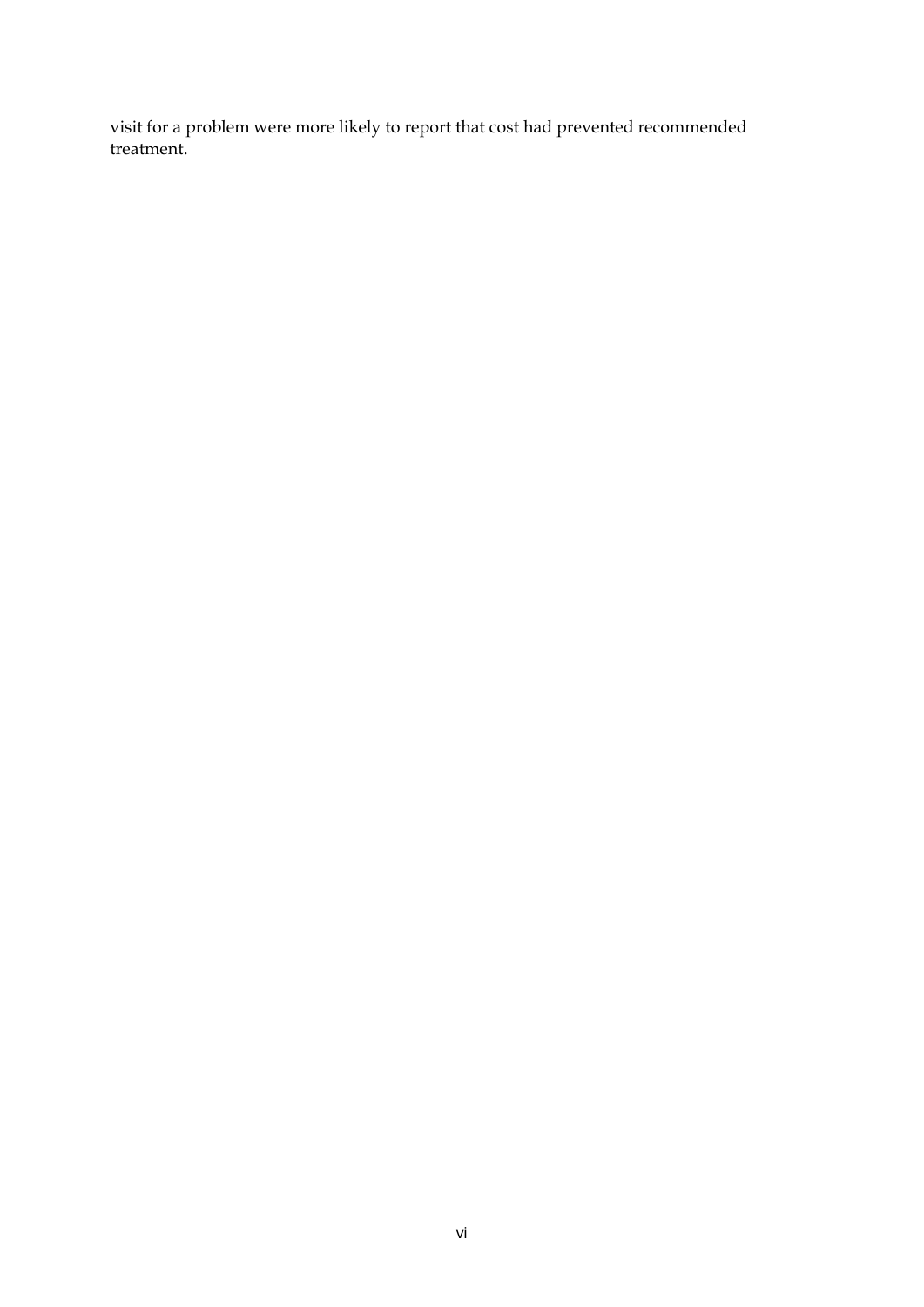visit for a problem were more likely to report that cost had prevented recommended treatment.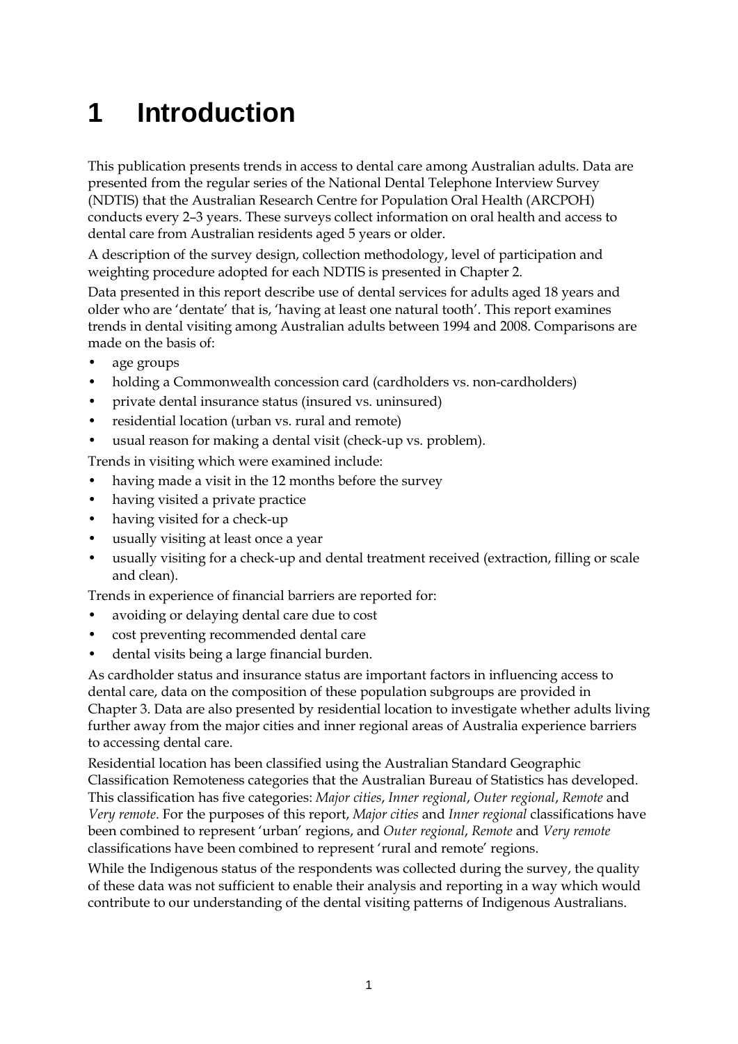# 1 Introduction

This publication presents trends in access to dental care among Australian adults. Data are presented from the regular series of the National Dental Telephone Interview Survey (NDTIS) that the Australian Research Centre for Population Oral Health (ARCPOH) conducts every 2–3 years. These surveys collect information on oral health and access to dental care from Australian residents aged 5 years or older.

A description of the survey design, collection methodology, level of participation and weighting procedure adopted for each NDTIS is presented in Chapter 2.

Data presented in this report describe use of dental services for adults aged 18 years and older who are 'dentate' that is, 'having at least one natural tooth'. This report examines trends in dental visiting among Australian adults between 1994 and 2008. Comparisons are made on the basis of:

- age groups
- holding a Commonwealth concession card (cardholders vs. non-cardholders)
- private dental insurance status (insured vs. uninsured)
- residential location (urban vs. rural and remote)
- usual reason for making a dental visit (check-up vs. problem).

Trends in visiting which were examined include:

- having made a visit in the 12 months before the survey
- having visited a private practice
- having visited for a check-up
- usually visiting at least once a year
- usually visiting for a check-up and dental treatment received (extraction, filling or scale and clean).

Trends in experience of financial barriers are reported for:

- avoiding or delaying dental care due to cost
- cost preventing recommended dental care
- dental visits being a large financial burden.

As cardholder status and insurance status are important factors in influencing access to dental care, data on the composition of these population subgroups are provided in Chapter 3. Data are also presented by residential location to investigate whether adults living further away from the major cities and inner regional areas of Australia experience barriers to accessing dental care.

Residential location has been classified using the Australian Standard Geographic Classification Remoteness categories that the Australian Bureau of Statistics has developed. This classification has five categories: *Major cities*, *Inner regional*, *Outer regional*, *Remote* and *Very remote*. For the purposes of this report, *Major cities* and *Inner regional* classifications have been combined to represent 'urban' regions, and *Outer regional*, *Remote* and *Very remote* classifications have been combined to represent 'rural and remote' regions.

While the Indigenous status of the respondents was collected during the survey, the quality of these data was not sufficient to enable their analysis and reporting in a way which would contribute to our understanding of the dental visiting patterns of Indigenous Australians.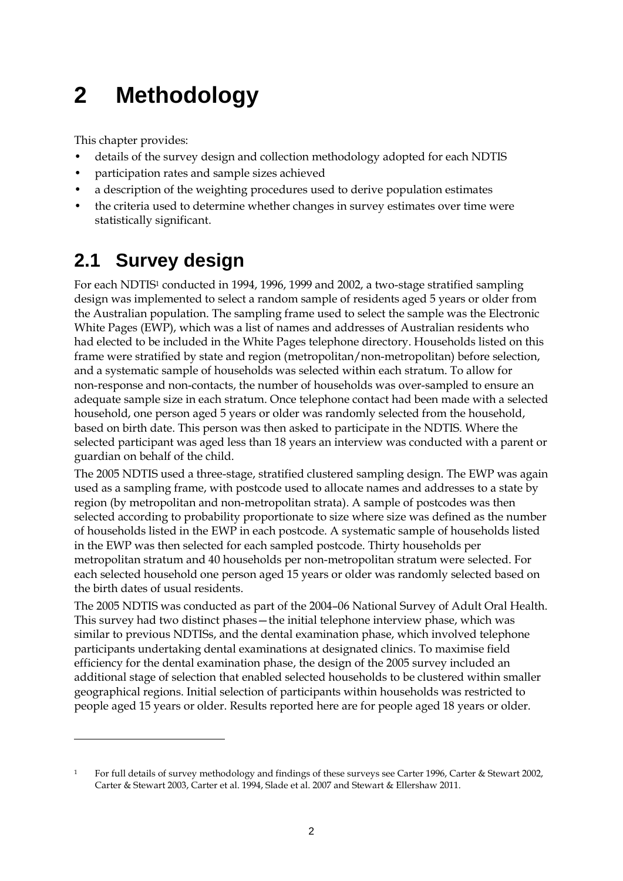# 2 Methodology

This chapter provides:

- details of the survey design and collection methodology adopted for each NDTIS
- participation rates and sample sizes achieved
- a description of the weighting procedures used to derive population estimates
- the criteria used to determine whether changes in survey estimates over time were statistically significant.

## 2.1 Survey design

For each NDTIS[1] conducted in 1994, 1996, 1999 and 2002, a two-stage stratified sampling design was implemented to select a random sample of residents aged 5 years or older from the Australian population. The sampling frame used to select the sample was the Electronic White Pages (EWP), which was a list of names and addresses of Australian residents who had elected to be included in the White Pages telephone directory. Households listed on this frame were stratified by state and region (metropolitan/non-metropolitan) before selection, and a systematic sample of households was selected within each stratum. To allow for non-response and non-contacts, the number of households was over-sampled to ensure an adequate sample size in each stratum. Once telephone contact had been made with a selected household, one person aged 5 years or older was randomly selected from the household, based on birth date. This person was then asked to participate in the NDTIS. Where the selected participant was aged less than 18 years an interview was conducted with a parent or guardian on behalf of the child.

The 2005 NDTIS used a three-stage, stratified clustered sampling design. The EWP was again used as a sampling frame, with postcode used to allocate names and addresses to a state by region (by metropolitan and non-metropolitan strata). A sample of postcodes was then selected according to probability proportionate to size where size was defined as the number of households listed in the EWP in each postcode. A systematic sample of households listed in the EWP was then selected for each sampled postcode. Thirty households per metropolitan stratum and 40 households per non-metropolitan stratum were selected. For each selected household one person aged 15 years or older was randomly selected based on the birth dates of usual residents.

The 2005 NDTIS was conducted as part of the 2004–06 National Survey of Adult Oral Health. This survey had two distinct phases—the initial telephone interview phase, which was similar to previous NDTISs, and the dental examination phase, which involved telephone participants undertaking dental examinations at designated clinics. To maximise field efficiency for the dental examination phase, the design of the 2005 survey included an additional stage of selection that enabled selected households to be clustered within smaller geographical regions. Initial selection of participants within households was restricted to people aged 15 years or older. Results reported here are for people aged 18 years or older.

---

[1] For full details of survey methodology and findings of these surveys see Carter 1996, Carter & Stewart 2002, Carter & Stewart 2003, Carter et al. 1994, Slade et al. 2007 and Stewart & Ellershaw 2011.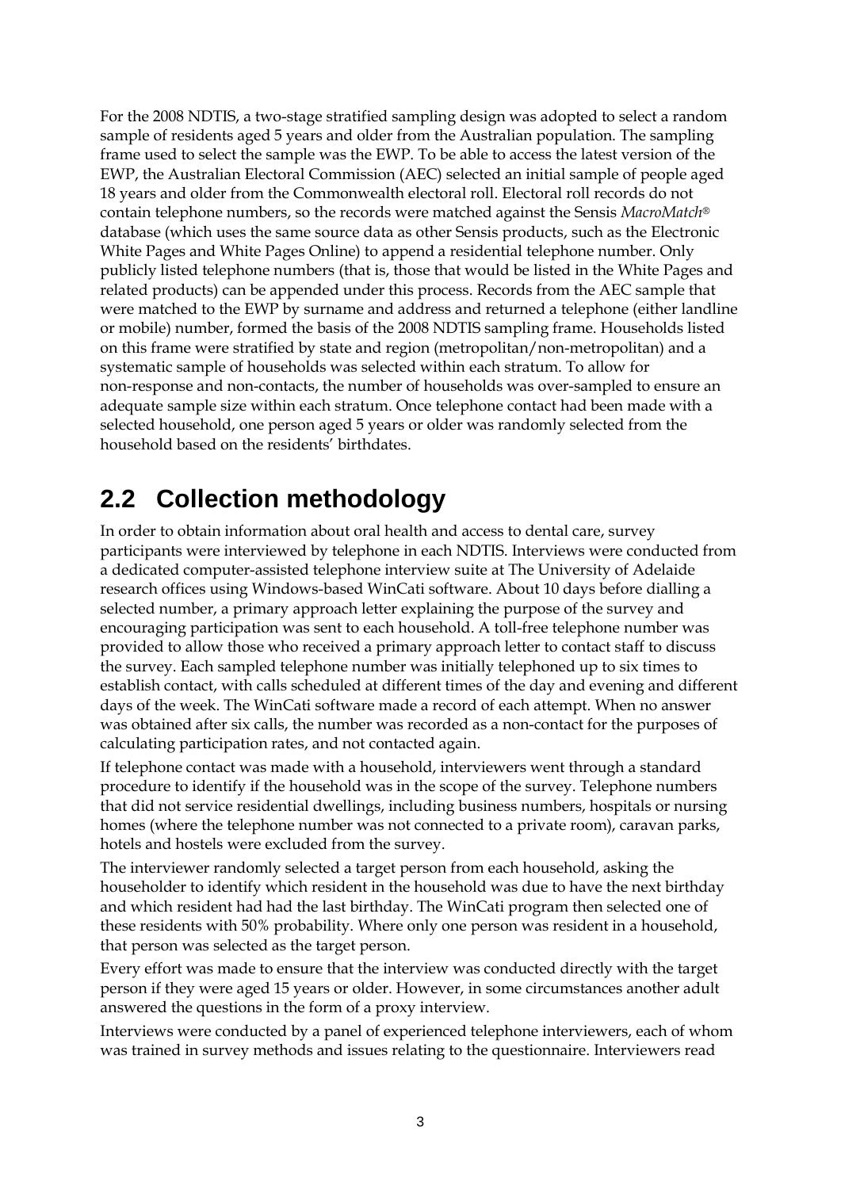For the 2008 NDTIS, a two-stage stratified sampling design was adopted to select a random sample of residents aged 5 years and older from the Australian population. The sampling frame used to select the sample was the EWP. To be able to access the latest version of the EWP, the Australian Electoral Commission (AEC) selected an initial sample of people aged 18 years and older from the Commonwealth electoral roll. Electoral roll records do not contain telephone numbers, so the records were matched against the Sensis *MacroMatch*® database (which uses the same source data as other Sensis products, such as the Electronic White Pages and White Pages Online) to append a residential telephone number. Only publicly listed telephone numbers (that is, those that would be listed in the White Pages and related products) can be appended under this process. Records from the AEC sample that were matched to the EWP by surname and address and returned a telephone (either landline or mobile) number, formed the basis of the 2008 NDTIS sampling frame. Households listed on this frame were stratified by state and region (metropolitan/non-metropolitan) and a systematic sample of households was selected within each stratum. To allow for non-response and non-contacts, the number of households was over-sampled to ensure an adequate sample size within each stratum. Once telephone contact had been made with a selected household, one person aged 5 years or older was randomly selected from the household based on the residents' birthdates.

## 2.2 Collection methodology

In order to obtain information about oral health and access to dental care, survey participants were interviewed by telephone in each NDTIS. Interviews were conducted from a dedicated computer-assisted telephone interview suite at The University of Adelaide research offices using Windows-based WinCati software. About 10 days before dialling a selected number, a primary approach letter explaining the purpose of the survey and encouraging participation was sent to each household. A toll-free telephone number was provided to allow those who received a primary approach letter to contact staff to discuss the survey. Each sampled telephone number was initially telephoned up to six times to establish contact, with calls scheduled at different times of the day and evening and different days of the week. The WinCati software made a record of each attempt. When no answer was obtained after six calls, the number was recorded as a non-contact for the purposes of calculating participation rates, and not contacted again.

If telephone contact was made with a household, interviewers went through a standard procedure to identify if the household was in the scope of the survey. Telephone numbers that did not service residential dwellings, including business numbers, hospitals or nursing homes (where the telephone number was not connected to a private room), caravan parks, hotels and hostels were excluded from the survey.

The interviewer randomly selected a target person from each household, asking the householder to identify which resident in the household was due to have the next birthday and which resident had had the last birthday. The WinCati program then selected one of these residents with 50% probability. Where only one person was resident in a household, that person was selected as the target person.

Every effort was made to ensure that the interview was conducted directly with the target person if they were aged 15 years or older. However, in some circumstances another adult answered the questions in the form of a proxy interview.

Interviews were conducted by a panel of experienced telephone interviewers, each of whom was trained in survey methods and issues relating to the questionnaire. Interviewers read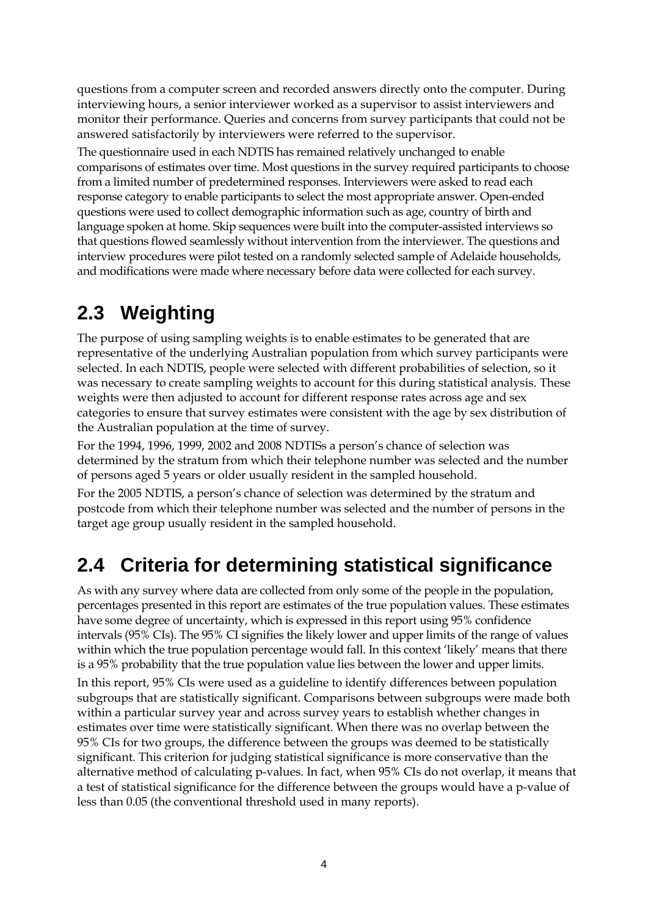questions from a computer screen and recorded answers directly onto the computer. During interviewing hours, a senior interviewer worked as a supervisor to assist interviewers and monitor their performance. Queries and concerns from survey participants that could not be answered satisfactorily by interviewers were referred to the supervisor.

The questionnaire used in each NDTIS has remained relatively unchanged to enable comparisons of estimates over time. Most questions in the survey required participants to choose from a limited number of predetermined responses. Interviewers were asked to read each response category to enable participants to select the most appropriate answer. Open-ended questions were used to collect demographic information such as age, country of birth and language spoken at home. Skip sequences were built into the computer-assisted interviews so that questions flowed seamlessly without intervention from the interviewer. The questions and interview procedures were pilot tested on a randomly selected sample of Adelaide households, and modifications were made where necessary before data were collected for each survey.

## 2.3 Weighting

The purpose of using sampling weights is to enable estimates to be generated that are representative of the underlying Australian population from which survey participants were selected. In each NDTIS, people were selected with different probabilities of selection, so it was necessary to create sampling weights to account for this during statistical analysis. These weights were then adjusted to account for different response rates across age and sex categories to ensure that survey estimates were consistent with the age by sex distribution of the Australian population at the time of survey.

For the 1994, 1996, 1999, 2002 and 2008 NDTISs a person's chance of selection was determined by the stratum from which their telephone number was selected and the number of persons aged 5 years or older usually resident in the sampled household.

For the 2005 NDTIS, a person's chance of selection was determined by the stratum and postcode from which their telephone number was selected and the number of persons in the target age group usually resident in the sampled household.

## 2.4 Criteria for determining statistical significance

As with any survey where data are collected from only some of the people in the population, percentages presented in this report are estimates of the true population values. These estimates have some degree of uncertainty, which is expressed in this report using 95% confidence intervals (95% CIs). The 95% CI signifies the likely lower and upper limits of the range of values within which the true population percentage would fall. In this context 'likely' means that there is a 95% probability that the true population value lies between the lower and upper limits.

In this report, 95% CIs were used as a guideline to identify differences between population subgroups that are statistically significant. Comparisons between subgroups were made both within a particular survey year and across survey years to establish whether changes in estimates over time were statistically significant. When there was no overlap between the 95% CIs for two groups, the difference between the groups was deemed to be statistically significant. This criterion for judging statistical significance is more conservative than the alternative method of calculating p-values. In fact, when 95% CIs do not overlap, it means that a test of statistical significance for the difference between the groups would have a p-value of less than 0.05 (the conventional threshold used in many reports).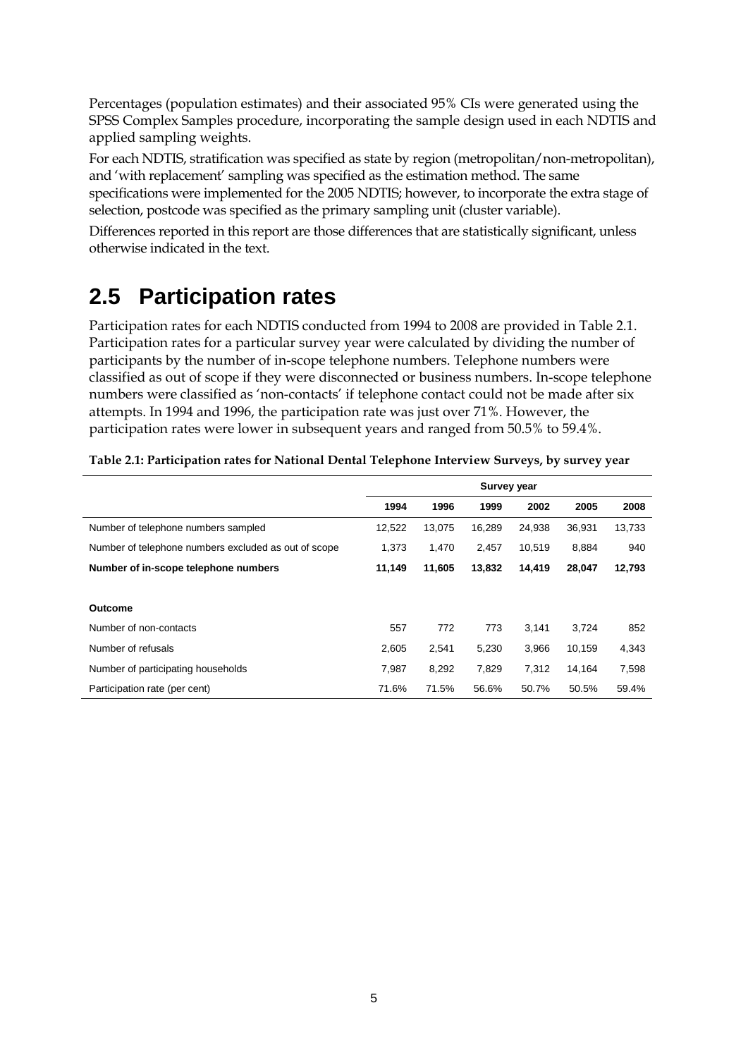Percentages (population estimates) and their associated 95% CIs were generated using the SPSS Complex Samples procedure, incorporating the sample design used in each NDTIS and applied sampling weights.

For each NDTIS, stratification was specified as state by region (metropolitan/non-metropolitan), and 'with replacement' sampling was specified as the estimation method. The same specifications were implemented for the 2005 NDTIS; however, to incorporate the extra stage of selection, postcode was specified as the primary sampling unit (cluster variable).

Differences reported in this report are those differences that are statistically significant, unless otherwise indicated in the text.

## 2.5 Participation rates

Participation rates for each NDTIS conducted from 1994 to 2008 are provided in Table 2.1. Participation rates for a particular survey year were calculated by dividing the number of participants by the number of in-scope telephone numbers. Telephone numbers were classified as out of scope if they were disconnected or business numbers. In-scope telephone numbers were classified as 'non-contacts' if telephone contact could not be made after six attempts. In 1994 and 1996, the participation rate was just over 71%. However, the participation rates were lower in subsequent years and ranged from 50.5% to 59.4%.

**Table 2.1: Participation rates for National Dental Telephone Interview Surveys, by survey year**

| | Survey year | | | | | |
|---|---|---|---|---|---|---|
| | **1994** | **1996** | **1999** | **2002** | **2005** | **2008** |
| Number of telephone numbers sampled | 12,522 | 13,075 | 16,289 | 24,938 | 36,931 | 13,733 |
| Number of telephone numbers excluded as out of scope | 1,373 | 1,470 | 2,457 | 10,519 | 8,884 | 940 |
| **Number of in-scope telephone numbers** | **11,149** | **11,605** | **13,832** | **14,419** | **28,047** | **12,793** |
| **Outcome** | | | | | | |
| Number of non-contacts | 557 | 772 | 773 | 3,141 | 3,724 | 852 |
| Number of refusals | 2,605 | 2,541 | 5,230 | 3,966 | 10,159 | 4,343 |
| Number of participating households | 7,987 | 8,292 | 7,829 | 7,312 | 14,164 | 7,598 |
| Participation rate (per cent) | 71.6% | 71.5% | 56.6% | 50.7% | 50.5% | 59.4% |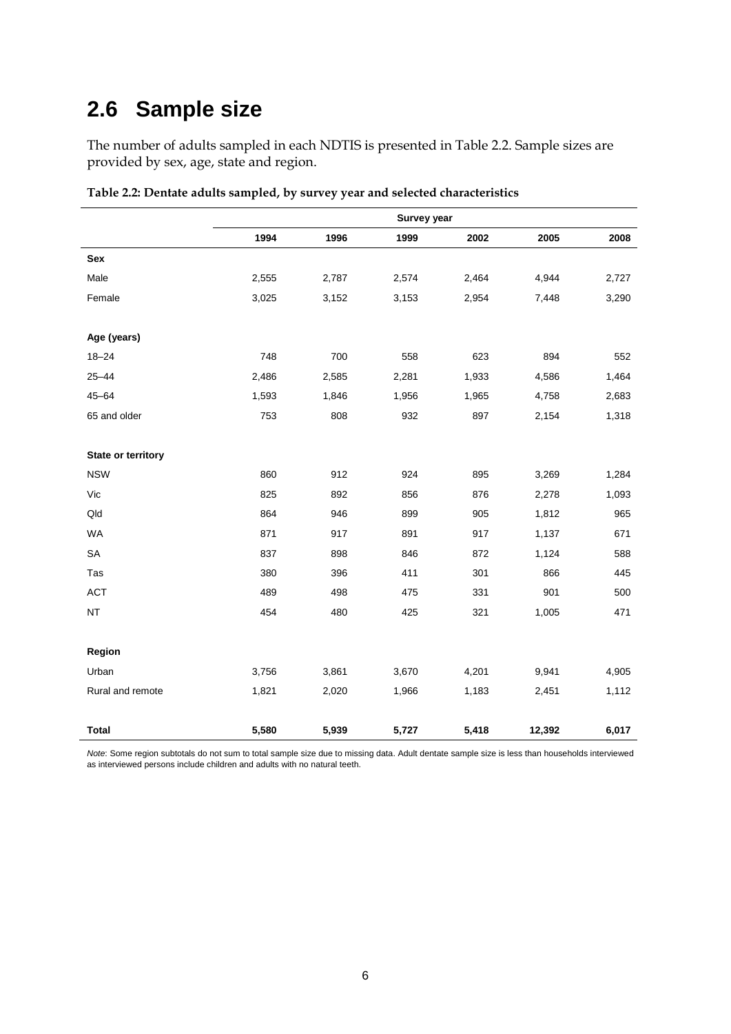## 2.6 Sample size

The number of adults sampled in each NDTIS is presented in Table 2.2. Sample sizes are provided by sex, age, state and region.

**Table 2.2: Dentate adults sampled, by survey year and selected characteristics**

| | Survey year | | | | | |
|---|---|---|---|---|---|---|
| | **1994** | **1996** | **1999** | **2002** | **2005** | **2008** |
| **Sex** | | | | | | |
| Male | 2,555 | 2,787 | 2,574 | 2,464 | 4,944 | 2,727 |
| Female | 3,025 | 3,152 | 3,153 | 2,954 | 7,448 | 3,290 |
| **Age (years)** | | | | | | |
| 18–24 | 748 | 700 | 558 | 623 | 894 | 552 |
| 25–44 | 2,486 | 2,585 | 2,281 | 1,933 | 4,586 | 1,464 |
| 45–64 | 1,593 | 1,846 | 1,956 | 1,965 | 4,758 | 2,683 |
| 65 and older | 753 | 808 | 932 | 897 | 2,154 | 1,318 |
| **State or territory** | | | | | | |
| NSW | 860 | 912 | 924 | 895 | 3,269 | 1,284 |
| Vic | 825 | 892 | 856 | 876 | 2,278 | 1,093 |
| Qld | 864 | 946 | 899 | 905 | 1,812 | 965 |
| WA | 871 | 917 | 891 | 917 | 1,137 | 671 |
| SA | 837 | 898 | 846 | 872 | 1,124 | 588 |
| Tas | 380 | 396 | 411 | 301 | 866 | 445 |
| ACT | 489 | 498 | 475 | 331 | 901 | 500 |
| NT | 454 | 480 | 425 | 321 | 1,005 | 471 |
| **Region** | | | | | | |
| Urban | 3,756 | 3,861 | 3,670 | 4,201 | 9,941 | 4,905 |
| Rural and remote | 1,821 | 2,020 | 1,966 | 1,183 | 2,451 | 1,112 |
| **Total** | **5,580** | **5,939** | **5,727** | **5,418** | **12,392** | **6,017** |

*Note*: Some region subtotals do not sum to total sample size due to missing data. Adult dentate sample size is less than households interviewed as interviewed persons include children and adults with no natural teeth.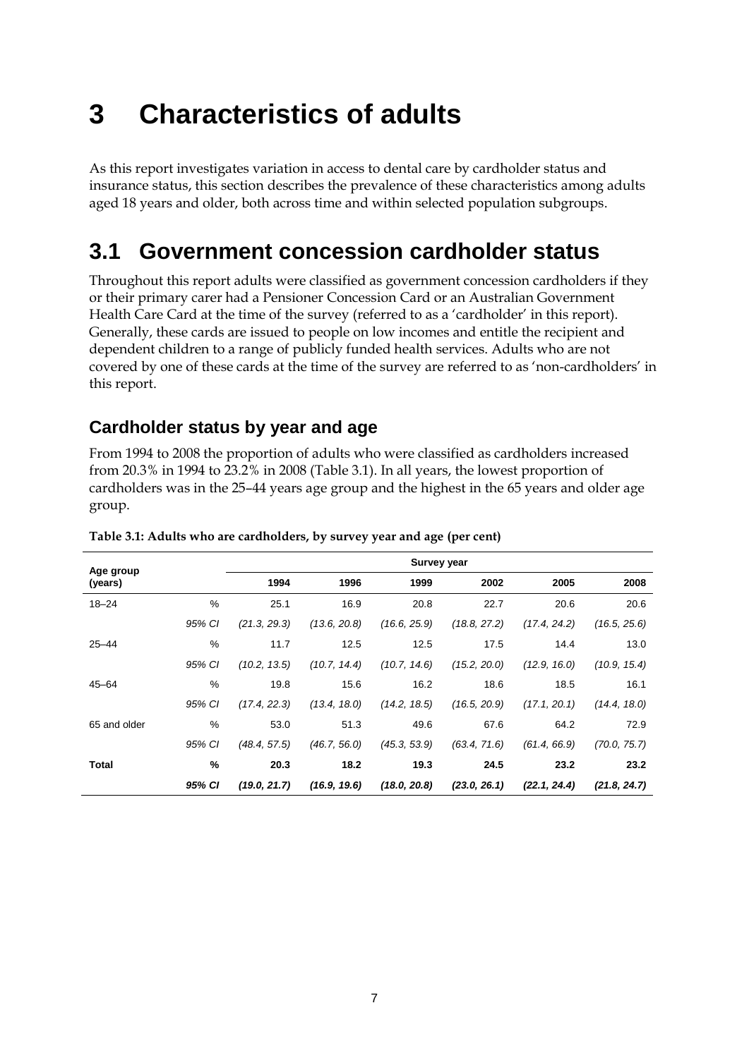# 3 Characteristics of adults

As this report investigates variation in access to dental care by cardholder status and insurance status, this section describes the prevalence of these characteristics among adults aged 18 years and older, both across time and within selected population subgroups.

## 3.1 Government concession cardholder status

Throughout this report adults were classified as government concession cardholders if they or their primary carer had a Pensioner Concession Card or an Australian Government Health Care Card at the time of the survey (referred to as a 'cardholder' in this report). Generally, these cards are issued to people on low incomes and entitle the recipient and dependent children to a range of publicly funded health services. Adults who are not covered by one of these cards at the time of the survey are referred to as 'non-cardholders' in this report.

### Cardholder status by year and age

From 1994 to 2008 the proportion of adults who were classified as cardholders increased from 20.3% in 1994 to 23.2% in 2008 (Table 3.1). In all years, the lowest proportion of cardholders was in the 25–44 years age group and the highest in the 65 years and older age group.

**Table 3.1: Adults who are cardholders, by survey year and age (per cent)**

| Age group (years) | | Survey year | | | | | |
|---|---|---|---|---|---|---|---|
| | | 1994 | 1996 | 1999 | 2002 | 2005 | 2008 |
| 18–24 | % | 25.1 | 16.9 | 20.8 | 22.7 | 20.6 | 20.6 |
| | *95% CI* | *(21.3, 29.3)* | *(13.6, 20.8)* | *(16.6, 25.9)* | *(18.8, 27.2)* | *(17.4, 24.2)* | *(16.5, 25.6)* |
| 25–44 | % | 11.7 | 12.5 | 12.5 | 17.5 | 14.4 | 13.0 |
| | *95% CI* | *(10.2, 13.5)* | *(10.7, 14.4)* | *(10.7, 14.6)* | *(15.2, 20.0)* | *(12.9, 16.0)* | *(10.9, 15.4)* |
| 45–64 | % | 19.8 | 15.6 | 16.2 | 18.6 | 18.5 | 16.1 |
| | *95% CI* | *(17.4, 22.3)* | *(13.4, 18.0)* | *(14.2, 18.5)* | *(16.5, 20.9)* | *(17.1, 20.1)* | *(14.4, 18.0)* |
| 65 and older | % | 53.0 | 51.3 | 49.6 | 67.6 | 64.2 | 72.9 |
| | *95% CI* | *(48.4, 57.5)* | *(46.7, 56.0)* | *(45.3, 53.9)* | *(63.4, 71.6)* | *(61.4, 66.9)* | *(70.0, 75.7)* |
| **Total** | **%** | **20.3** | **18.2** | **19.3** | **24.5** | **23.2** | **23.2** |
| | ***95% CI*** | ***(19.0, 21.7)*** | ***(16.9, 19.6)*** | ***(18.0, 20.8)*** | ***(23.0, 26.1)*** | ***(22.1, 24.4)*** | ***(21.8, 24.7)*** |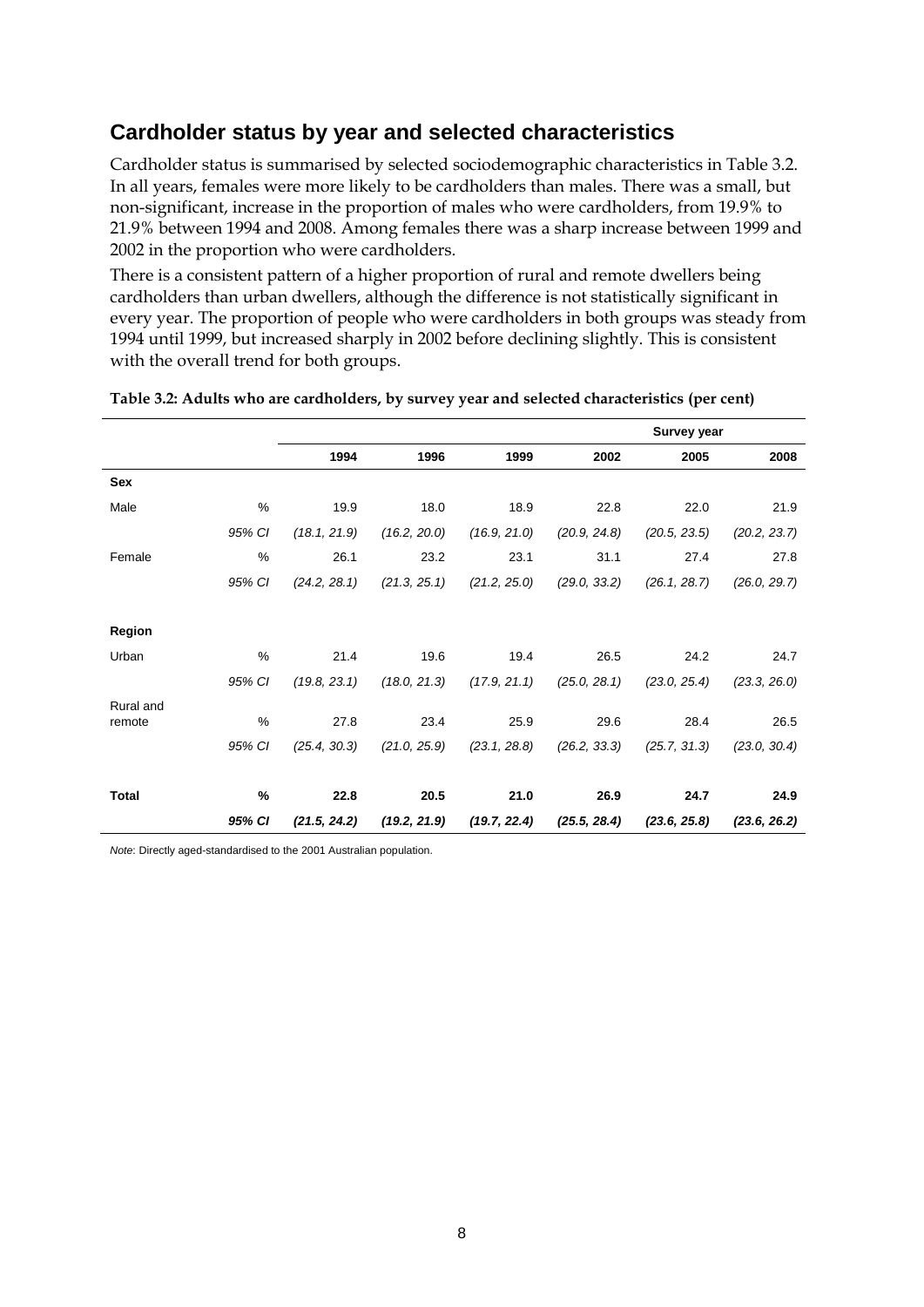## Cardholder status by year and selected characteristics

Cardholder status is summarised by selected sociodemographic characteristics in Table 3.2. In all years, females were more likely to be cardholders than males. There was a small, but non-significant, increase in the proportion of males who were cardholders, from 19.9% to 21.9% between 1994 and 2008. Among females there was a sharp increase between 1999 and 2002 in the proportion who were cardholders.

There is a consistent pattern of a higher proportion of rural and remote dwellers being cardholders than urban dwellers, although the difference is not statistically significant in every year. The proportion of people who were cardholders in both groups was steady from 1994 until 1999, but increased sharply in 2002 before declining slightly. This is consistent with the overall trend for both groups.

**Table 3.2: Adults who are cardholders, by survey year and selected characteristics (per cent)**

| | | Survey year | | | | | |
|---|---|---|---|---|---|---|---|
| | | **1994** | **1996** | **1999** | **2002** | **2005** | **2008** |
| **Sex** | | | | | | | |
| Male | % | 19.9 | 18.0 | 18.9 | 22.8 | 22.0 | 21.9 |
| | *95% CI* | *(18.1, 21.9)* | *(16.2, 20.0)* | *(16.9, 21.0)* | *(20.9, 24.8)* | *(20.5, 23.5)* | *(20.2, 23.7)* |
| Female | % | 26.1 | 23.2 | 23.1 | 31.1 | 27.4 | 27.8 |
| | *95% CI* | *(24.2, 28.1)* | *(21.3, 25.1)* | *(21.2, 25.0)* | *(29.0, 33.2)* | *(26.1, 28.7)* | *(26.0, 29.7)* |
| **Region** | | | | | | | |
| Urban | % | 21.4 | 19.6 | 19.4 | 26.5 | 24.2 | 24.7 |
| | *95% CI* | *(19.8, 23.1)* | *(18.0, 21.3)* | *(17.9, 21.1)* | *(25.0, 28.1)* | *(23.0, 25.4)* | *(23.3, 26.0)* |
| Rural and remote | % | 27.8 | 23.4 | 25.9 | 29.6 | 28.4 | 26.5 |
| | *95% CI* | *(25.4, 30.3)* | *(21.0, 25.9)* | *(23.1, 28.8)* | *(26.2, 33.3)* | *(25.7, 31.3)* | *(23.0, 30.4)* |
| **Total** | **%** | **22.8** | **20.5** | **21.0** | **26.9** | **24.7** | **24.9** |
| | ***95% CI*** | ***(21.5, 24.2)*** | ***(19.2, 21.9)*** | ***(19.7, 22.4)*** | ***(25.5, 28.4)*** | ***(23.6, 25.8)*** | ***(23.6, 26.2)*** |

*Note*: Directly aged-standardised to the 2001 Australian population.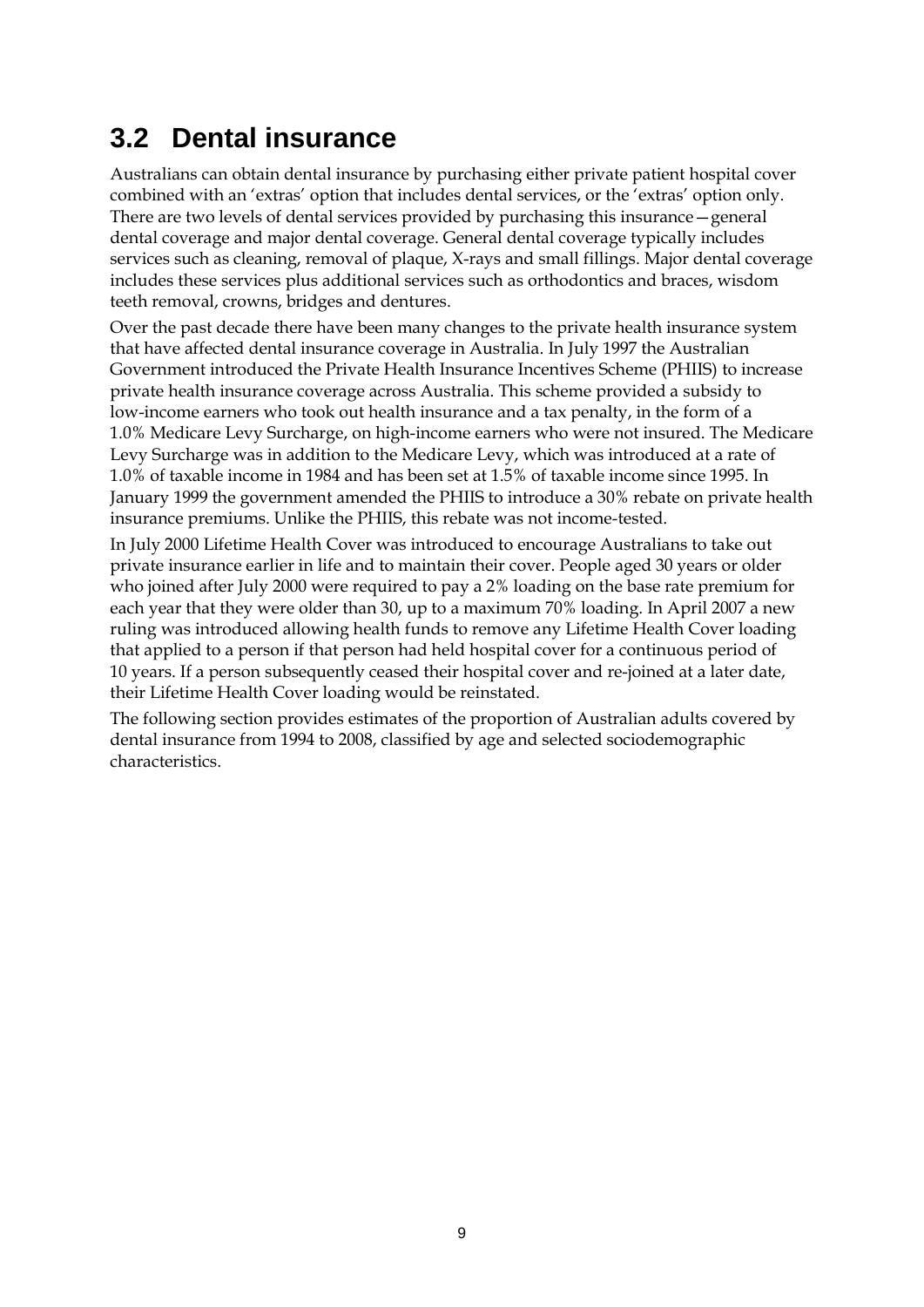## 3.2 Dental insurance

Australians can obtain dental insurance by purchasing either private patient hospital cover combined with an 'extras' option that includes dental services, or the 'extras' option only. There are two levels of dental services provided by purchasing this insurance—general dental coverage and major dental coverage. General dental coverage typically includes services such as cleaning, removal of plaque, X-rays and small fillings. Major dental coverage includes these services plus additional services such as orthodontics and braces, wisdom teeth removal, crowns, bridges and dentures.

Over the past decade there have been many changes to the private health insurance system that have affected dental insurance coverage in Australia. In July 1997 the Australian Government introduced the Private Health Insurance Incentives Scheme (PHIIS) to increase private health insurance coverage across Australia. This scheme provided a subsidy to low-income earners who took out health insurance and a tax penalty, in the form of a 1.0% Medicare Levy Surcharge, on high-income earners who were not insured. The Medicare Levy Surcharge was in addition to the Medicare Levy, which was introduced at a rate of 1.0% of taxable income in 1984 and has been set at 1.5% of taxable income since 1995. In January 1999 the government amended the PHIIS to introduce a 30% rebate on private health insurance premiums. Unlike the PHIIS, this rebate was not income-tested.

In July 2000 Lifetime Health Cover was introduced to encourage Australians to take out private insurance earlier in life and to maintain their cover. People aged 30 years or older who joined after July 2000 were required to pay a 2% loading on the base rate premium for each year that they were older than 30, up to a maximum 70% loading. In April 2007 a new ruling was introduced allowing health funds to remove any Lifetime Health Cover loading that applied to a person if that person had held hospital cover for a continuous period of 10 years. If a person subsequently ceased their hospital cover and re-joined at a later date, their Lifetime Health Cover loading would be reinstated.

The following section provides estimates of the proportion of Australian adults covered by dental insurance from 1994 to 2008, classified by age and selected sociodemographic characteristics.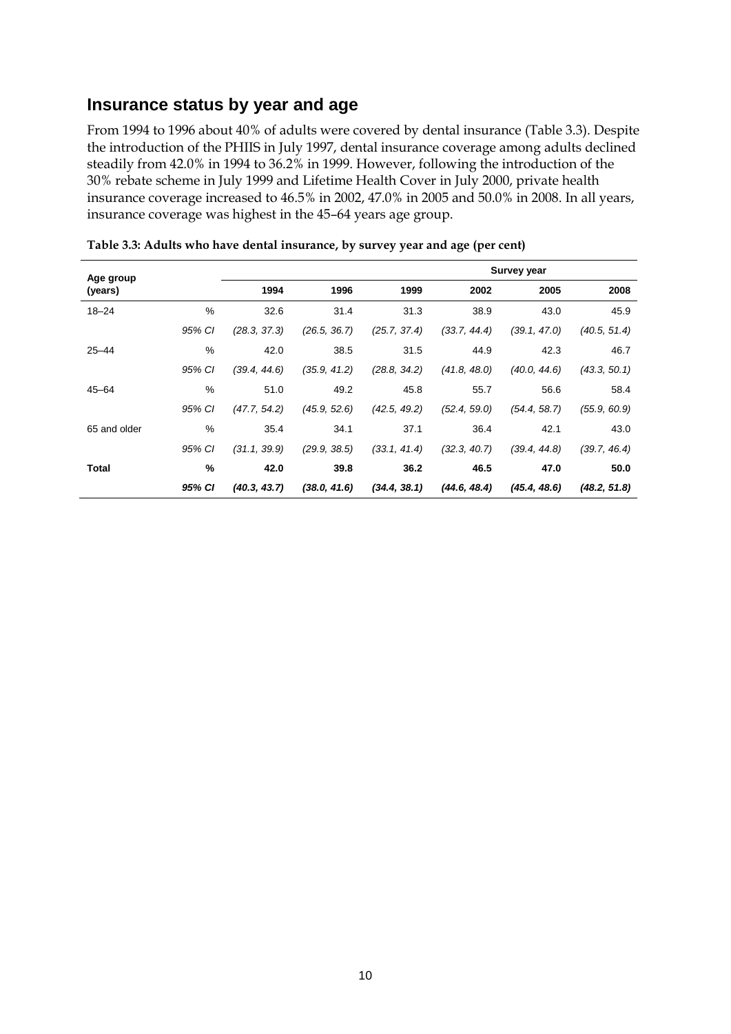## Insurance status by year and age

From 1994 to 1996 about 40% of adults were covered by dental insurance (Table 3.3). Despite the introduction of the PHIIS in July 1997, dental insurance coverage among adults declined steadily from 42.0% in 1994 to 36.2% in 1999. However, following the introduction of the 30% rebate scheme in July 1999 and Lifetime Health Cover in July 2000, private health insurance coverage increased to 46.5% in 2002, 47.0% in 2005 and 50.0% in 2008. In all years, insurance coverage was highest in the 45–64 years age group.

**Table 3.3: Adults who have dental insurance, by survey year and age (per cent)**

| Age group (years) | | Survey year | | | | | |
|---|---|---|---|---|---|---|---|
| | | 1994 | 1996 | 1999 | 2002 | 2005 | 2008 |
| 18–24 | % | 32.6 | 31.4 | 31.3 | 38.9 | 43.0 | 45.9 |
| | *95% CI* | *(28.3, 37.3)* | *(26.5, 36.7)* | *(25.7, 37.4)* | *(33.7, 44.4)* | *(39.1, 47.0)* | *(40.5, 51.4)* |
| 25–44 | % | 42.0 | 38.5 | 31.5 | 44.9 | 42.3 | 46.7 |
| | *95% CI* | *(39.4, 44.6)* | *(35.9, 41.2)* | *(28.8, 34.2)* | *(41.8, 48.0)* | *(40.0, 44.6)* | *(43.3, 50.1)* |
| 45–64 | % | 51.0 | 49.2 | 45.8 | 55.7 | 56.6 | 58.4 |
| | *95% CI* | *(47.7, 54.2)* | *(45.9, 52.6)* | *(42.5, 49.2)* | *(52.4, 59.0)* | *(54.4, 58.7)* | *(55.9, 60.9)* |
| 65 and older | % | 35.4 | 34.1 | 37.1 | 36.4 | 42.1 | 43.0 |
| | *95% CI* | *(31.1, 39.9)* | *(29.9, 38.5)* | *(33.1, 41.4)* | *(32.3, 40.7)* | *(39.4, 44.8)* | *(39.7, 46.4)* |
| **Total** | **%** | **42.0** | **39.8** | **36.2** | **46.5** | **47.0** | **50.0** |
| | ***95% CI*** | ***(40.3, 43.7)*** | ***(38.0, 41.6)*** | ***(34.4, 38.1)*** | ***(44.6, 48.4)*** | ***(45.4, 48.6)*** | ***(48.2, 51.8)*** |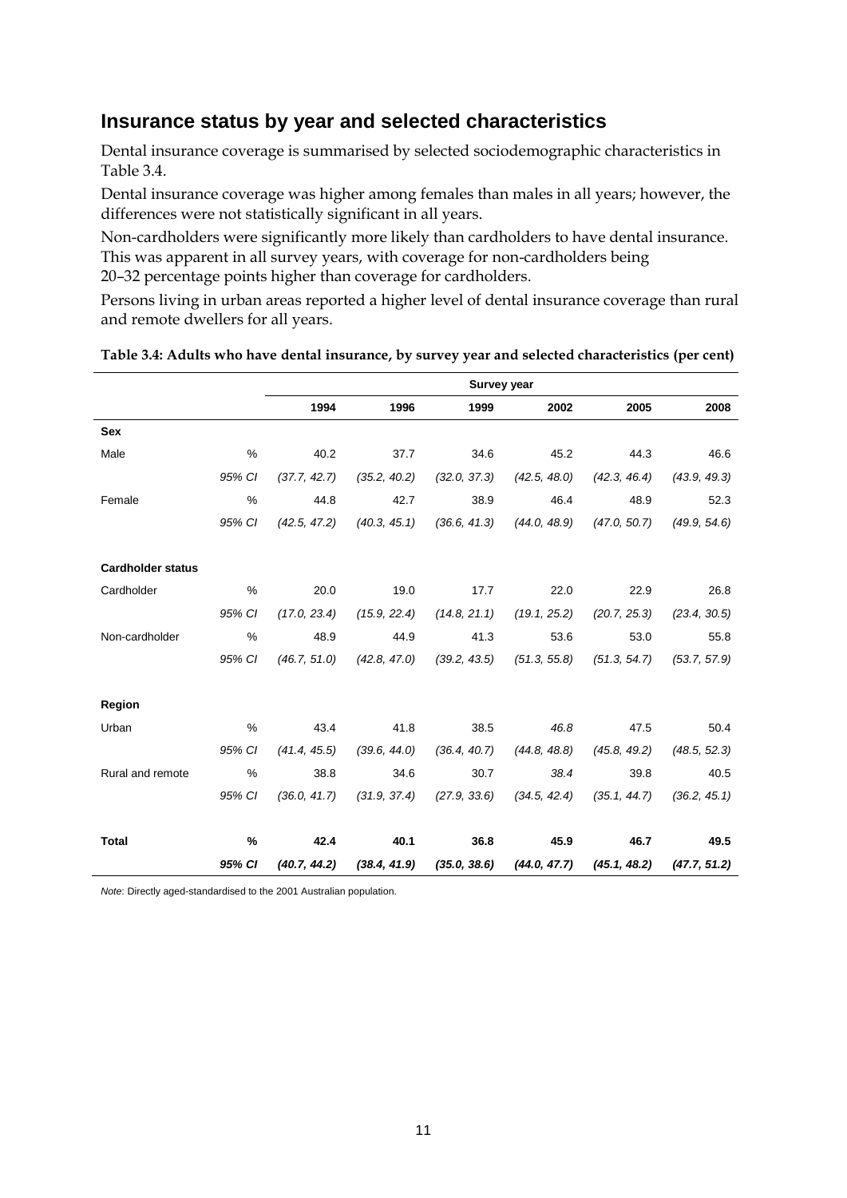## Insurance status by year and selected characteristics

Dental insurance coverage is summarised by selected sociodemographic characteristics in Table 3.4.

Dental insurance coverage was higher among females than males in all years; however, the differences were not statistically significant in all years.

Non-cardholders were significantly more likely than cardholders to have dental insurance. This was apparent in all survey years, with coverage for non-cardholders being 20–32 percentage points higher than coverage for cardholders.

Persons living in urban areas reported a higher level of dental insurance coverage than rural and remote dwellers for all years.

**Table 3.4: Adults who have dental insurance, by survey year and selected characteristics (per cent)**

| | | Survey year | | | | | |
|---|---|---|---|---|---|---|---|
| | | 1994 | 1996 | 1999 | 2002 | 2005 | 2008 |
| **Sex** | | | | | | | |
| Male | % | 40.2 | 37.7 | 34.6 | 45.2 | 44.3 | 46.6 |
| | *95% CI* | *(37.7, 42.7)* | *(35.2, 40.2)* | *(32.0, 37.3)* | *(42.5, 48.0)* | *(42.3, 46.4)* | *(43.9, 49.3)* |
| Female | % | 44.8 | 42.7 | 38.9 | 46.4 | 48.9 | 52.3 |
| | *95% CI* | *(42.5, 47.2)* | *(40.3, 45.1)* | *(36.6, 41.3)* | *(44.0, 48.9)* | *(47.0, 50.7)* | *(49.9, 54.6)* |
| **Cardholder status** | | | | | | | |
| Cardholder | % | 20.0 | 19.0 | 17.7 | 22.0 | 22.9 | 26.8 |
| | *95% CI* | *(17.0, 23.4)* | *(15.9, 22.4)* | *(14.8, 21.1)* | *(19.1, 25.2)* | *(20.7, 25.3)* | *(23.4, 30.5)* |
| Non-cardholder | % | 48.9 | 44.9 | 41.3 | 53.6 | 53.0 | 55.8 |
| | *95% CI* | *(46.7, 51.0)* | *(42.8, 47.0)* | *(39.2, 43.5)* | *(51.3, 55.8)* | *(51.3, 54.7)* | *(53.7, 57.9)* |
| **Region** | | | | | | | |
| Urban | % | 43.4 | 41.8 | 38.5 | *46.8* | 47.5 | 50.4 |
| | *95% CI* | *(41.4, 45.5)* | *(39.6, 44.0)* | *(36.4, 40.7)* | *(44.8, 48.8)* | *(45.8, 49.2)* | *(48.5, 52.3)* |
| Rural and remote | % | 38.8 | 34.6 | 30.7 | *38.4* | 39.8 | 40.5 |
| | *95% CI* | *(36.0, 41.7)* | *(31.9, 37.4)* | *(27.9, 33.6)* | *(34.5, 42.4)* | *(35.1, 44.7)* | *(36.2, 45.1)* |
| **Total** | **%** | **42.4** | **40.1** | **36.8** | **45.9** | **46.7** | **49.5** |
| | ***95% CI*** | ***(40.7, 44.2)*** | ***(38.4, 41.9)*** | ***(35.0, 38.6)*** | ***(44.0, 47.7)*** | ***(45.1, 48.2)*** | ***(47.7, 51.2)*** |

*Note:* Directly aged-standardised to the 2001 Australian population.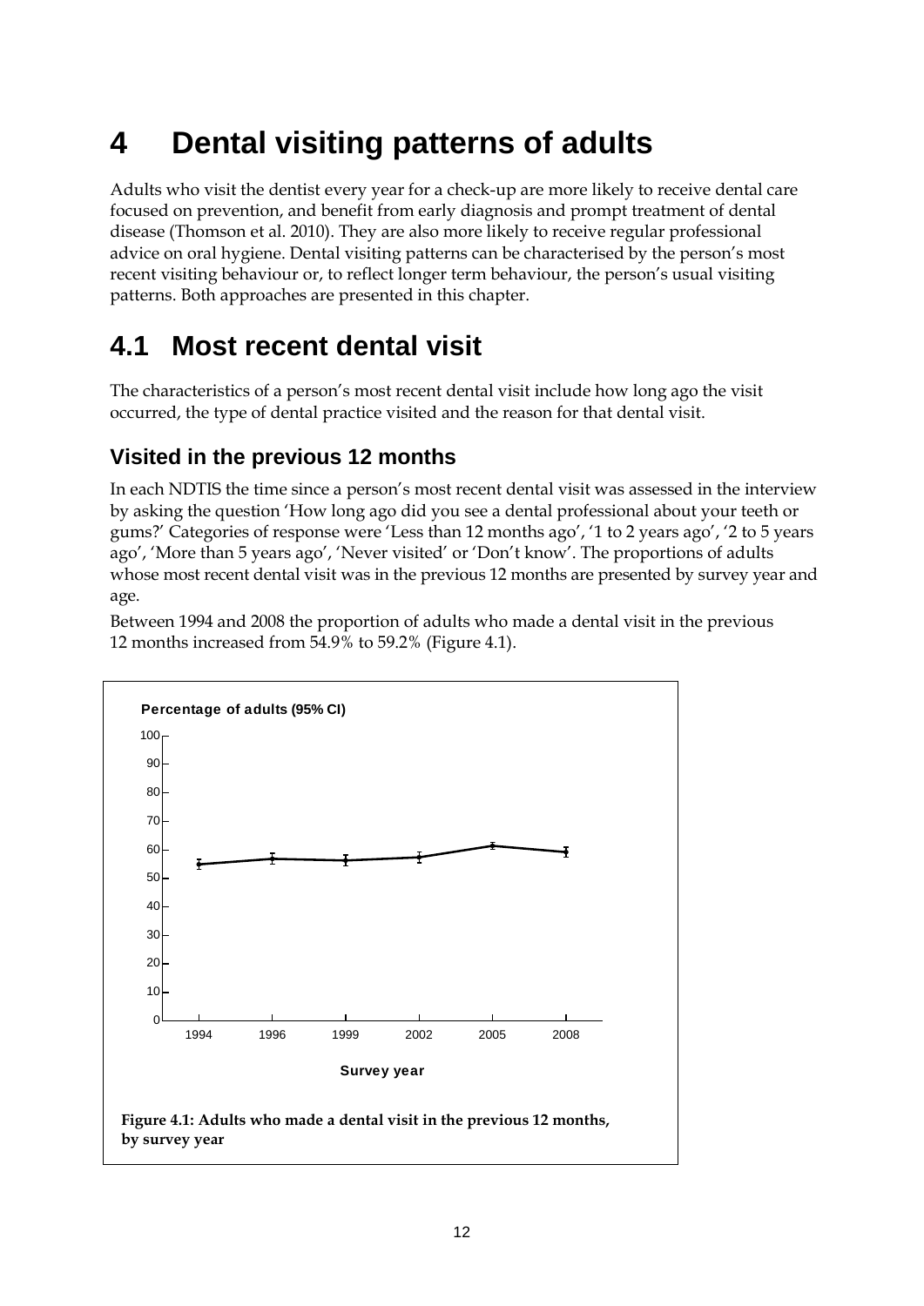# 4 Dental visiting patterns of adults

Adults who visit the dentist every year for a check-up are more likely to receive dental care focused on prevention, and benefit from early diagnosis and prompt treatment of dental disease (Thomson et al. 2010). They are also more likely to receive regular professional advice on oral hygiene. Dental visiting patterns can be characterised by the person's most recent visiting behaviour or, to reflect longer term behaviour, the person's usual visiting patterns. Both approaches are presented in this chapter.

## 4.1 Most recent dental visit

The characteristics of a person's most recent dental visit include how long ago the visit occurred, the type of dental practice visited and the reason for that dental visit.

### Visited in the previous 12 months

In each NDTIS the time since a person's most recent dental visit was assessed in the interview by asking the question 'How long ago did you see a dental professional about your teeth or gums?' Categories of response were 'Less than 12 months ago', '1 to 2 years ago', '2 to 5 years ago', 'More than 5 years ago', 'Never visited' or 'Don't know'. The proportions of adults whose most recent dental visit was in the previous 12 months are presented by survey year and age.

Between 1994 and 2008 the proportion of adults who made a dental visit in the previous 12 months increased from 54.9% to 59.2% (Figure 4.1).

**Figure 4.1: Adults who made a dental visit in the previous 12 months, by survey year**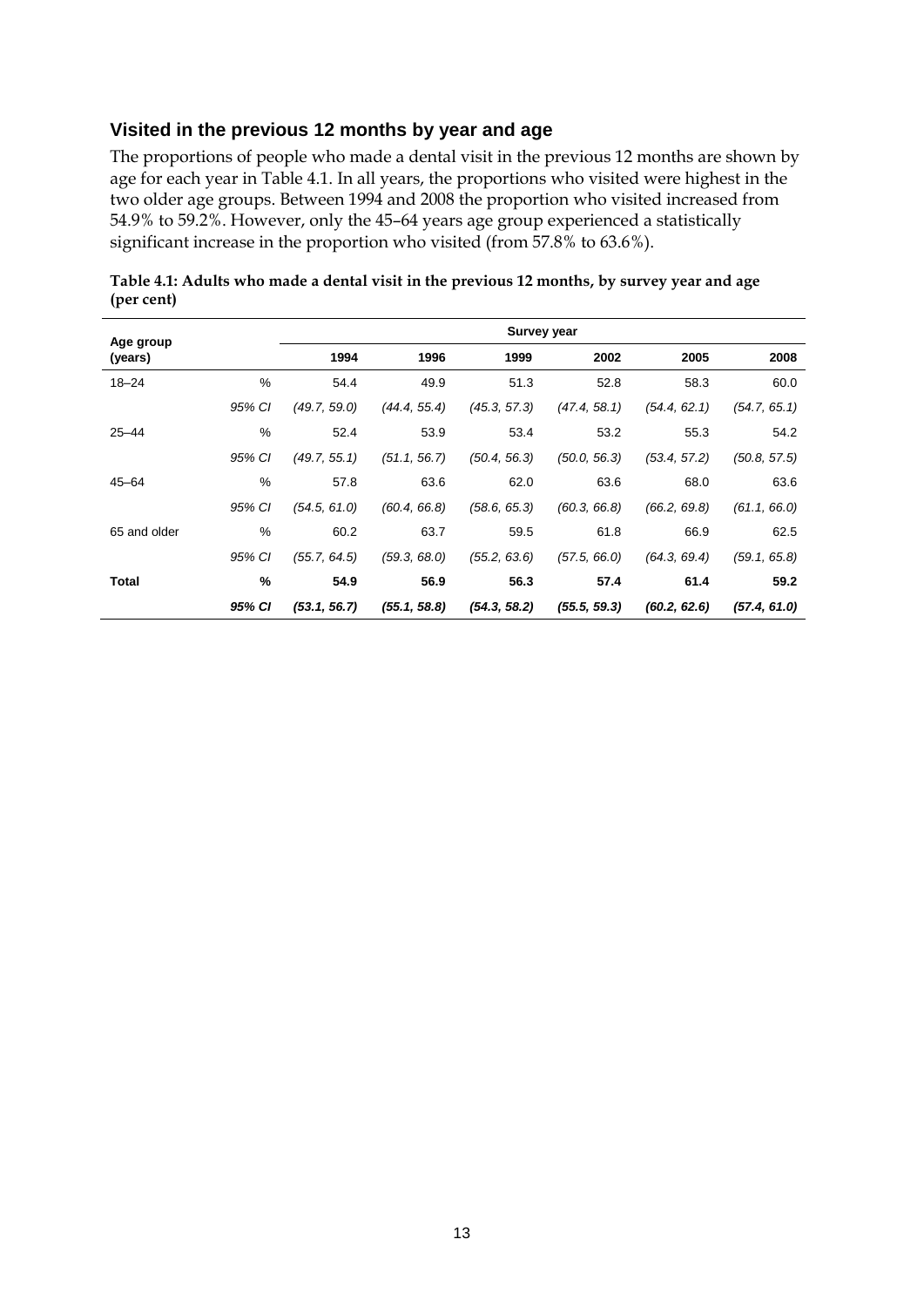## Visited in the previous 12 months by year and age

The proportions of people who made a dental visit in the previous 12 months are shown by age for each year in Table 4.1. In all years, the proportions who visited were highest in the two older age groups. Between 1994 and 2008 the proportion who visited increased from 54.9% to 59.2%. However, only the 45–64 years age group experienced a statistically significant increase in the proportion who visited (from 57.8% to 63.6%).

**Table 4.1: Adults who made a dental visit in the previous 12 months, by survey year and age (per cent)**

| Age group (years) | | Survey year | | | | | |
|---|---|---|---|---|---|---|---|
| | | 1994 | 1996 | 1999 | 2002 | 2005 | 2008 |
| 18–24 | % | 54.4 | 49.9 | 51.3 | 52.8 | 58.3 | 60.0 |
| | *95% CI* | *(49.7, 59.0)* | *(44.4, 55.4)* | *(45.3, 57.3)* | *(47.4, 58.1)* | *(54.4, 62.1)* | *(54.7, 65.1)* |
| 25–44 | % | 52.4 | 53.9 | 53.4 | 53.2 | 55.3 | 54.2 |
| | *95% CI* | *(49.7, 55.1)* | *(51.1, 56.7)* | *(50.4, 56.3)* | *(50.0, 56.3)* | *(53.4, 57.2)* | *(50.8, 57.5)* |
| 45–64 | % | 57.8 | 63.6 | 62.0 | 63.6 | 68.0 | 63.6 |
| | *95% CI* | *(54.5, 61.0)* | *(60.4, 66.8)* | *(58.6, 65.3)* | *(60.3, 66.8)* | *(66.2, 69.8)* | *(61.1, 66.0)* |
| 65 and older | % | 60.2 | 63.7 | 59.5 | 61.8 | 66.9 | 62.5 |
| | *95% CI* | *(55.7, 64.5)* | *(59.3, 68.0)* | *(55.2, 63.6)* | *(57.5, 66.0)* | *(64.3, 69.4)* | *(59.1, 65.8)* |
| **Total** | **%** | **54.9** | **56.9** | **56.3** | **57.4** | **61.4** | **59.2** |
| | ***95% CI*** | ***(53.1, 56.7)*** | ***(55.1, 58.8)*** | ***(54.3, 58.2)*** | ***(55.5, 59.3)*** | ***(60.2, 62.6)*** | ***(57.4, 61.0)*** |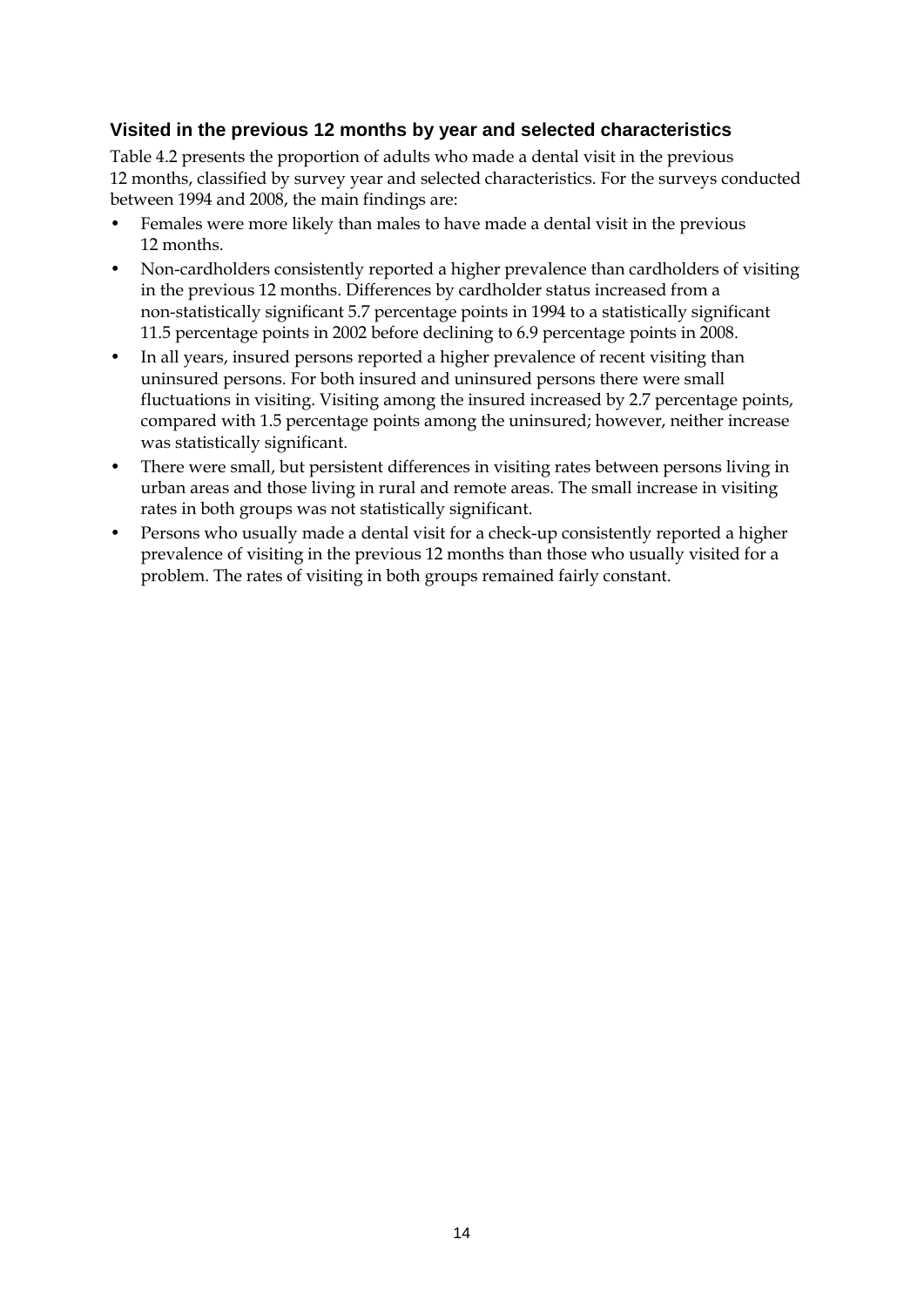### Visited in the previous 12 months by year and selected characteristics

Table 4.2 presents the proportion of adults who made a dental visit in the previous 12 months, classified by survey year and selected characteristics. For the surveys conducted between 1994 and 2008, the main findings are:

- Females were more likely than males to have made a dental visit in the previous 12 months.
- Non-cardholders consistently reported a higher prevalence than cardholders of visiting in the previous 12 months. Differences by cardholder status increased from a non-statistically significant 5.7 percentage points in 1994 to a statistically significant 11.5 percentage points in 2002 before declining to 6.9 percentage points in 2008.
- In all years, insured persons reported a higher prevalence of recent visiting than uninsured persons. For both insured and uninsured persons there were small fluctuations in visiting. Visiting among the insured increased by 2.7 percentage points, compared with 1.5 percentage points among the uninsured; however, neither increase was statistically significant.
- There were small, but persistent differences in visiting rates between persons living in urban areas and those living in rural and remote areas. The small increase in visiting rates in both groups was not statistically significant.
- Persons who usually made a dental visit for a check-up consistently reported a higher prevalence of visiting in the previous 12 months than those who usually visited for a problem. The rates of visiting in both groups remained fairly constant.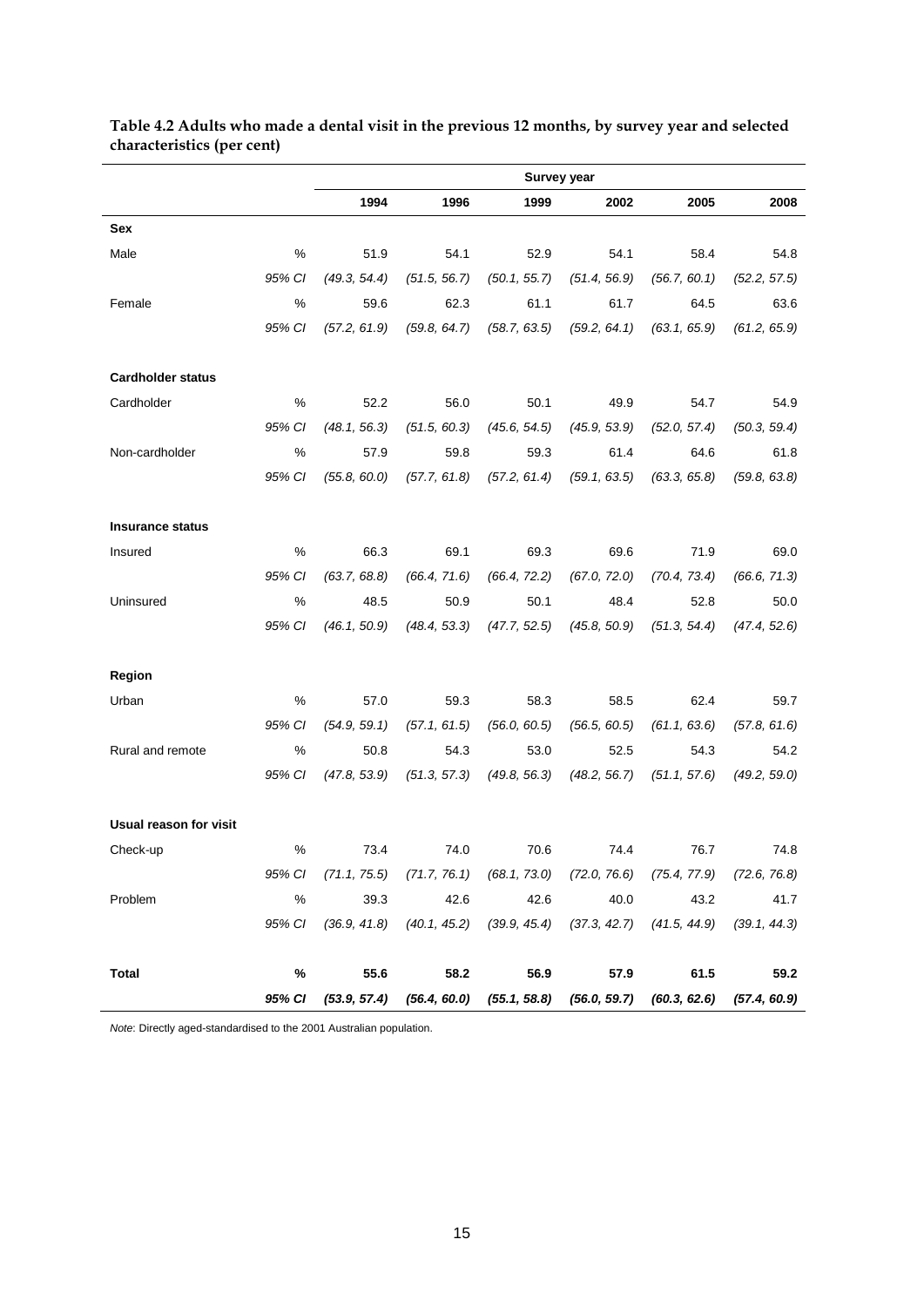**Table 4.2 Adults who made a dental visit in the previous 12 months, by survey year and selected characteristics (per cent)**

| | | Survey year | | | | | |
|---|---|---|---|---|---|---|---|
| | | 1994 | 1996 | 1999 | 2002 | 2005 | 2008 |
| **Sex** | | | | | | | |
| Male | % | 51.9 | 54.1 | 52.9 | 54.1 | 58.4 | 54.8 |
| | *95% CI* | *(49.3, 54.4)* | *(51.5, 56.7)* | *(50.1, 55.7)* | *(51.4, 56.9)* | *(56.7, 60.1)* | *(52.2, 57.5)* |
| Female | % | 59.6 | 62.3 | 61.1 | 61.7 | 64.5 | 63.6 |
| | *95% CI* | *(57.2, 61.9)* | *(59.8, 64.7)* | *(58.7, 63.5)* | *(59.2, 64.1)* | *(63.1, 65.9)* | *(61.2, 65.9)* |
| **Cardholder status** | | | | | | | |
| Cardholder | % | 52.2 | 56.0 | 50.1 | 49.9 | 54.7 | 54.9 |
| | *95% CI* | *(48.1, 56.3)* | *(51.5, 60.3)* | *(45.6, 54.5)* | *(45.9, 53.9)* | *(52.0, 57.4)* | *(50.3, 59.4)* |
| Non-cardholder | % | 57.9 | 59.8 | 59.3 | 61.4 | 64.6 | 61.8 |
| | *95% CI* | *(55.8, 60.0)* | *(57.7, 61.8)* | *(57.2, 61.4)* | *(59.1, 63.5)* | *(63.3, 65.8)* | *(59.8, 63.8)* |
| **Insurance status** | | | | | | | |
| Insured | % | 66.3 | 69.1 | 69.3 | 69.6 | 71.9 | 69.0 |
| | *95% CI* | *(63.7, 68.8)* | *(66.4, 71.6)* | *(66.4, 72.2)* | *(67.0, 72.0)* | *(70.4, 73.4)* | *(66.6, 71.3)* |
| Uninsured | % | 48.5 | 50.9 | 50.1 | 48.4 | 52.8 | 50.0 |
| | *95% CI* | *(46.1, 50.9)* | *(48.4, 53.3)* | *(47.7, 52.5)* | *(45.8, 50.9)* | *(51.3, 54.4)* | *(47.4, 52.6)* |
| **Region** | | | | | | | |
| Urban | % | 57.0 | 59.3 | 58.3 | 58.5 | 62.4 | 59.7 |
| | *95% CI* | *(54.9, 59.1)* | *(57.1, 61.5)* | *(56.0, 60.5)* | *(56.5, 60.5)* | *(61.1, 63.6)* | *(57.8, 61.6)* |
| Rural and remote | % | 50.8 | 54.3 | 53.0 | 52.5 | 54.3 | 54.2 |
| | *95% CI* | *(47.8, 53.9)* | *(51.3, 57.3)* | *(49.8, 56.3)* | *(48.2, 56.7)* | *(51.1, 57.6)* | *(49.2, 59.0)* |
| **Usual reason for visit** | | | | | | | |
| Check-up | % | 73.4 | 74.0 | 70.6 | 74.4 | 76.7 | 74.8 |
| | *95% CI* | *(71.1, 75.5)* | *(71.7, 76.1)* | *(68.1, 73.0)* | *(72.0, 76.6)* | *(75.4, 77.9)* | *(72.6, 76.8)* |
| Problem | % | 39.3 | 42.6 | 42.6 | 40.0 | 43.2 | 41.7 |
| | *95% CI* | *(36.9, 41.8)* | *(40.1, 45.2)* | *(39.9, 45.4)* | *(37.3, 42.7)* | *(41.5, 44.9)* | *(39.1, 44.3)* |
| **Total** | **%** | **55.6** | **58.2** | **56.9** | **57.9** | **61.5** | **59.2** |
| | ***95% CI*** | ***(53.9, 57.4)*** | ***(56.4, 60.0)*** | ***(55.1, 58.8)*** | ***(56.0, 59.7)*** | ***(60.3, 62.6)*** | ***(57.4, 60.9)*** |

*Note*: Directly aged-standardised to the 2001 Australian population.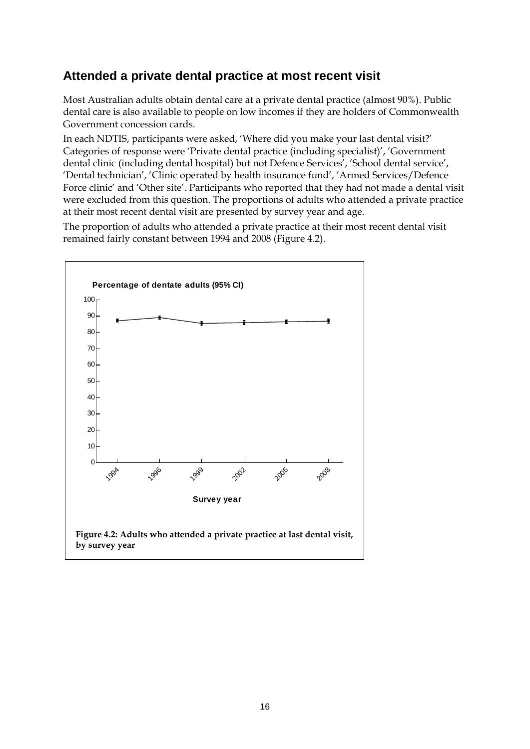## Attended a private dental practice at most recent visit

Most Australian adults obtain dental care at a private dental practice (almost 90%). Public dental care is also available to people on low incomes if they are holders of Commonwealth Government concession cards.

In each NDTIS, participants were asked, 'Where did you make your last dental visit?' Categories of response were 'Private dental practice (including specialist)', 'Government dental clinic (including dental hospital) but not Defence Services', 'School dental service', 'Dental technician', 'Clinic operated by health insurance fund', 'Armed Services/Defence Force clinic' and 'Other site'. Participants who reported that they had not made a dental visit were excluded from this question. The proportions of adults who attended a private practice at their most recent dental visit are presented by survey year and age.

The proportion of adults who attended a private practice at their most recent dental visit remained fairly constant between 1994 and 2008 (Figure 4.2).

Percentage of dentate adults (95% CI)

Survey year

**Figure 4.2: Adults who attended a private practice at last dental visit, by survey year**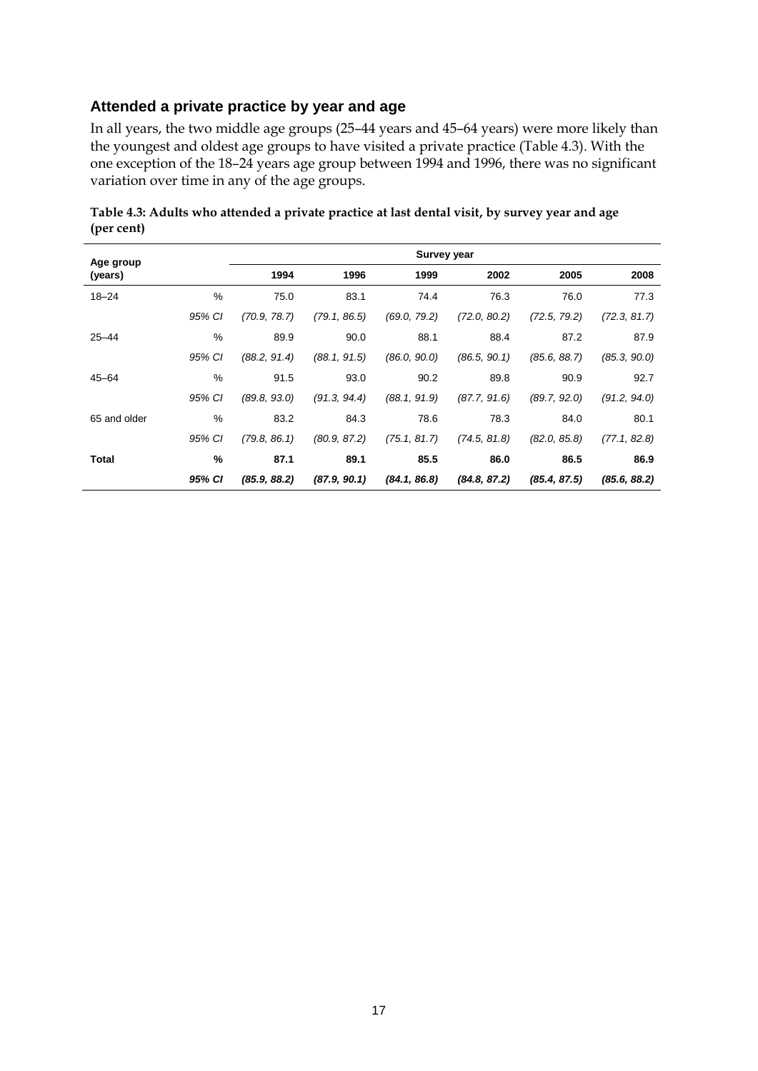## Attended a private practice by year and age

In all years, the two middle age groups (25–44 years and 45–64 years) were more likely than the youngest and oldest age groups to have visited a private practice (Table 4.3). With the one exception of the 18–24 years age group between 1994 and 1996, there was no significant variation over time in any of the age groups.

**Table 4.3: Adults who attended a private practice at last dental visit, by survey year and age (per cent)**

| Age group (years) | | Survey year | | | | | |
|---|---|---|---|---|---|---|---|
| | | 1994 | 1996 | 1999 | 2002 | 2005 | 2008 |
| 18–24 | % | 75.0 | 83.1 | 74.4 | 76.3 | 76.0 | 77.3 |
| | *95% CI* | *(70.9, 78.7)* | *(79.1, 86.5)* | *(69.0, 79.2)* | *(72.0, 80.2)* | *(72.5, 79.2)* | *(72.3, 81.7)* |
| 25–44 | % | 89.9 | 90.0 | 88.1 | 88.4 | 87.2 | 87.9 |
| | *95% CI* | *(88.2, 91.4)* | *(88.1, 91.5)* | *(86.0, 90.0)* | *(86.5, 90.1)* | *(85.6, 88.7)* | *(85.3, 90.0)* |
| 45–64 | % | 91.5 | 93.0 | 90.2 | 89.8 | 90.9 | 92.7 |
| | *95% CI* | *(89.8, 93.0)* | *(91.3, 94.4)* | *(88.1, 91.9)* | *(87.7, 91.6)* | *(89.7, 92.0)* | *(91.2, 94.0)* |
| 65 and older | % | 83.2 | 84.3 | 78.6 | 78.3 | 84.0 | 80.1 |
| | *95% CI* | *(79.8, 86.1)* | *(80.9, 87.2)* | *(75.1, 81.7)* | *(74.5, 81.8)* | *(82.0, 85.8)* | *(77.1, 82.8)* |
| **Total** | **%** | **87.1** | **89.1** | **85.5** | **86.0** | **86.5** | **86.9** |
| | ***95% CI*** | ***(85.9, 88.2)*** | ***(87.9, 90.1)*** | ***(84.1, 86.8)*** | ***(84.8, 87.2)*** | ***(85.4, 87.5)*** | ***(85.6, 88.2)*** |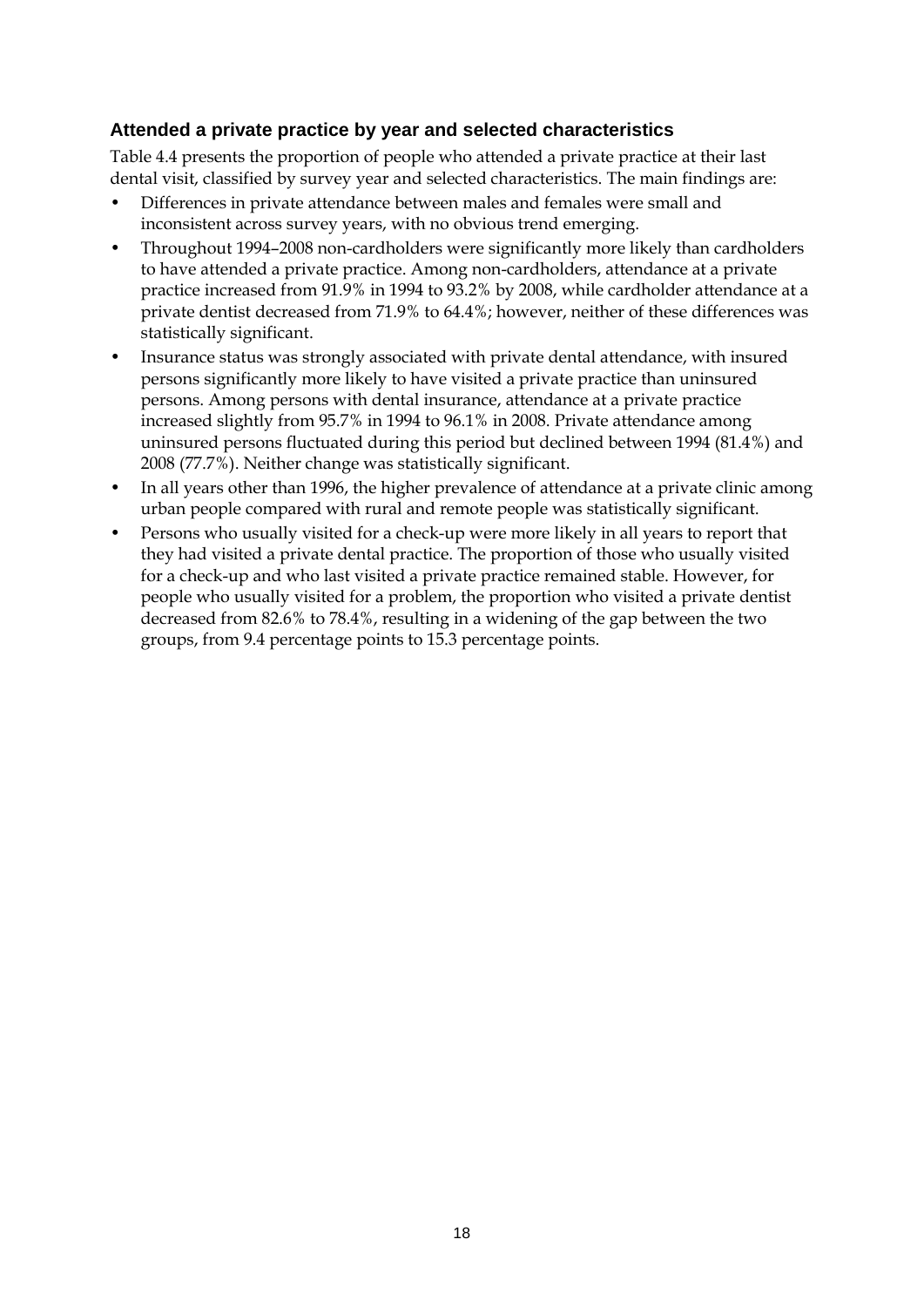### Attended a private practice by year and selected characteristics

Table 4.4 presents the proportion of people who attended a private practice at their last dental visit, classified by survey year and selected characteristics. The main findings are:

- Differences in private attendance between males and females were small and inconsistent across survey years, with no obvious trend emerging.
- Throughout 1994–2008 non-cardholders were significantly more likely than cardholders to have attended a private practice. Among non-cardholders, attendance at a private practice increased from 91.9% in 1994 to 93.2% by 2008, while cardholder attendance at a private dentist decreased from 71.9% to 64.4%; however, neither of these differences was statistically significant.
- Insurance status was strongly associated with private dental attendance, with insured persons significantly more likely to have visited a private practice than uninsured persons. Among persons with dental insurance, attendance at a private practice increased slightly from 95.7% in 1994 to 96.1% in 2008. Private attendance among uninsured persons fluctuated during this period but declined between 1994 (81.4%) and 2008 (77.7%). Neither change was statistically significant.
- In all years other than 1996, the higher prevalence of attendance at a private clinic among urban people compared with rural and remote people was statistically significant.
- Persons who usually visited for a check-up were more likely in all years to report that they had visited a private dental practice. The proportion of those who usually visited for a check-up and who last visited a private practice remained stable. However, for people who usually visited for a problem, the proportion who visited a private dentist decreased from 82.6% to 78.4%, resulting in a widening of the gap between the two groups, from 9.4 percentage points to 15.3 percentage points.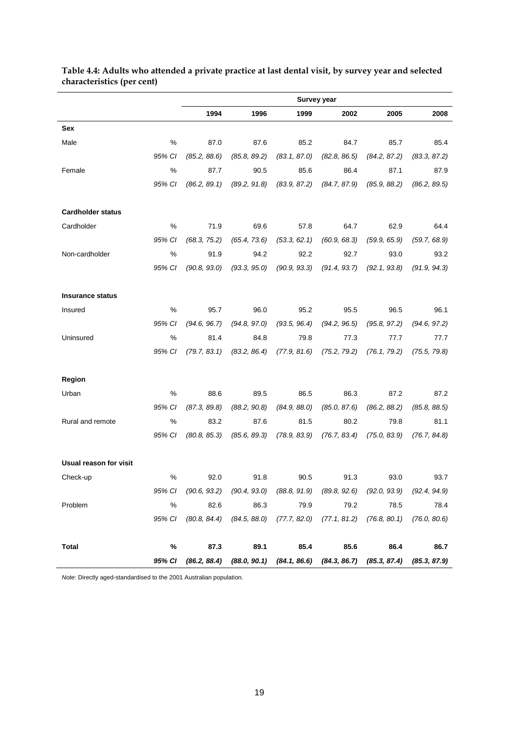**Table 4.4: Adults who attended a private practice at last dental visit, by survey year and selected characteristics (per cent)**

| | | Survey year | | | | | |
|---|---|---|---|---|---|---|---|
| | | 1994 | 1996 | 1999 | 2002 | 2005 | 2008 |
| **Sex** | | | | | | | |
| Male | % | 87.0 | 87.6 | 85.2 | 84.7 | 85.7 | 85.4 |
| | *95% CI* | *(85.2, 88.6)* | *(85.8, 89.2)* | *(83.1, 87.0)* | *(82.8, 86.5)* | *(84.2, 87.2)* | *(83.3, 87.2)* |
| Female | % | 87.7 | 90.5 | 85.6 | 86.4 | 87.1 | 87.9 |
| | *95% CI* | *(86.2, 89.1)* | *(89.2, 91.8)* | *(83.9, 87.2)* | *(84.7, 87.9)* | *(85.9, 88.2)* | *(86.2, 89.5)* |
| **Cardholder status** | | | | | | | |
| Cardholder | % | 71.9 | 69.6 | 57.8 | 64.7 | 62.9 | 64.4 |
| | *95% CI* | *(68.3, 75.2)* | *(65.4, 73.6)* | *(53.3, 62.1)* | *(60.9, 68.3)* | *(59.9, 65.9)* | *(59.7, 68.9)* |
| Non-cardholder | % | 91.9 | 94.2 | 92.2 | 92.7 | 93.0 | 93.2 |
| | *95% CI* | *(90.8, 93.0)* | *(93.3, 95.0)* | *(90.9, 93.3)* | *(91.4, 93.7)* | *(92.1, 93.8)* | *(91.9, 94.3)* |
| **Insurance status** | | | | | | | |
| Insured | % | 95.7 | 96.0 | 95.2 | 95.5 | 96.5 | 96.1 |
| | *95% CI* | *(94.6, 96.7)* | *(94.8, 97.0)* | *(93.5, 96.4)* | *(94.2, 96.5)* | *(95.8, 97.2)* | *(94.6, 97.2)* |
| Uninsured | % | 81.4 | 84.8 | 79.8 | 77.3 | 77.7 | 77.7 |
| | *95% CI* | *(79.7, 83.1)* | *(83.2, 86.4)* | *(77.9, 81.6)* | *(75.2, 79.2)* | *(76.1, 79.2)* | *(75.5, 79.8)* |
| **Region** | | | | | | | |
| Urban | % | 88.6 | 89.5 | 86.5 | 86.3 | 87.2 | 87.2 |
| | *95% CI* | *(87.3, 89.8)* | *(88.2, 90.8)* | *(84.9, 88.0)* | *(85.0, 87.6)* | *(86.2, 88.2)* | *(85.8, 88.5)* |
| Rural and remote | % | 83.2 | 87.6 | 81.5 | 80.2 | 79.8 | 81.1 |
| | *95% CI* | *(80.8, 85.3)* | *(85.6, 89.3)* | *(78.9, 83.9)* | *(76.7, 83.4)* | *(75.0, 83.9)* | *(76.7, 84.8)* |
| **Usual reason for visit** | | | | | | | |
| Check-up | % | 92.0 | 91.8 | 90.5 | 91.3 | 93.0 | 93.7 |
| | *95% CI* | *(90.6, 93.2)* | *(90.4, 93.0)* | *(88.8, 91.9)* | *(89.8, 92.6)* | *(92.0, 93.9)* | *(92.4, 94.9)* |
| Problem | % | 82.6 | 86.3 | 79.9 | 79.2 | 78.5 | 78.4 |
| | *95% CI* | *(80.8, 84.4)* | *(84.5, 88.0)* | *(77.7, 82.0)* | *(77.1, 81.2)* | *(76.8, 80.1)* | *(76.0, 80.6)* |
| **Total** | **%** | **87.3** | **89.1** | **85.4** | **85.6** | **86.4** | **86.7** |
| | ***95% CI*** | ***(86.2, 88.4)*** | ***(88.0, 90.1)*** | ***(84.1, 86.6)*** | ***(84.3, 86.7)*** | ***(85.3, 87.4)*** | ***(85.3, 87.9)*** |

*Note*: Directly aged-standardised to the 2001 Australian population.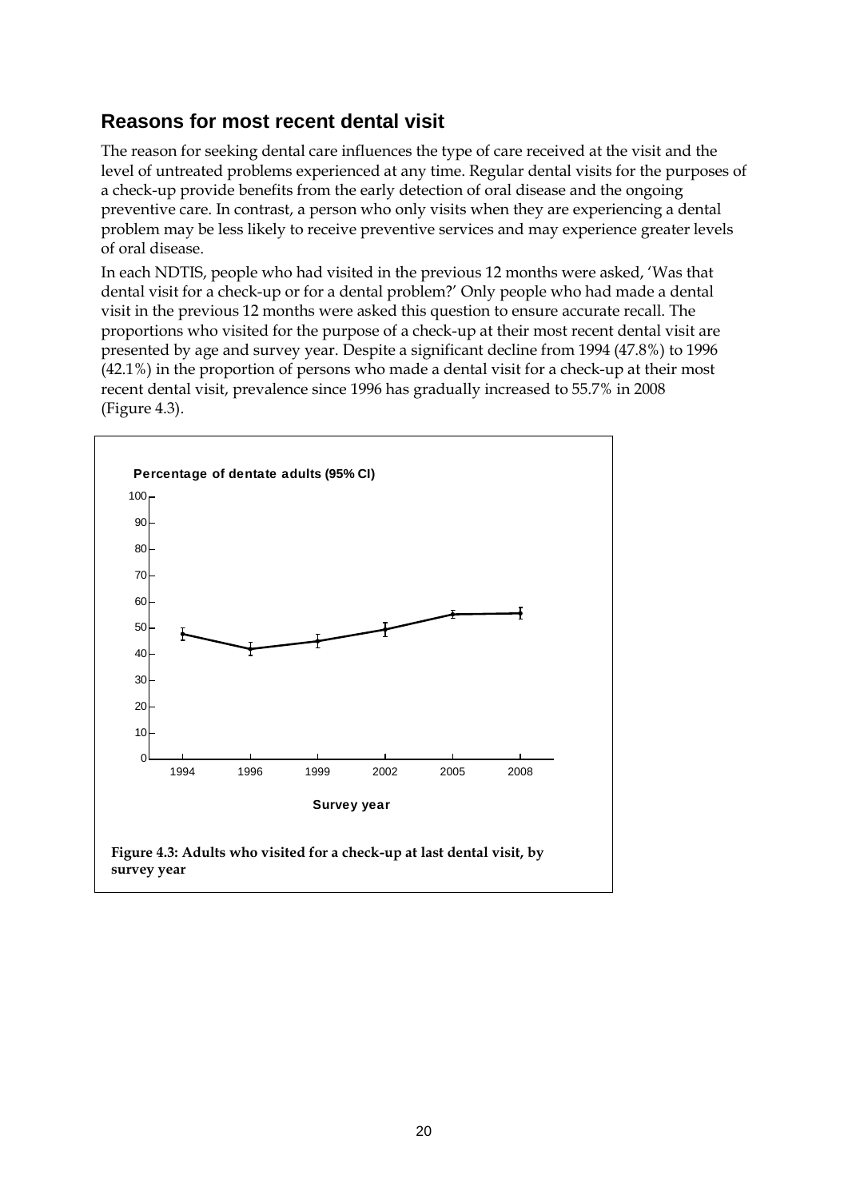## Reasons for most recent dental visit

The reason for seeking dental care influences the type of care received at the visit and the level of untreated problems experienced at any time. Regular dental visits for the purposes of a check-up provide benefits from the early detection of oral disease and the ongoing preventive care. In contrast, a person who only visits when they are experiencing a dental problem may be less likely to receive preventive services and may experience greater levels of oral disease.

In each NDTIS, people who had visited in the previous 12 months were asked, 'Was that dental visit for a check-up or for a dental problem?' Only people who had made a dental visit in the previous 12 months were asked this question to ensure accurate recall. The proportions who visited for the purpose of a check-up at their most recent dental visit are presented by age and survey year. Despite a significant decline from 1994 (47.8%) to 1996 (42.1%) in the proportion of persons who made a dental visit for a check-up at their most recent dental visit, prevalence since 1996 has gradually increased to 55.7% in 2008 (Figure 4.3).

**Figure 4.3: Adults who visited for a check-up at last dental visit, by survey year**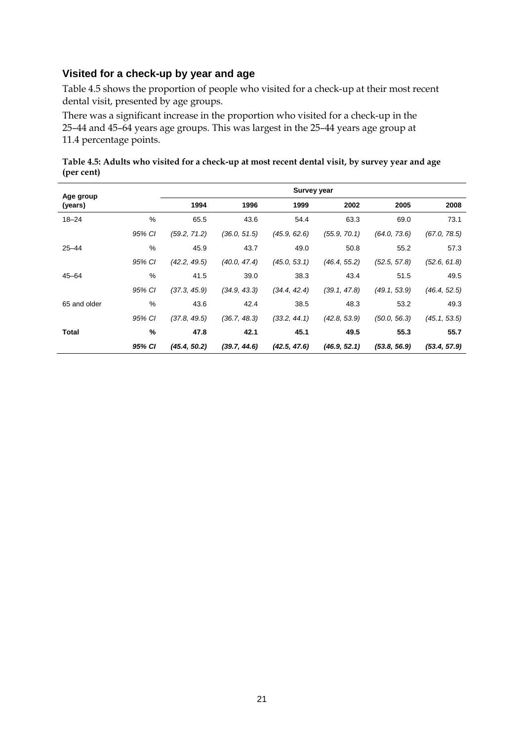## Visited for a check-up by year and age

Table 4.5 shows the proportion of people who visited for a check-up at their most recent dental visit, presented by age groups.

There was a significant increase in the proportion who visited for a check-up in the 25–44 and 45–64 years age groups. This was largest in the 25–44 years age group at 11.4 percentage points.

**Table 4.5: Adults who visited for a check-up at most recent dental visit, by survey year and age (per cent)**

| Age group (years) | | Survey year | | | | | |
|---|---|---|---|---|---|---|---|
| | | 1994 | 1996 | 1999 | 2002 | 2005 | 2008 |
| 18–24 | % | 65.5 | 43.6 | 54.4 | 63.3 | 69.0 | 73.1 |
| | *95% CI* | *(59.2, 71.2)* | *(36.0, 51.5)* | *(45.9, 62.6)* | *(55.9, 70.1)* | *(64.0, 73.6)* | *(67.0, 78.5)* |
| 25–44 | % | 45.9 | 43.7 | 49.0 | 50.8 | 55.2 | 57.3 |
| | *95% CI* | *(42.2, 49.5)* | *(40.0, 47.4)* | *(45.0, 53.1)* | *(46.4, 55.2)* | *(52.5, 57.8)* | *(52.6, 61.8)* |
| 45–64 | % | 41.5 | 39.0 | 38.3 | 43.4 | 51.5 | 49.5 |
| | *95% CI* | *(37.3, 45.9)* | *(34.9, 43.3)* | *(34.4, 42.4)* | *(39.1, 47.8)* | *(49.1, 53.9)* | *(46.4, 52.5)* |
| 65 and older | % | 43.6 | 42.4 | 38.5 | 48.3 | 53.2 | 49.3 |
| | *95% CI* | *(37.8, 49.5)* | *(36.7, 48.3)* | *(33.2, 44.1)* | *(42.8, 53.9)* | *(50.0, 56.3)* | *(45.1, 53.5)* |
| **Total** | **%** | **47.8** | **42.1** | **45.1** | **49.5** | **55.3** | **55.7** |
| | ***95% CI*** | ***(45.4, 50.2)*** | ***(39.7, 44.6)*** | ***(42.5, 47.6)*** | ***(46.9, 52.1)*** | ***(53.8, 56.9)*** | ***(53.4, 57.9)*** |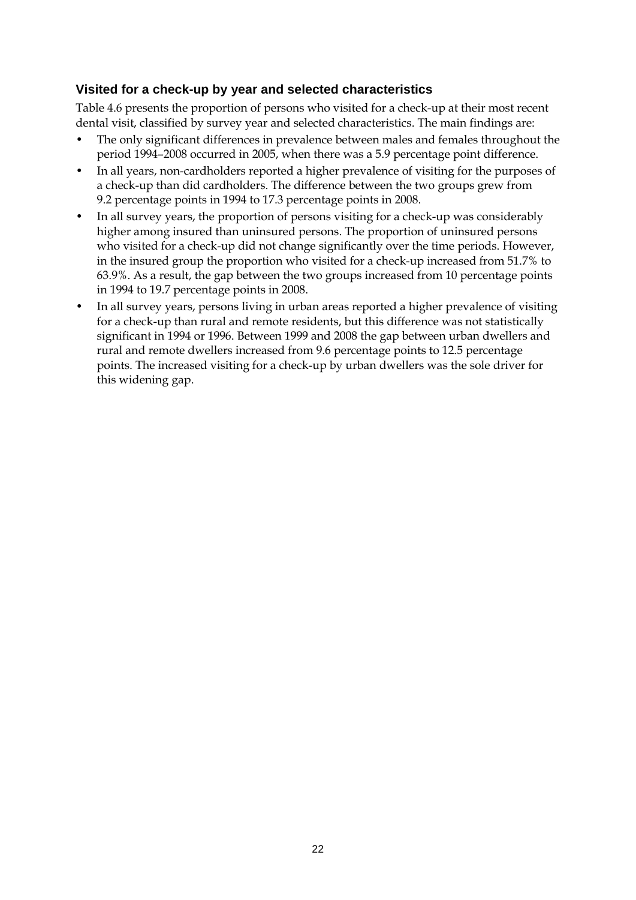### Visited for a check-up by year and selected characteristics

Table 4.6 presents the proportion of persons who visited for a check-up at their most recent dental visit, classified by survey year and selected characteristics. The main findings are:

- The only significant differences in prevalence between males and females throughout the period 1994–2008 occurred in 2005, when there was a 5.9 percentage point difference.
- In all years, non-cardholders reported a higher prevalence of visiting for the purposes of a check-up than did cardholders. The difference between the two groups grew from 9.2 percentage points in 1994 to 17.3 percentage points in 2008.
- In all survey years, the proportion of persons visiting for a check-up was considerably higher among insured than uninsured persons. The proportion of uninsured persons who visited for a check-up did not change significantly over the time periods. However, in the insured group the proportion who visited for a check-up increased from 51.7% to 63.9%. As a result, the gap between the two groups increased from 10 percentage points in 1994 to 19.7 percentage points in 2008.
- In all survey years, persons living in urban areas reported a higher prevalence of visiting for a check-up than rural and remote residents, but this difference was not statistically significant in 1994 or 1996. Between 1999 and 2008 the gap between urban dwellers and rural and remote dwellers increased from 9.6 percentage points to 12.5 percentage points. The increased visiting for a check-up by urban dwellers was the sole driver for this widening gap.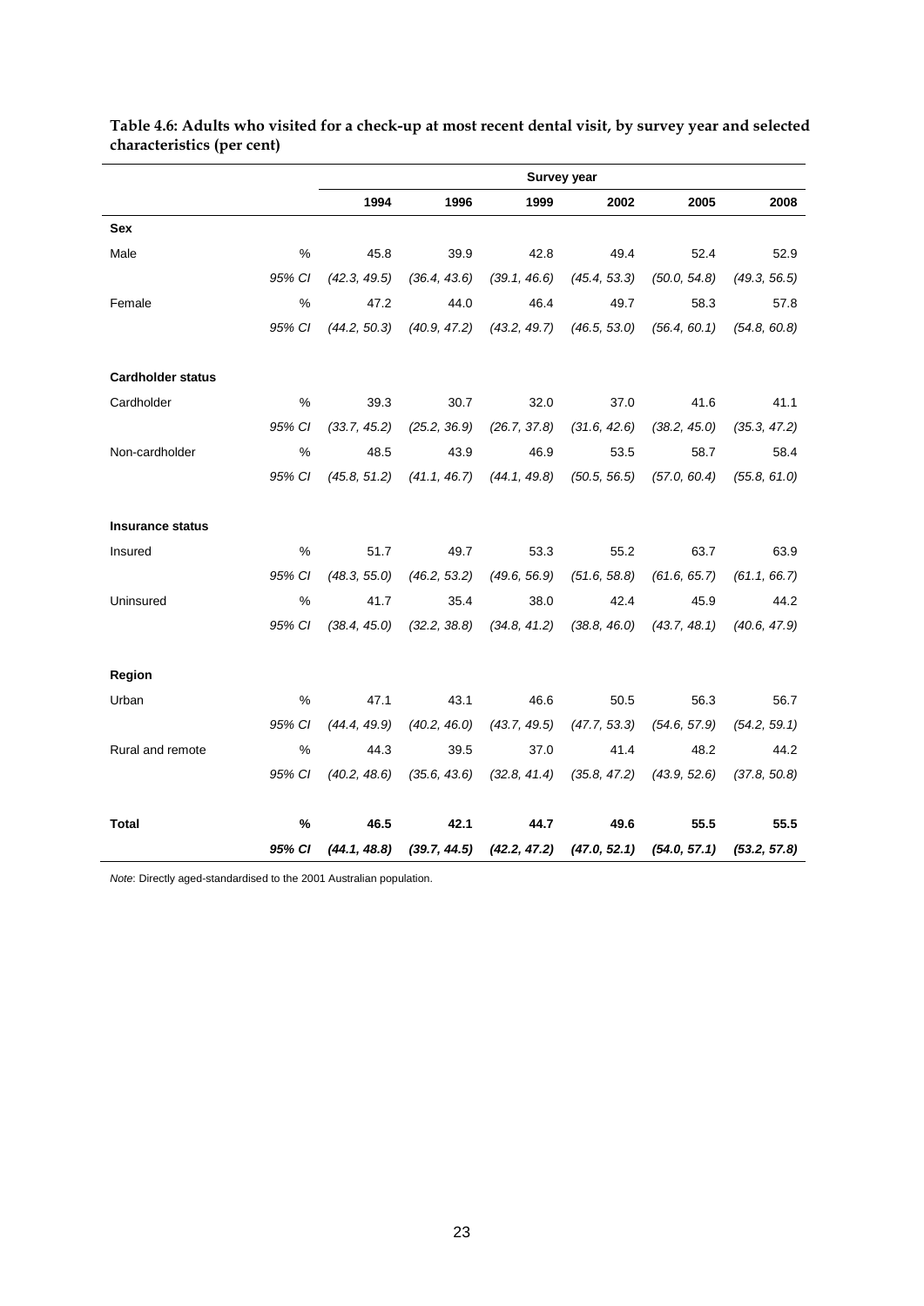**Table 4.6: Adults who visited for a check-up at most recent dental visit, by survey year and selected characteristics (per cent)**

| | | Survey year | | | | | |
|---|---|---|---|---|---|---|---|
| | | 1994 | 1996 | 1999 | 2002 | 2005 | 2008 |
| **Sex** | | | | | | | |
| Male | % | 45.8 | 39.9 | 42.8 | 49.4 | 52.4 | 52.9 |
| | *95% CI* | *(42.3, 49.5)* | *(36.4, 43.6)* | *(39.1, 46.6)* | *(45.4, 53.3)* | *(50.0, 54.8)* | *(49.3, 56.5)* |
| Female | % | 47.2 | 44.0 | 46.4 | 49.7 | 58.3 | 57.8 |
| | *95% CI* | *(44.2, 50.3)* | *(40.9, 47.2)* | *(43.2, 49.7)* | *(46.5, 53.0)* | *(56.4, 60.1)* | *(54.8, 60.8)* |
| **Cardholder status** | | | | | | | |
| Cardholder | % | 39.3 | 30.7 | 32.0 | 37.0 | 41.6 | 41.1 |
| | *95% CI* | *(33.7, 45.2)* | *(25.2, 36.9)* | *(26.7, 37.8)* | *(31.6, 42.6)* | *(38.2, 45.0)* | *(35.3, 47.2)* |
| Non-cardholder | % | 48.5 | 43.9 | 46.9 | 53.5 | 58.7 | 58.4 |
| | *95% CI* | *(45.8, 51.2)* | *(41.1, 46.7)* | *(44.1, 49.8)* | *(50.5, 56.5)* | *(57.0, 60.4)* | *(55.8, 61.0)* |
| **Insurance status** | | | | | | | |
| Insured | % | 51.7 | 49.7 | 53.3 | 55.2 | 63.7 | 63.9 |
| | *95% CI* | *(48.3, 55.0)* | *(46.2, 53.2)* | *(49.6, 56.9)* | *(51.6, 58.8)* | *(61.6, 65.7)* | *(61.1, 66.7)* |
| Uninsured | % | 41.7 | 35.4 | 38.0 | 42.4 | 45.9 | 44.2 |
| | *95% CI* | *(38.4, 45.0)* | *(32.2, 38.8)* | *(34.8, 41.2)* | *(38.8, 46.0)* | *(43.7, 48.1)* | *(40.6, 47.9)* |
| **Region** | | | | | | | |
| Urban | % | 47.1 | 43.1 | 46.6 | 50.5 | 56.3 | 56.7 |
| | *95% CI* | *(44.4, 49.9)* | *(40.2, 46.0)* | *(43.7, 49.5)* | *(47.7, 53.3)* | *(54.6, 57.9)* | *(54.2, 59.1)* |
| Rural and remote | % | 44.3 | 39.5 | 37.0 | 41.4 | 48.2 | 44.2 |
| | *95% CI* | *(40.2, 48.6)* | *(35.6, 43.6)* | *(32.8, 41.4)* | *(35.8, 47.2)* | *(43.9, 52.6)* | *(37.8, 50.8)* |
| **Total** | **%** | **46.5** | **42.1** | **44.7** | **49.6** | **55.5** | **55.5** |
| | ***95% CI*** | ***(44.1, 48.8)*** | ***(39.7, 44.5)*** | ***(42.2, 47.2)*** | ***(47.0, 52.1)*** | ***(54.0, 57.1)*** | ***(53.2, 57.8)*** |

*Note*: Directly aged-standardised to the 2001 Australian population.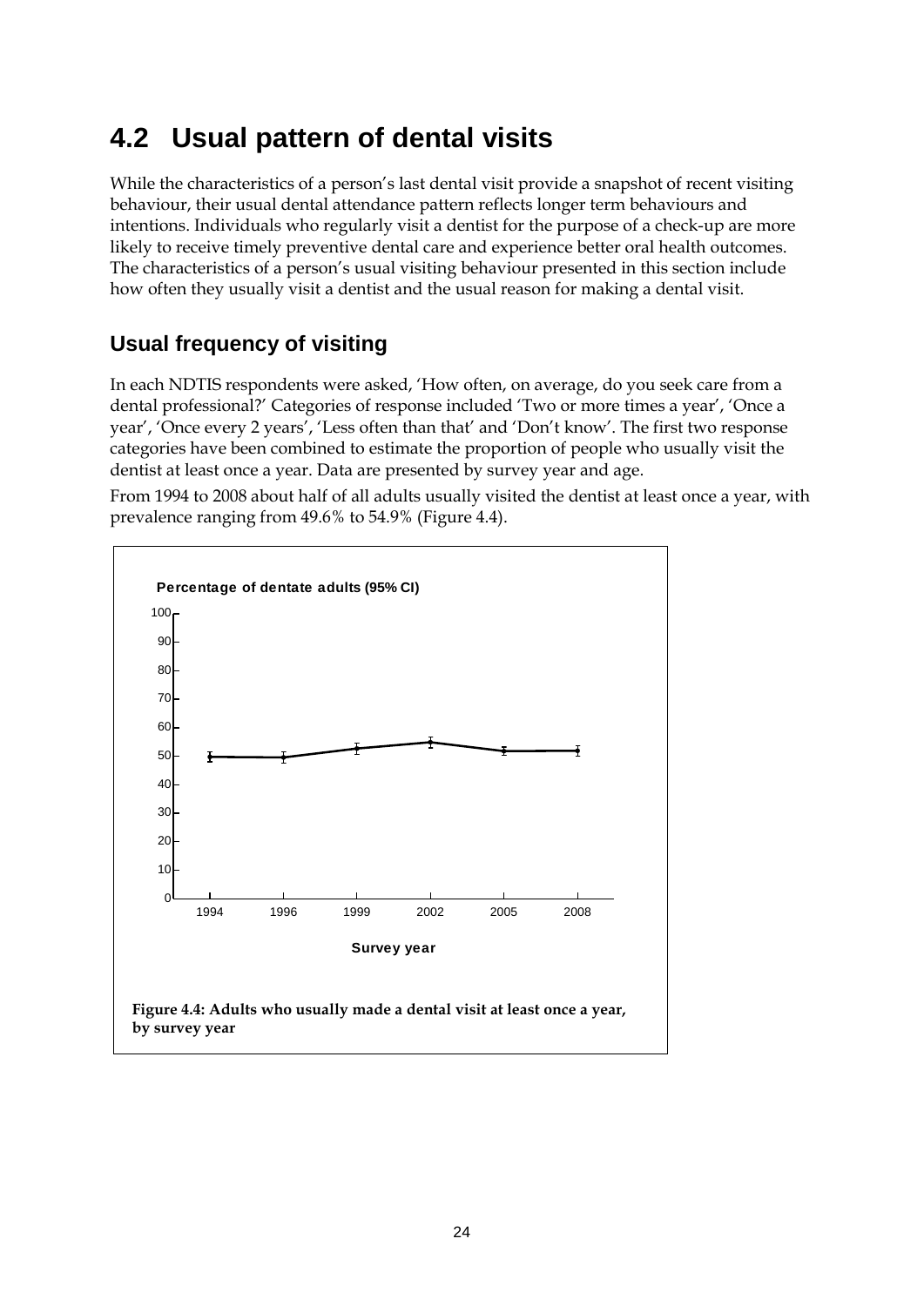## 4.2 Usual pattern of dental visits

While the characteristics of a person's last dental visit provide a snapshot of recent visiting behaviour, their usual dental attendance pattern reflects longer term behaviours and intentions. Individuals who regularly visit a dentist for the purpose of a check-up are more likely to receive timely preventive dental care and experience better oral health outcomes. The characteristics of a person's usual visiting behaviour presented in this section include how often they usually visit a dentist and the usual reason for making a dental visit.

### Usual frequency of visiting

In each NDTIS respondents were asked, 'How often, on average, do you seek care from a dental professional?' Categories of response included 'Two or more times a year', 'Once a year', 'Once every 2 years', 'Less often than that' and 'Don't know'. The first two response categories have been combined to estimate the proportion of people who usually visit the dentist at least once a year. Data are presented by survey year and age.

From 1994 to 2008 about half of all adults usually visited the dentist at least once a year, with prevalence ranging from 49.6% to 54.9% (Figure 4.4).

**Figure 4.4: Adults who usually made a dental visit at least once a year, by survey year**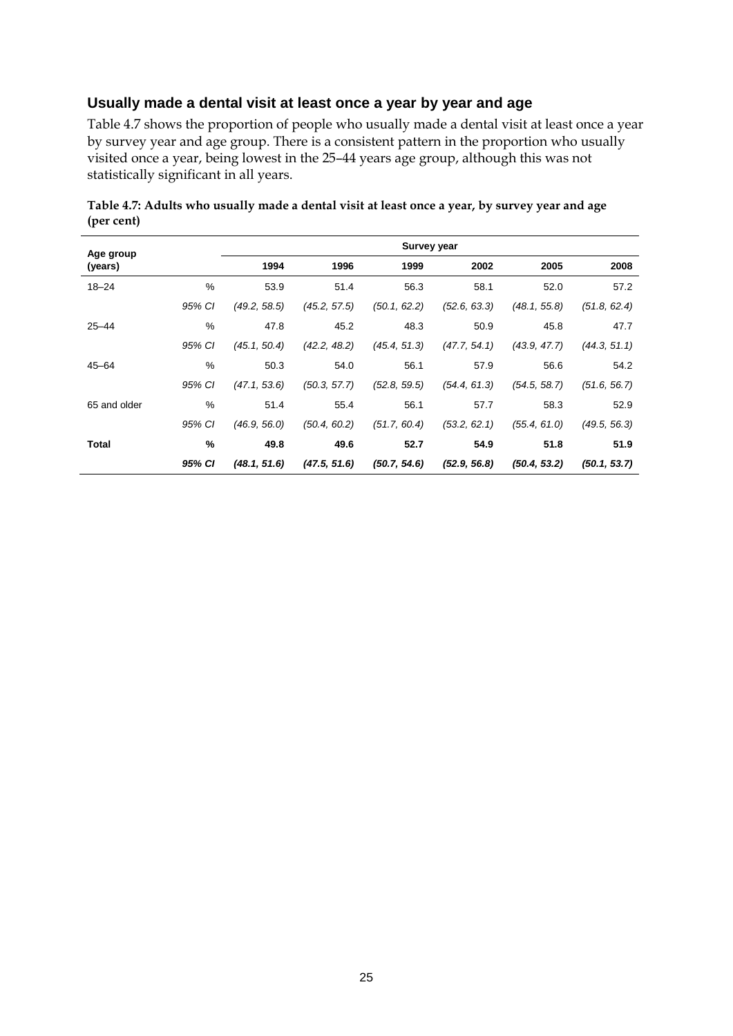### Usually made a dental visit at least once a year by year and age

Table 4.7 shows the proportion of people who usually made a dental visit at least once a year by survey year and age group. There is a consistent pattern in the proportion who usually visited once a year, being lowest in the 25–44 years age group, although this was not statistically significant in all years.

**Table 4.7: Adults who usually made a dental visit at least once a year, by survey year and age (per cent)**

| Age group (years) | | Survey year | | | | | |
|---|---|---|---|---|---|---|---|
| | | 1994 | 1996 | 1999 | 2002 | 2005 | 2008 |
| 18–24 | % | 53.9 | 51.4 | 56.3 | 58.1 | 52.0 | 57.2 |
| | *95% CI* | *(49.2, 58.5)* | *(45.2, 57.5)* | *(50.1, 62.2)* | *(52.6, 63.3)* | *(48.1, 55.8)* | *(51.8, 62.4)* |
| 25–44 | % | 47.8 | 45.2 | 48.3 | 50.9 | 45.8 | 47.7 |
| | *95% CI* | *(45.1, 50.4)* | *(42.2, 48.2)* | *(45.4, 51.3)* | *(47.7, 54.1)* | *(43.9, 47.7)* | *(44.3, 51.1)* |
| 45–64 | % | 50.3 | 54.0 | 56.1 | 57.9 | 56.6 | 54.2 |
| | *95% CI* | *(47.1, 53.6)* | *(50.3, 57.7)* | *(52.8, 59.5)* | *(54.4, 61.3)* | *(54.5, 58.7)* | *(51.6, 56.7)* |
| 65 and older | % | 51.4 | 55.4 | 56.1 | 57.7 | 58.3 | 52.9 |
| | *95% CI* | *(46.9, 56.0)* | *(50.4, 60.2)* | *(51.7, 60.4)* | *(53.2, 62.1)* | *(55.4, 61.0)* | *(49.5, 56.3)* |
| **Total** | **%** | **49.8** | **49.6** | **52.7** | **54.9** | **51.8** | **51.9** |
| | ***95% CI*** | ***(48.1, 51.6)*** | ***(47.5, 51.6)*** | ***(50.7, 54.6)*** | ***(52.9, 56.8)*** | ***(50.4, 53.2)*** | ***(50.1, 53.7)*** |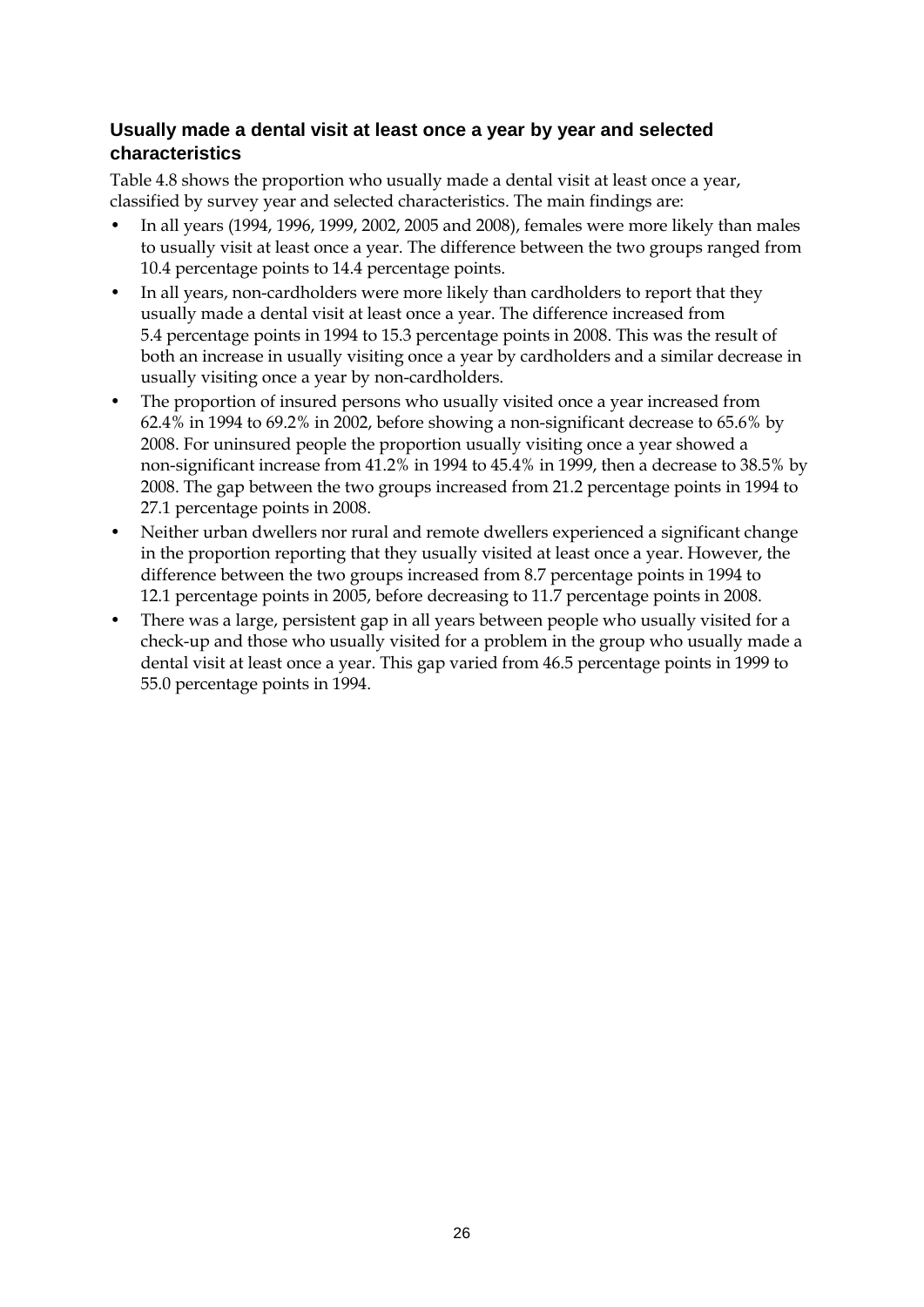### Usually made a dental visit at least once a year by year and selected characteristics

Table 4.8 shows the proportion who usually made a dental visit at least once a year, classified by survey year and selected characteristics. The main findings are:

- In all years (1994, 1996, 1999, 2002, 2005 and 2008), females were more likely than males to usually visit at least once a year. The difference between the two groups ranged from 10.4 percentage points to 14.4 percentage points.
- In all years, non-cardholders were more likely than cardholders to report that they usually made a dental visit at least once a year. The difference increased from 5.4 percentage points in 1994 to 15.3 percentage points in 2008. This was the result of both an increase in usually visiting once a year by cardholders and a similar decrease in usually visiting once a year by non-cardholders.
- The proportion of insured persons who usually visited once a year increased from 62.4% in 1994 to 69.2% in 2002, before showing a non-significant decrease to 65.6% by 2008. For uninsured people the proportion usually visiting once a year showed a non-significant increase from 41.2% in 1994 to 45.4% in 1999, then a decrease to 38.5% by 2008. The gap between the two groups increased from 21.2 percentage points in 1994 to 27.1 percentage points in 2008.
- Neither urban dwellers nor rural and remote dwellers experienced a significant change in the proportion reporting that they usually visited at least once a year. However, the difference between the two groups increased from 8.7 percentage points in 1994 to 12.1 percentage points in 2005, before decreasing to 11.7 percentage points in 2008.
- There was a large, persistent gap in all years between people who usually visited for a check-up and those who usually visited for a problem in the group who usually made a dental visit at least once a year. This gap varied from 46.5 percentage points in 1999 to 55.0 percentage points in 1994.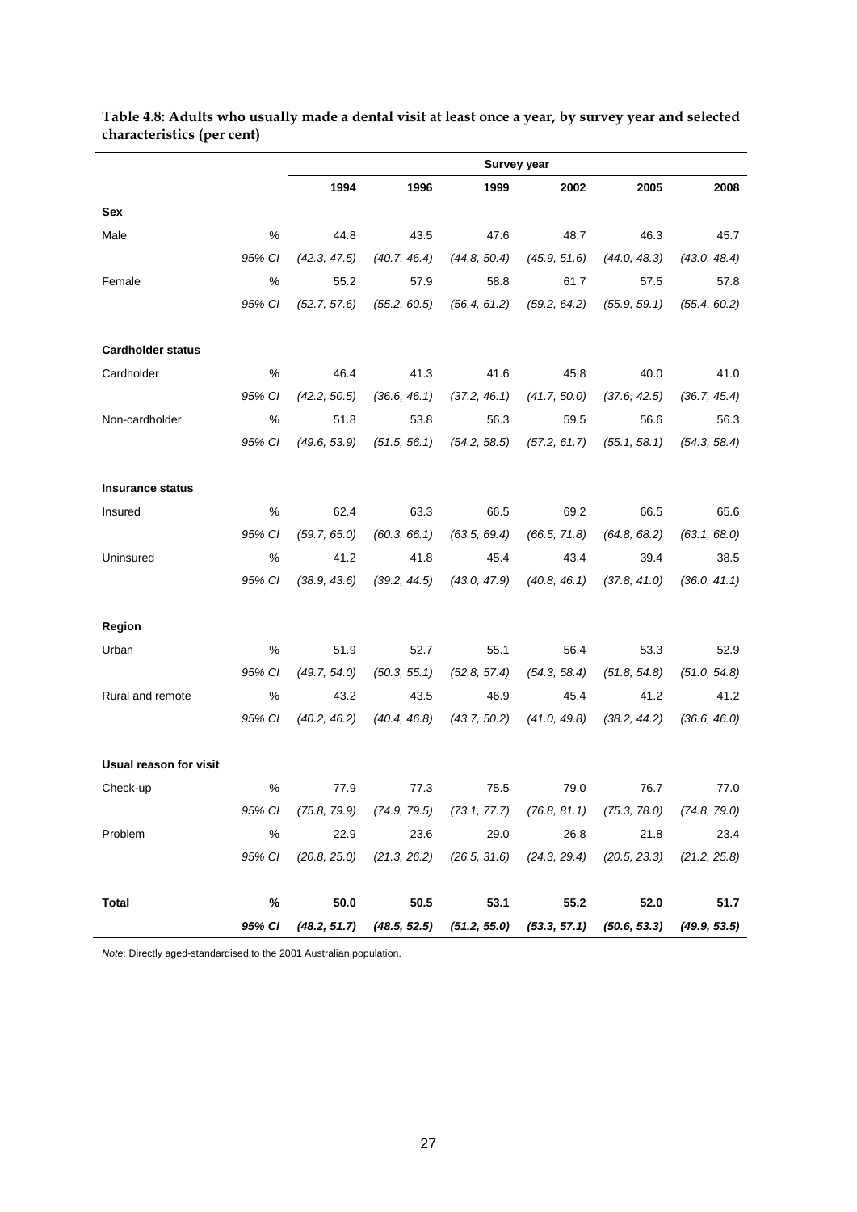**Table 4.8: Adults who usually made a dental visit at least once a year, by survey year and selected characteristics (per cent)**

| | | Survey year | | | | | |
|---|---|---|---|---|---|---|---|
| | | 1994 | 1996 | 1999 | 2002 | 2005 | 2008 |
| **Sex** | | | | | | | |
| Male | % | 44.8 | 43.5 | 47.6 | 48.7 | 46.3 | 45.7 |
| | *95% CI* | *(42.3, 47.5)* | *(40.7, 46.4)* | *(44.8, 50.4)* | *(45.9, 51.6)* | *(44.0, 48.3)* | *(43.0, 48.4)* |
| Female | % | 55.2 | 57.9 | 58.8 | 61.7 | 57.5 | 57.8 |
| | *95% CI* | *(52.7, 57.6)* | *(55.2, 60.5)* | *(56.4, 61.2)* | *(59.2, 64.2)* | *(55.9, 59.1)* | *(55.4, 60.2)* |
| **Cardholder status** | | | | | | | |
| Cardholder | % | 46.4 | 41.3 | 41.6 | 45.8 | 40.0 | 41.0 |
| | *95% CI* | *(42.2, 50.5)* | *(36.6, 46.1)* | *(37.2, 46.1)* | *(41.7, 50.0)* | *(37.6, 42.5)* | *(36.7, 45.4)* |
| Non-cardholder | % | 51.8 | 53.8 | 56.3 | 59.5 | 56.6 | 56.3 |
| | *95% CI* | *(49.6, 53.9)* | *(51.5, 56.1)* | *(54.2, 58.5)* | *(57.2, 61.7)* | *(55.1, 58.1)* | *(54.3, 58.4)* |
| **Insurance status** | | | | | | | |
| Insured | % | 62.4 | 63.3 | 66.5 | 69.2 | 66.5 | 65.6 |
| | *95% CI* | *(59.7, 65.0)* | *(60.3, 66.1)* | *(63.5, 69.4)* | *(66.5, 71.8)* | *(64.8, 68.2)* | *(63.1, 68.0)* |
| Uninsured | % | 41.2 | 41.8 | 45.4 | 43.4 | 39.4 | 38.5 |
| | *95% CI* | *(38.9, 43.6)* | *(39.2, 44.5)* | *(43.0, 47.9)* | *(40.8, 46.1)* | *(37.8, 41.0)* | *(36.0, 41.1)* |
| **Region** | | | | | | | |
| Urban | % | 51.9 | 52.7 | 55.1 | 56.4 | 53.3 | 52.9 |
| | *95% CI* | *(49.7, 54.0)* | *(50.3, 55.1)* | *(52.8, 57.4)* | *(54.3, 58.4)* | *(51.8, 54.8)* | *(51.0, 54.8)* |
| Rural and remote | % | 43.2 | 43.5 | 46.9 | 45.4 | 41.2 | 41.2 |
| | *95% CI* | *(40.2, 46.2)* | *(40.4, 46.8)* | *(43.7, 50.2)* | *(41.0, 49.8)* | *(38.2, 44.2)* | *(36.6, 46.0)* |
| **Usual reason for visit** | | | | | | | |
| Check-up | % | 77.9 | 77.3 | 75.5 | 79.0 | 76.7 | 77.0 |
| | *95% CI* | *(75.8, 79.9)* | *(74.9, 79.5)* | *(73.1, 77.7)* | *(76.8, 81.1)* | *(75.3, 78.0)* | *(74.8, 79.0)* |
| Problem | % | 22.9 | 23.6 | 29.0 | 26.8 | 21.8 | 23.4 |
| | *95% CI* | *(20.8, 25.0)* | *(21.3, 26.2)* | *(26.5, 31.6)* | *(24.3, 29.4)* | *(20.5, 23.3)* | *(21.2, 25.8)* |
| **Total** | **%** | **50.0** | **50.5** | **53.1** | **55.2** | **52.0** | **51.7** |
| | ***95% CI*** | ***(48.2, 51.7)*** | ***(48.5, 52.5)*** | ***(51.2, 55.0)*** | ***(53.3, 57.1)*** | ***(50.6, 53.3)*** | ***(49.9, 53.5)*** |

*Note*: Directly aged-standardised to the 2001 Australian population.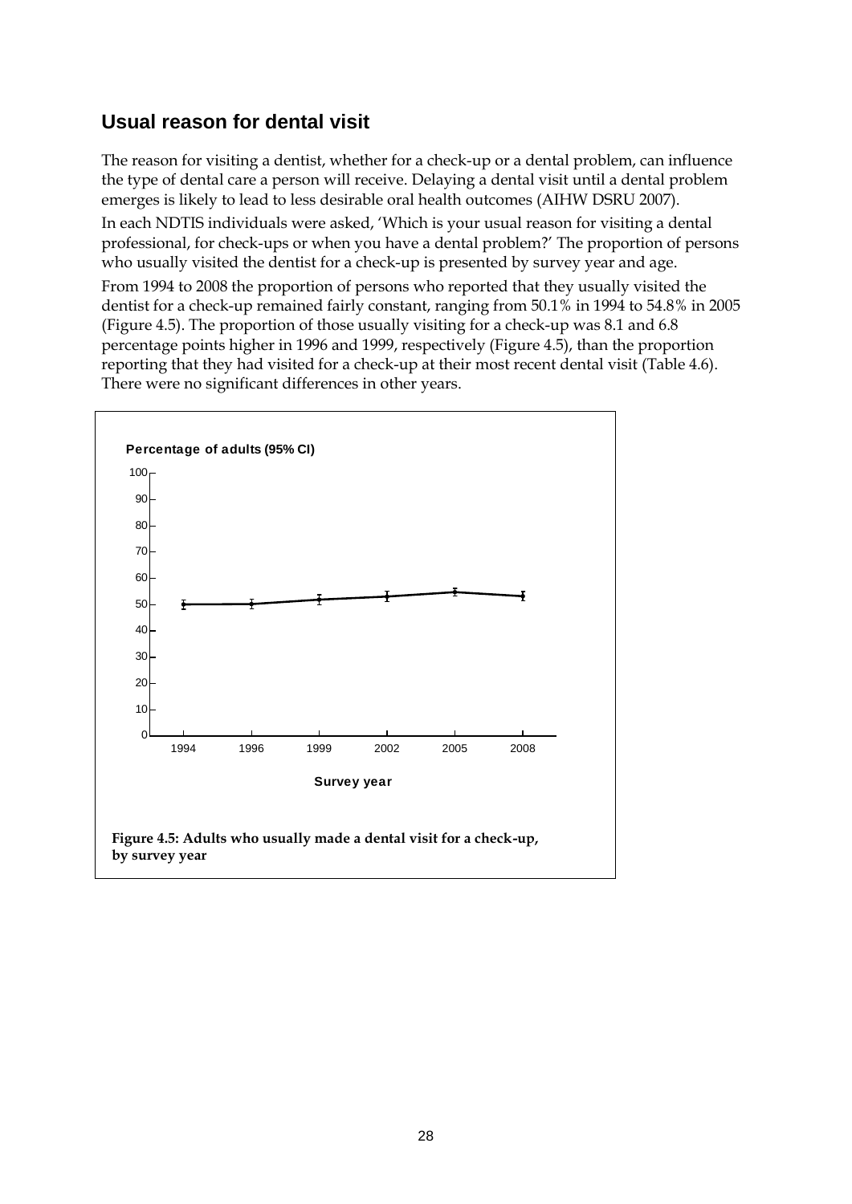## Usual reason for dental visit

The reason for visiting a dentist, whether for a check-up or a dental problem, can influence the type of dental care a person will receive. Delaying a dental visit until a dental problem emerges is likely to lead to less desirable oral health outcomes (AIHW DSRU 2007).

In each NDTIS individuals were asked, 'Which is your usual reason for visiting a dental professional, for check-ups or when you have a dental problem?' The proportion of persons who usually visited the dentist for a check-up is presented by survey year and age.

From 1994 to 2008 the proportion of persons who reported that they usually visited the dentist for a check-up remained fairly constant, ranging from 50.1% in 1994 to 54.8% in 2005 (Figure 4.5). The proportion of those usually visiting for a check-up was 8.1 and 6.8 percentage points higher in 1996 and 1999, respectively (Figure 4.5), than the proportion reporting that they had visited for a check-up at their most recent dental visit (Table 4.6). There were no significant differences in other years.

**Figure 4.5: Adults who usually made a dental visit for a check-up, by survey year**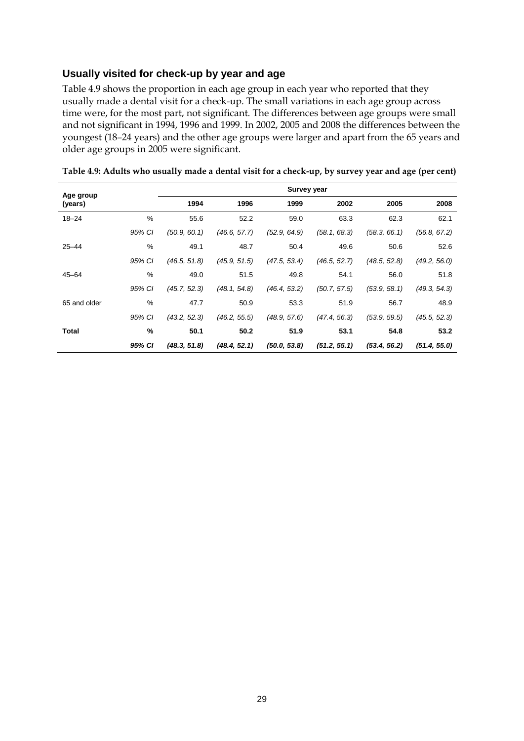## Usually visited for check-up by year and age

Table 4.9 shows the proportion in each age group in each year who reported that they usually made a dental visit for a check-up. The small variations in each age group across time were, for the most part, not significant. The differences between age groups were small and not significant in 1994, 1996 and 1999. In 2002, 2005 and 2008 the differences between the youngest (18–24 years) and the other age groups were larger and apart from the 65 years and older age groups in 2005 were significant.

**Table 4.9: Adults who usually made a dental visit for a check-up, by survey year and age (per cent)**

| Age group (years) | | Survey year | | | | | |
|---|---|---|---|---|---|---|---|
| | | 1994 | 1996 | 1999 | 2002 | 2005 | 2008 |
| 18–24 | % | 55.6 | 52.2 | 59.0 | 63.3 | 62.3 | 62.1 |
| | *95% CI* | *(50.9, 60.1)* | *(46.6, 57.7)* | *(52.9, 64.9)* | *(58.1, 68.3)* | *(58.3, 66.1)* | *(56.8, 67.2)* |
| 25–44 | % | 49.1 | 48.7 | 50.4 | 49.6 | 50.6 | 52.6 |
| | *95% CI* | *(46.5, 51.8)* | *(45.9, 51.5)* | *(47.5, 53.4)* | *(46.5, 52.7)* | *(48.5, 52.8)* | *(49.2, 56.0)* |
| 45–64 | % | 49.0 | 51.5 | 49.8 | 54.1 | 56.0 | 51.8 |
| | *95% CI* | *(45.7, 52.3)* | *(48.1, 54.8)* | *(46.4, 53.2)* | *(50.7, 57.5)* | *(53.9, 58.1)* | *(49.3, 54.3)* |
| 65 and older | % | 47.7 | 50.9 | 53.3 | 51.9 | 56.7 | 48.9 |
| | *95% CI* | *(43.2, 52.3)* | *(46.2, 55.5)* | *(48.9, 57.6)* | *(47.4, 56.3)* | *(53.9, 59.5)* | *(45.5, 52.3)* |
| **Total** | **%** | **50.1** | **50.2** | **51.9** | **53.1** | **54.8** | **53.2** |
| | ***95% CI*** | ***(48.3, 51.8)*** | ***(48.4, 52.1)*** | ***(50.0, 53.8)*** | ***(51.2, 55.1)*** | ***(53.4, 56.2)*** | ***(51.4, 55.0)*** |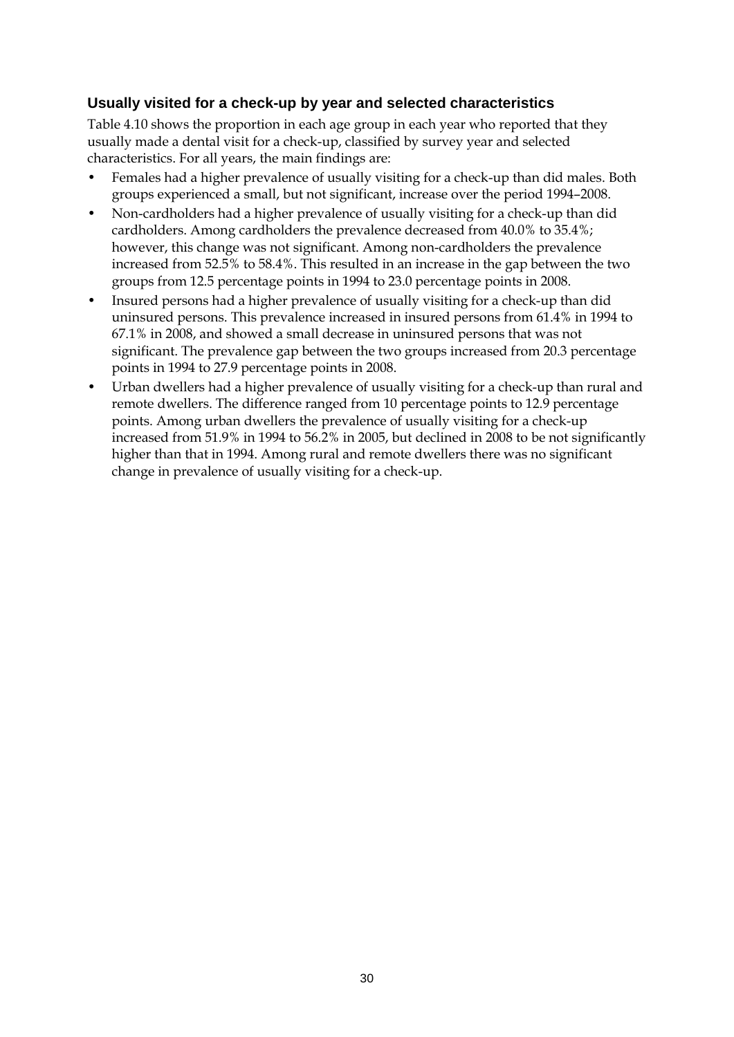### Usually visited for a check-up by year and selected characteristics

Table 4.10 shows the proportion in each age group in each year who reported that they usually made a dental visit for a check-up, classified by survey year and selected characteristics. For all years, the main findings are:

- Females had a higher prevalence of usually visiting for a check-up than did males. Both groups experienced a small, but not significant, increase over the period 1994–2008.
- Non-cardholders had a higher prevalence of usually visiting for a check-up than did cardholders. Among cardholders the prevalence decreased from 40.0% to 35.4%; however, this change was not significant. Among non-cardholders the prevalence increased from 52.5% to 58.4%. This resulted in an increase in the gap between the two groups from 12.5 percentage points in 1994 to 23.0 percentage points in 2008.
- Insured persons had a higher prevalence of usually visiting for a check-up than did uninsured persons. This prevalence increased in insured persons from 61.4% in 1994 to 67.1% in 2008, and showed a small decrease in uninsured persons that was not significant. The prevalence gap between the two groups increased from 20.3 percentage points in 1994 to 27.9 percentage points in 2008.
- Urban dwellers had a higher prevalence of usually visiting for a check-up than rural and remote dwellers. The difference ranged from 10 percentage points to 12.9 percentage points. Among urban dwellers the prevalence of usually visiting for a check-up increased from 51.9% in 1994 to 56.2% in 2005, but declined in 2008 to be not significantly higher than that in 1994. Among rural and remote dwellers there was no significant change in prevalence of usually visiting for a check-up.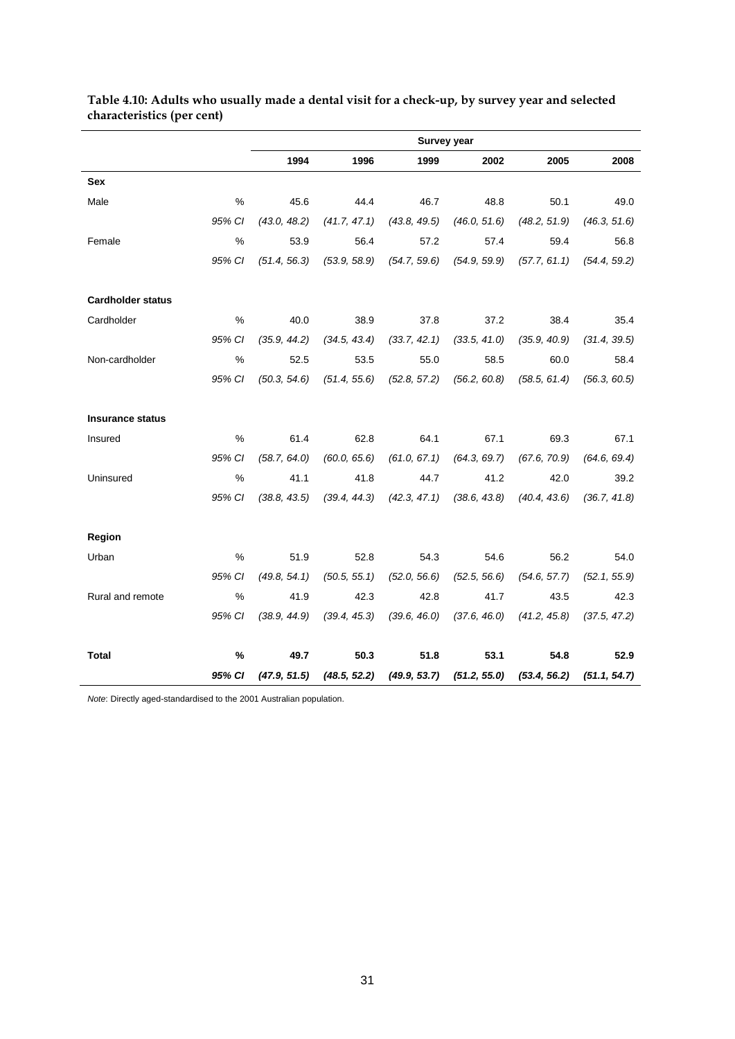**Table 4.10: Adults who usually made a dental visit for a check-up, by survey year and selected characteristics (per cent)**

| | | Survey year | | | | | |
|---|---|---|---|---|---|---|---|
| | | 1994 | 1996 | 1999 | 2002 | 2005 | 2008 |
| **Sex** | | | | | | | |
| Male | % | 45.6 | 44.4 | 46.7 | 48.8 | 50.1 | 49.0 |
| | *95% CI* | *(43.0, 48.2)* | *(41.7, 47.1)* | *(43.8, 49.5)* | *(46.0, 51.6)* | *(48.2, 51.9)* | *(46.3, 51.6)* |
| Female | % | 53.9 | 56.4 | 57.2 | 57.4 | 59.4 | 56.8 |
| | *95% CI* | *(51.4, 56.3)* | *(53.9, 58.9)* | *(54.7, 59.6)* | *(54.9, 59.9)* | *(57.7, 61.1)* | *(54.4, 59.2)* |
| **Cardholder status** | | | | | | | |
| Cardholder | % | 40.0 | 38.9 | 37.8 | 37.2 | 38.4 | 35.4 |
| | *95% CI* | *(35.9, 44.2)* | *(34.5, 43.4)* | *(33.7, 42.1)* | *(33.5, 41.0)* | *(35.9, 40.9)* | *(31.4, 39.5)* |
| Non-cardholder | % | 52.5 | 53.5 | 55.0 | 58.5 | 60.0 | 58.4 |
| | *95% CI* | *(50.3, 54.6)* | *(51.4, 55.6)* | *(52.8, 57.2)* | *(56.2, 60.8)* | *(58.5, 61.4)* | *(56.3, 60.5)* |
| **Insurance status** | | | | | | | |
| Insured | % | 61.4 | 62.8 | 64.1 | 67.1 | 69.3 | 67.1 |
| | *95% CI* | *(58.7, 64.0)* | *(60.0, 65.6)* | *(61.0, 67.1)* | *(64.3, 69.7)* | *(67.6, 70.9)* | *(64.6, 69.4)* |
| Uninsured | % | 41.1 | 41.8 | 44.7 | 41.2 | 42.0 | 39.2 |
| | *95% CI* | *(38.8, 43.5)* | *(39.4, 44.3)* | *(42.3, 47.1)* | *(38.6, 43.8)* | *(40.4, 43.6)* | *(36.7, 41.8)* |
| **Region** | | | | | | | |
| Urban | % | 51.9 | 52.8 | 54.3 | 54.6 | 56.2 | 54.0 |
| | *95% CI* | *(49.8, 54.1)* | *(50.5, 55.1)* | *(52.0, 56.6)* | *(52.5, 56.6)* | *(54.6, 57.7)* | *(52.1, 55.9)* |
| Rural and remote | % | 41.9 | 42.3 | 42.8 | 41.7 | 43.5 | 42.3 |
| | *95% CI* | *(38.9, 44.9)* | *(39.4, 45.3)* | *(39.6, 46.0)* | *(37.6, 46.0)* | *(41.2, 45.8)* | *(37.5, 47.2)* |
| **Total** | **%** | **49.7** | **50.3** | **51.8** | **53.1** | **54.8** | **52.9** |
| | ***95% CI*** | ***(47.9, 51.5)*** | ***(48.5, 52.2)*** | ***(49.9, 53.7)*** | ***(51.2, 55.0)*** | ***(53.4, 56.2)*** | ***(51.1, 54.7)*** |

*Note*: Directly aged-standardised to the 2001 Australian population.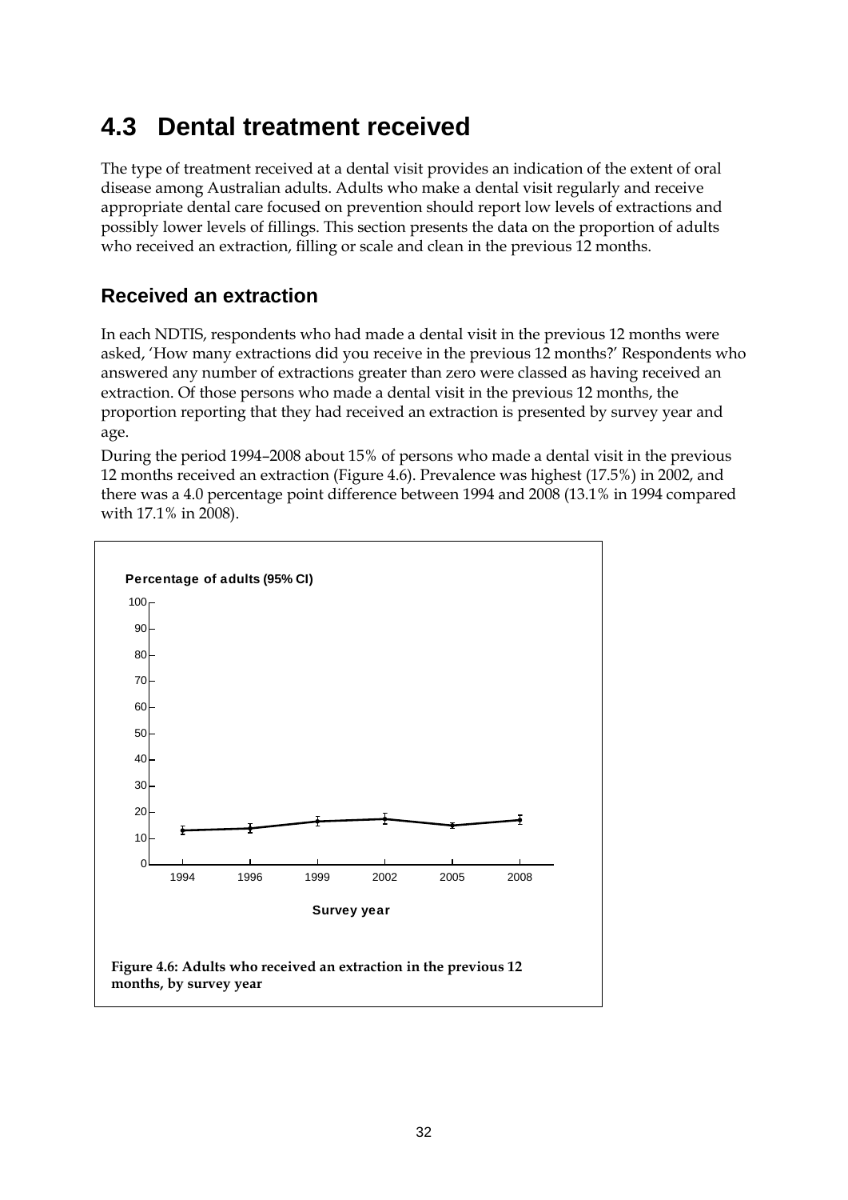## 4.3 Dental treatment received

The type of treatment received at a dental visit provides an indication of the extent of oral disease among Australian adults. Adults who make a dental visit regularly and receive appropriate dental care focused on prevention should report low levels of extractions and possibly lower levels of fillings. This section presents the data on the proportion of adults who received an extraction, filling or scale and clean in the previous 12 months.

### Received an extraction

In each NDTIS, respondents who had made a dental visit in the previous 12 months were asked, 'How many extractions did you receive in the previous 12 months?' Respondents who answered any number of extractions greater than zero were classed as having received an extraction. Of those persons who made a dental visit in the previous 12 months, the proportion reporting that they had received an extraction is presented by survey year and age.

During the period 1994–2008 about 15% of persons who made a dental visit in the previous 12 months received an extraction (Figure 4.6). Prevalence was highest (17.5%) in 2002, and there was a 4.0 percentage point difference between 1994 and 2008 (13.1% in 1994 compared with 17.1% in 2008).

Percentage of adults (95% CI)

Survey year

**Figure 4.6: Adults who received an extraction in the previous 12 months, by survey year**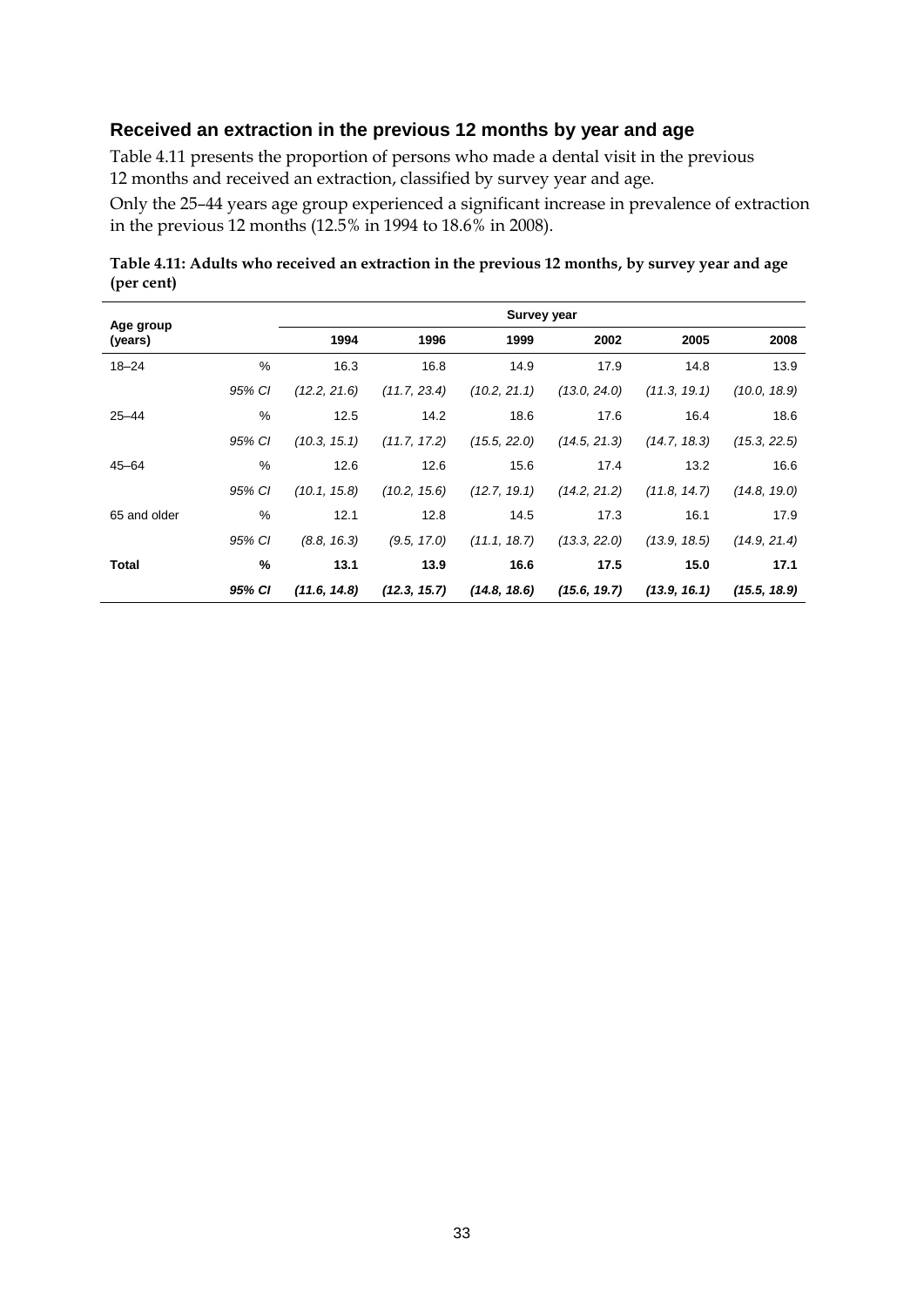## Received an extraction in the previous 12 months by year and age

Table 4.11 presents the proportion of persons who made a dental visit in the previous 12 months and received an extraction, classified by survey year and age.

Only the 25–44 years age group experienced a significant increase in prevalence of extraction in the previous 12 months (12.5% in 1994 to 18.6% in 2008).

**Table 4.11: Adults who received an extraction in the previous 12 months, by survey year and age (per cent)**

| Age group (years) | | Survey year | | | | | |
|---|---|---|---|---|---|---|---|
| | | 1994 | 1996 | 1999 | 2002 | 2005 | 2008 |
| 18–24 | % | 16.3 | 16.8 | 14.9 | 17.9 | 14.8 | 13.9 |
| | *95% CI* | *(12.2, 21.6)* | *(11.7, 23.4)* | *(10.2, 21.1)* | *(13.0, 24.0)* | *(11.3, 19.1)* | *(10.0, 18.9)* |
| 25–44 | % | 12.5 | 14.2 | 18.6 | 17.6 | 16.4 | 18.6 |
| | *95% CI* | *(10.3, 15.1)* | *(11.7, 17.2)* | *(15.5, 22.0)* | *(14.5, 21.3)* | *(14.7, 18.3)* | *(15.3, 22.5)* |
| 45–64 | % | 12.6 | 12.6 | 15.6 | 17.4 | 13.2 | 16.6 |
| | *95% CI* | *(10.1, 15.8)* | *(10.2, 15.6)* | *(12.7, 19.1)* | *(14.2, 21.2)* | *(11.8, 14.7)* | *(14.8, 19.0)* |
| 65 and older | % | 12.1 | 12.8 | 14.5 | 17.3 | 16.1 | 17.9 |
| | *95% CI* | *(8.8, 16.3)* | *(9.5, 17.0)* | *(11.1, 18.7)* | *(13.3, 22.0)* | *(13.9, 18.5)* | *(14.9, 21.4)* |
| **Total** | **%** | **13.1** | **13.9** | **16.6** | **17.5** | **15.0** | **17.1** |
| | ***95% CI*** | ***(11.6, 14.8)*** | ***(12.3, 15.7)*** | ***(14.8, 18.6)*** | ***(15.6, 19.7)*** | ***(13.9, 16.1)*** | ***(15.5, 18.9)*** |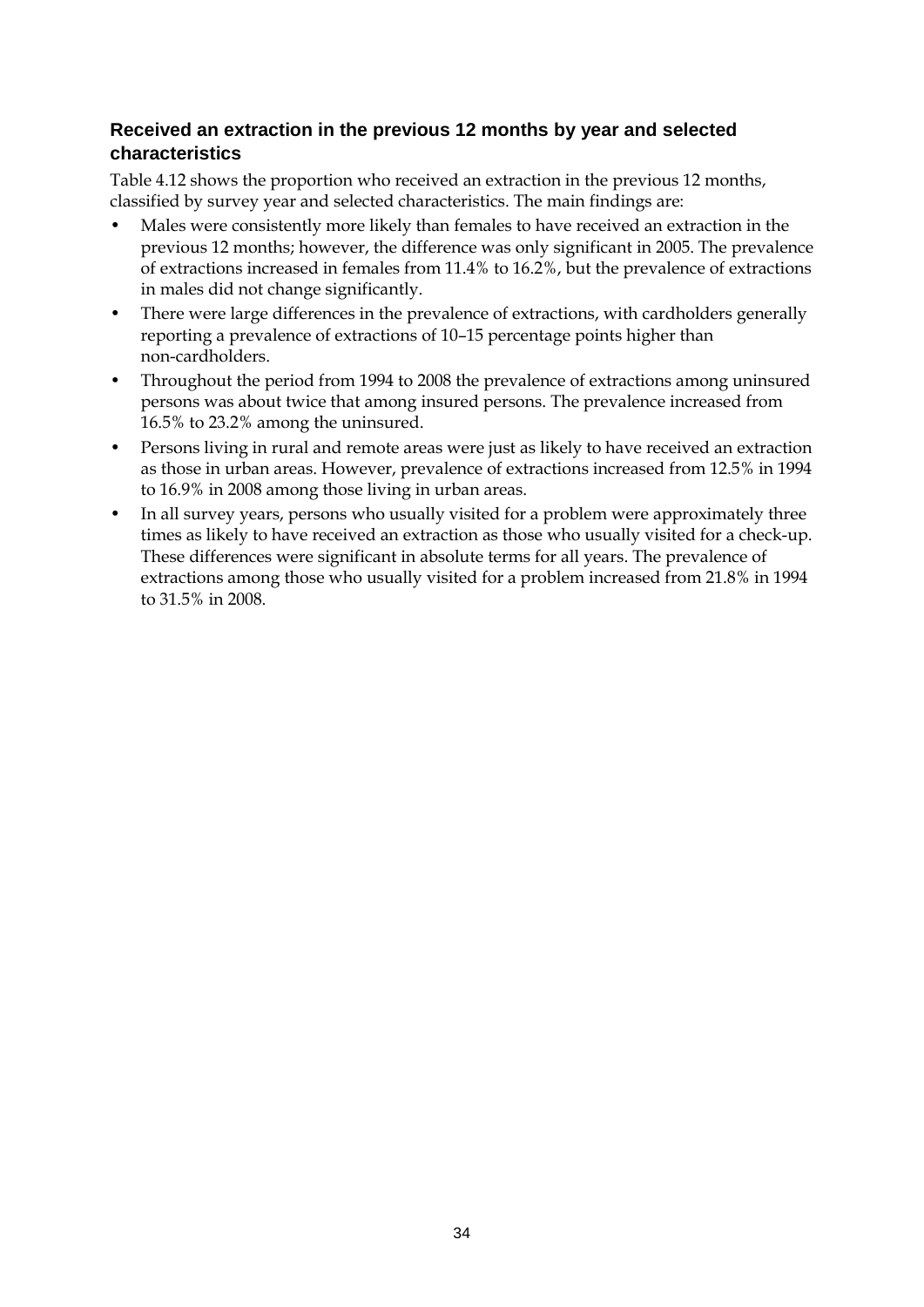### Received an extraction in the previous 12 months by year and selected characteristics

Table 4.12 shows the proportion who received an extraction in the previous 12 months, classified by survey year and selected characteristics. The main findings are:

- Males were consistently more likely than females to have received an extraction in the previous 12 months; however, the difference was only significant in 2005. The prevalence of extractions increased in females from 11.4% to 16.2%, but the prevalence of extractions in males did not change significantly.
- There were large differences in the prevalence of extractions, with cardholders generally reporting a prevalence of extractions of 10–15 percentage points higher than non-cardholders.
- Throughout the period from 1994 to 2008 the prevalence of extractions among uninsured persons was about twice that among insured persons. The prevalence increased from 16.5% to 23.2% among the uninsured.
- Persons living in rural and remote areas were just as likely to have received an extraction as those in urban areas. However, prevalence of extractions increased from 12.5% in 1994 to 16.9% in 2008 among those living in urban areas.
- In all survey years, persons who usually visited for a problem were approximately three times as likely to have received an extraction as those who usually visited for a check-up. These differences were significant in absolute terms for all years. The prevalence of extractions among those who usually visited for a problem increased from 21.8% in 1994 to 31.5% in 2008.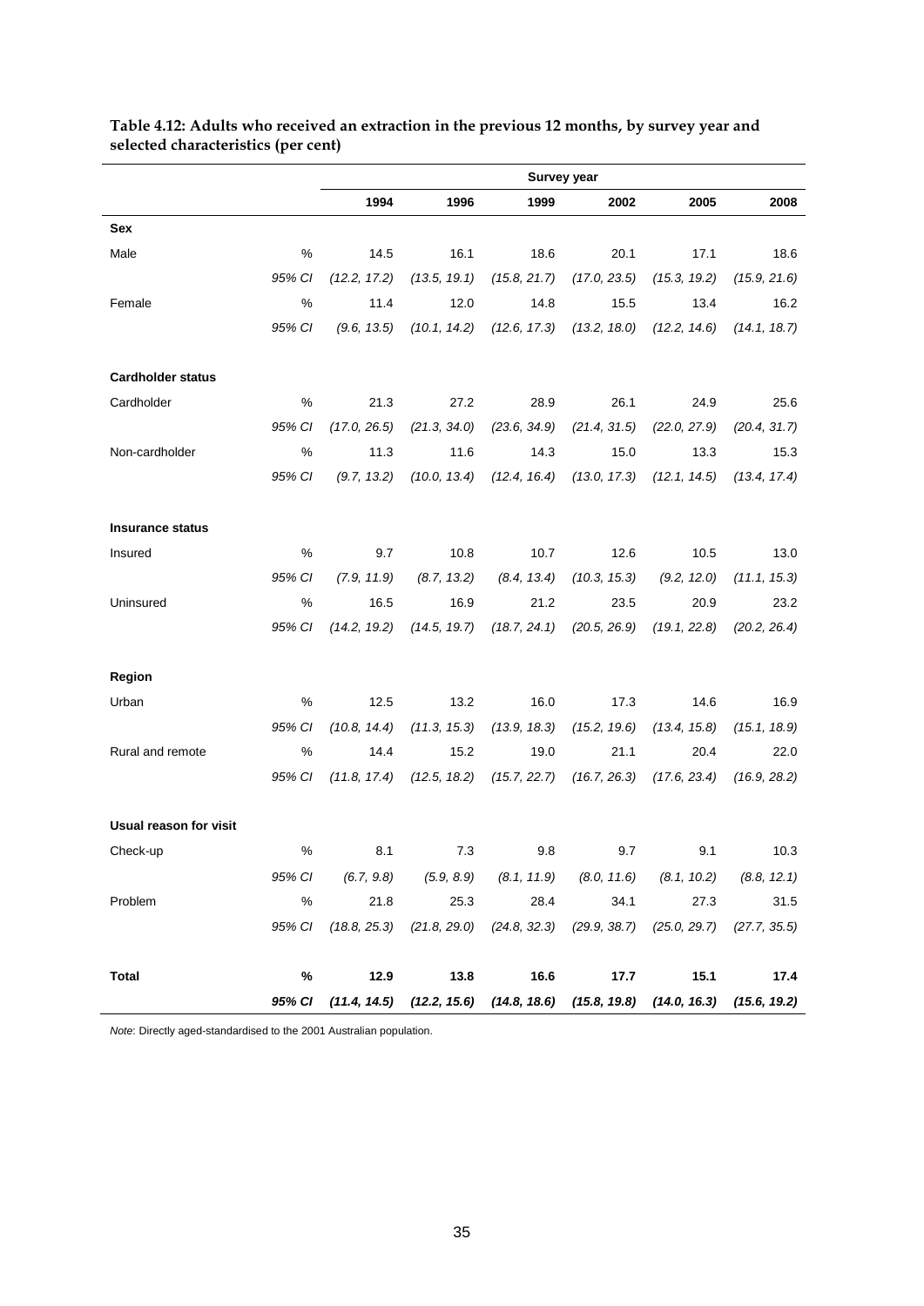**Table 4.12: Adults who received an extraction in the previous 12 months, by survey year and selected characteristics (per cent)**

| | | Survey year | | | | | |
|---|---|---|---|---|---|---|---|
| | | 1994 | 1996 | 1999 | 2002 | 2005 | 2008 |
| **Sex** | | | | | | | |
| Male | % | 14.5 | 16.1 | 18.6 | 20.1 | 17.1 | 18.6 |
| | *95% CI* | *(12.2, 17.2)* | *(13.5, 19.1)* | *(15.8, 21.7)* | *(17.0, 23.5)* | *(15.3, 19.2)* | *(15.9, 21.6)* |
| Female | % | 11.4 | 12.0 | 14.8 | 15.5 | 13.4 | 16.2 |
| | *95% CI* | *(9.6, 13.5)* | *(10.1, 14.2)* | *(12.6, 17.3)* | *(13.2, 18.0)* | *(12.2, 14.6)* | *(14.1, 18.7)* |
| **Cardholder status** | | | | | | | |
| Cardholder | % | 21.3 | 27.2 | 28.9 | 26.1 | 24.9 | 25.6 |
| | *95% CI* | *(17.0, 26.5)* | *(21.3, 34.0)* | *(23.6, 34.9)* | *(21.4, 31.5)* | *(22.0, 27.9)* | *(20.4, 31.7)* |
| Non-cardholder | % | 11.3 | 11.6 | 14.3 | 15.0 | 13.3 | 15.3 |
| | *95% CI* | *(9.7, 13.2)* | *(10.0, 13.4)* | *(12.4, 16.4)* | *(13.0, 17.3)* | *(12.1, 14.5)* | *(13.4, 17.4)* |
| **Insurance status** | | | | | | | |
| Insured | % | 9.7 | 10.8 | 10.7 | 12.6 | 10.5 | 13.0 |
| | *95% CI* | *(7.9, 11.9)* | *(8.7, 13.2)* | *(8.4, 13.4)* | *(10.3, 15.3)* | *(9.2, 12.0)* | *(11.1, 15.3)* |
| Uninsured | % | 16.5 | 16.9 | 21.2 | 23.5 | 20.9 | 23.2 |
| | *95% CI* | *(14.2, 19.2)* | *(14.5, 19.7)* | *(18.7, 24.1)* | *(20.5, 26.9)* | *(19.1, 22.8)* | *(20.2, 26.4)* |
| **Region** | | | | | | | |
| Urban | % | 12.5 | 13.2 | 16.0 | 17.3 | 14.6 | 16.9 |
| | *95% CI* | *(10.8, 14.4)* | *(11.3, 15.3)* | *(13.9, 18.3)* | *(15.2, 19.6)* | *(13.4, 15.8)* | *(15.1, 18.9)* |
| Rural and remote | % | 14.4 | 15.2 | 19.0 | 21.1 | 20.4 | 22.0 |
| | *95% CI* | *(11.8, 17.4)* | *(12.5, 18.2)* | *(15.7, 22.7)* | *(16.7, 26.3)* | *(17.6, 23.4)* | *(16.9, 28.2)* |
| **Usual reason for visit** | | | | | | | |
| Check-up | % | 8.1 | 7.3 | 9.8 | 9.7 | 9.1 | 10.3 |
| | *95% CI* | *(6.7, 9.8)* | *(5.9, 8.9)* | *(8.1, 11.9)* | *(8.0, 11.6)* | *(8.1, 10.2)* | *(8.8, 12.1)* |
| Problem | % | 21.8 | 25.3 | 28.4 | 34.1 | 27.3 | 31.5 |
| | *95% CI* | *(18.8, 25.3)* | *(21.8, 29.0)* | *(24.8, 32.3)* | *(29.9, 38.7)* | *(25.0, 29.7)* | *(27.7, 35.5)* |
| **Total** | **%** | **12.9** | **13.8** | **16.6** | **17.7** | **15.1** | **17.4** |
| | ***95% CI*** | ***(11.4, 14.5)*** | ***(12.2, 15.6)*** | ***(14.8, 18.6)*** | ***(15.8, 19.8)*** | ***(14.0, 16.3)*** | ***(15.6, 19.2)*** |

*Note*: Directly aged-standardised to the 2001 Australian population.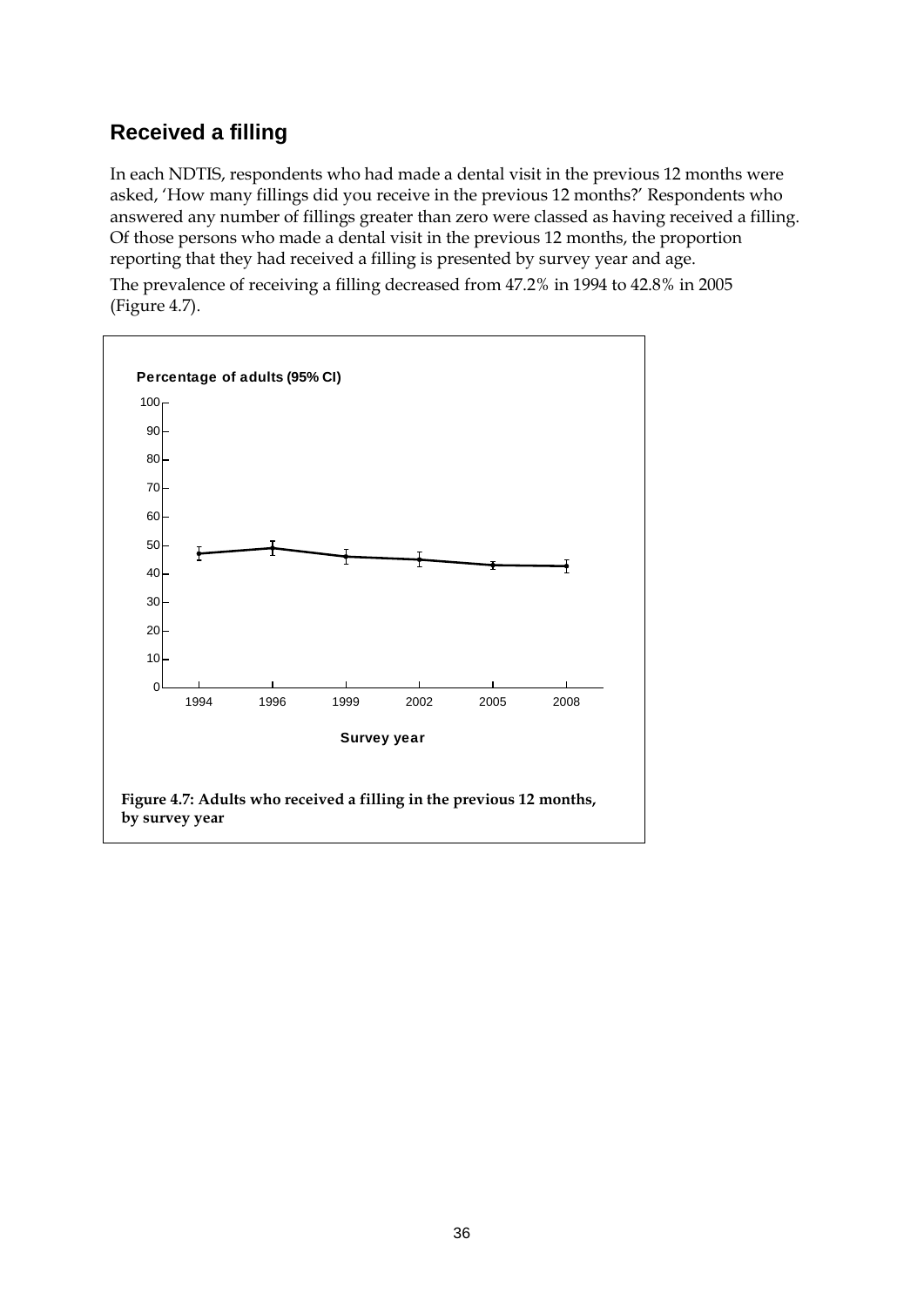## Received a filling

In each NDTIS, respondents who had made a dental visit in the previous 12 months were asked, 'How many fillings did you receive in the previous 12 months?' Respondents who answered any number of fillings greater than zero were classed as having received a filling. Of those persons who made a dental visit in the previous 12 months, the proportion reporting that they had received a filling is presented by survey year and age.

The prevalence of receiving a filling decreased from 47.2% in 1994 to 42.8% in 2005 (Figure 4.7).

**Figure 4.7: Adults who received a filling in the previous 12 months, by survey year**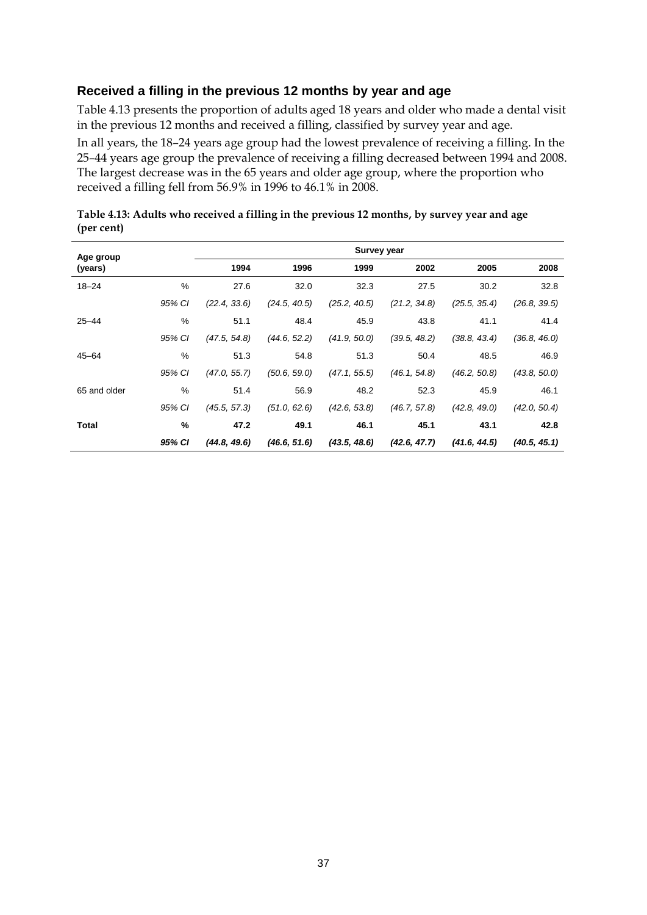### Received a filling in the previous 12 months by year and age

Table 4.13 presents the proportion of adults aged 18 years and older who made a dental visit in the previous 12 months and received a filling, classified by survey year and age.

In all years, the 18–24 years age group had the lowest prevalence of receiving a filling. In the 25–44 years age group the prevalence of receiving a filling decreased between 1994 and 2008. The largest decrease was in the 65 years and older age group, where the proportion who received a filling fell from 56.9% in 1996 to 46.1% in 2008.

**Table 4.13: Adults who received a filling in the previous 12 months, by survey year and age (per cent)**

| Age group (years) | | Survey year | | | | | |
|---|---|---|---|---|---|---|---|
| | | 1994 | 1996 | 1999 | 2002 | 2005 | 2008 |
| 18–24 | % | 27.6 | 32.0 | 32.3 | 27.5 | 30.2 | 32.8 |
| | *95% CI* | *(22.4, 33.6)* | *(24.5, 40.5)* | *(25.2, 40.5)* | *(21.2, 34.8)* | *(25.5, 35.4)* | *(26.8, 39.5)* |
| 25–44 | % | 51.1 | 48.4 | 45.9 | 43.8 | 41.1 | 41.4 |
| | *95% CI* | *(47.5, 54.8)* | *(44.6, 52.2)* | *(41.9, 50.0)* | *(39.5, 48.2)* | *(38.8, 43.4)* | *(36.8, 46.0)* |
| 45–64 | % | 51.3 | 54.8 | 51.3 | 50.4 | 48.5 | 46.9 |
| | *95% CI* | *(47.0, 55.7)* | *(50.6, 59.0)* | *(47.1, 55.5)* | *(46.1, 54.8)* | *(46.2, 50.8)* | *(43.8, 50.0)* |
| 65 and older | % | 51.4 | 56.9 | 48.2 | 52.3 | 45.9 | 46.1 |
| | *95% CI* | *(45.5, 57.3)* | *(51.0, 62.6)* | *(42.6, 53.8)* | *(46.7, 57.8)* | *(42.8, 49.0)* | *(42.0, 50.4)* |
| **Total** | **%** | **47.2** | **49.1** | **46.1** | **45.1** | **43.1** | **42.8** |
| | ***95% CI*** | ***(44.8, 49.6)*** | ***(46.6, 51.6)*** | ***(43.5, 48.6)*** | ***(42.6, 47.7)*** | ***(41.6, 44.5)*** | ***(40.5, 45.1)*** |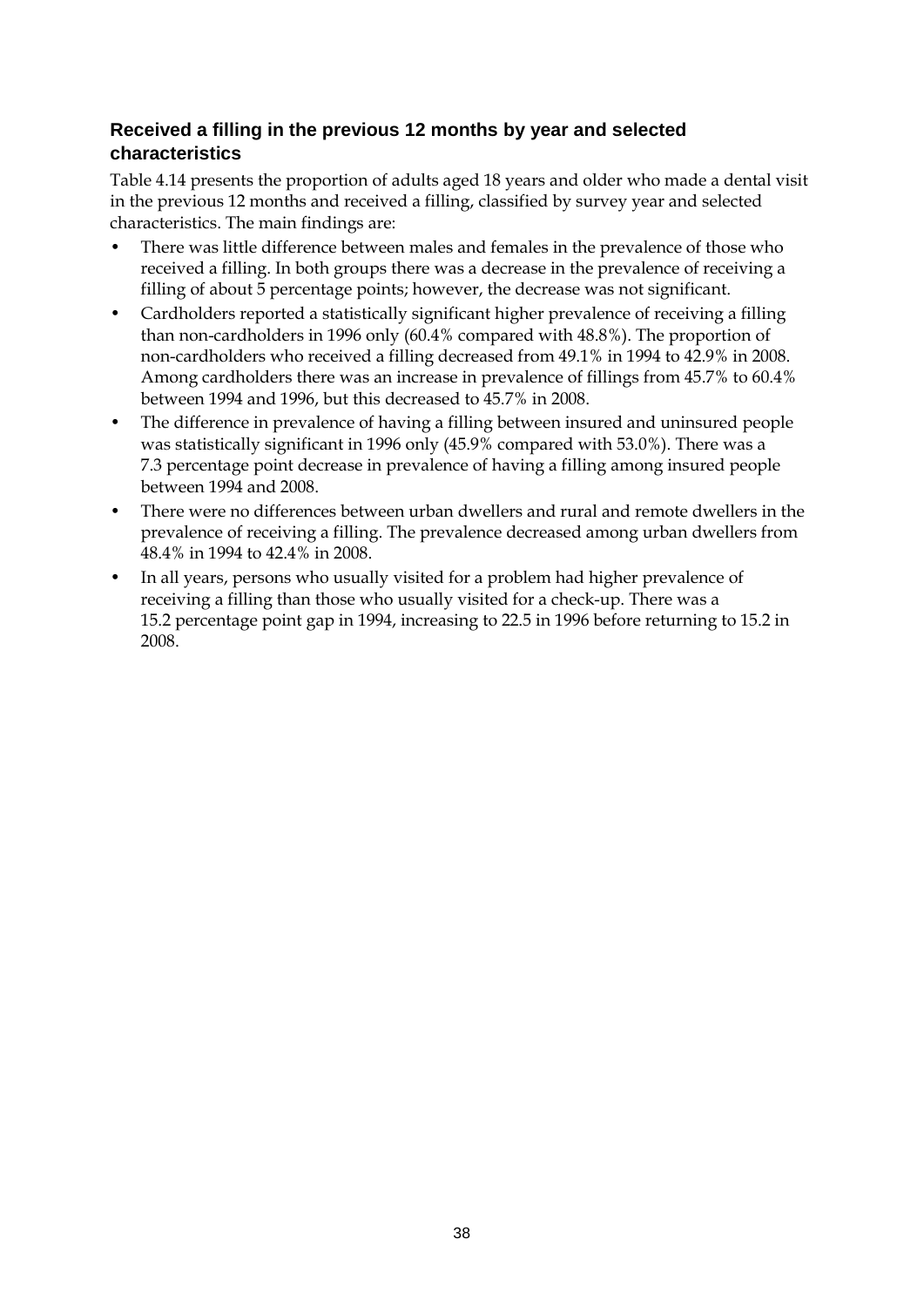### Received a filling in the previous 12 months by year and selected characteristics

Table 4.14 presents the proportion of adults aged 18 years and older who made a dental visit in the previous 12 months and received a filling, classified by survey year and selected characteristics. The main findings are:

- There was little difference between males and females in the prevalence of those who received a filling. In both groups there was a decrease in the prevalence of receiving a filling of about 5 percentage points; however, the decrease was not significant.
- Cardholders reported a statistically significant higher prevalence of receiving a filling than non-cardholders in 1996 only (60.4% compared with 48.8%). The proportion of non-cardholders who received a filling decreased from 49.1% in 1994 to 42.9% in 2008. Among cardholders there was an increase in prevalence of fillings from 45.7% to 60.4% between 1994 and 1996, but this decreased to 45.7% in 2008.
- The difference in prevalence of having a filling between insured and uninsured people was statistically significant in 1996 only (45.9% compared with 53.0%). There was a 7.3 percentage point decrease in prevalence of having a filling among insured people between 1994 and 2008.
- There were no differences between urban dwellers and rural and remote dwellers in the prevalence of receiving a filling. The prevalence decreased among urban dwellers from 48.4% in 1994 to 42.4% in 2008.
- In all years, persons who usually visited for a problem had higher prevalence of receiving a filling than those who usually visited for a check-up. There was a 15.2 percentage point gap in 1994, increasing to 22.5 in 1996 before returning to 15.2 in 2008.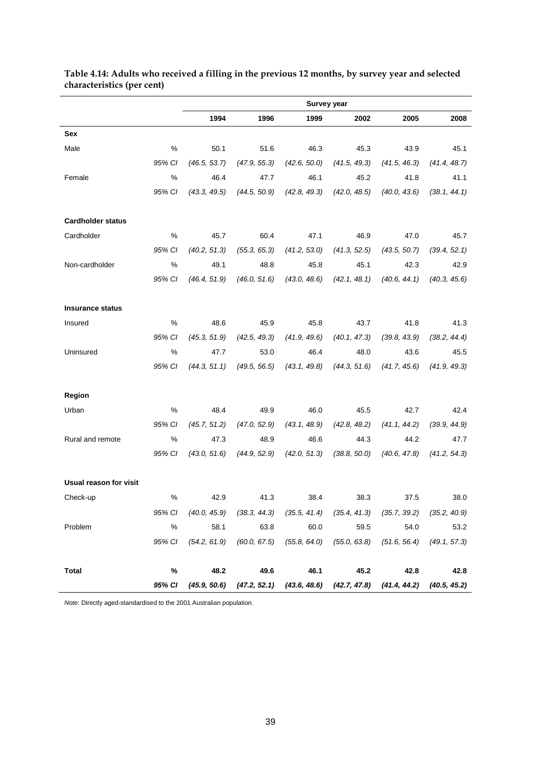**Table 4.14: Adults who received a filling in the previous 12 months, by survey year and selected characteristics (per cent)**

| | | Survey year | | | | | |
|---|---|---|---|---|---|---|---|
| | | 1994 | 1996 | 1999 | 2002 | 2005 | 2008 |
| **Sex** | | | | | | | |
| Male | % | 50.1 | 51.6 | 46.3 | 45.3 | 43.9 | 45.1 |
| | *95% CI* | *(46.5, 53.7)* | *(47.9, 55.3)* | *(42.6, 50.0)* | *(41.5, 49.3)* | *(41.5, 46.3)* | *(41.4, 48.7)* |
| Female | % | 46.4 | 47.7 | 46.1 | 45.2 | 41.8 | 41.1 |
| | *95% CI* | *(43.3, 49.5)* | *(44.5, 50.9)* | *(42.8, 49.3)* | *(42.0, 48.5)* | *(40.0, 43.6)* | *(38.1, 44.1)* |
| **Cardholder status** | | | | | | | |
| Cardholder | % | 45.7 | 60.4 | 47.1 | 46.9 | 47.0 | 45.7 |
| | *95% CI* | *(40.2, 51.3)* | *(55.3, 65.3)* | *(41.2, 53.0)* | *(41.3, 52.5)* | *(43.5, 50.7)* | *(39.4, 52.1)* |
| Non-cardholder | % | 49.1 | 48.8 | 45.8 | 45.1 | 42.3 | 42.9 |
| | *95% CI* | *(46.4, 51.9)* | *(46.0, 51.6)* | *(43.0, 48.6)* | *(42.1, 48.1)* | *(40.6, 44.1)* | *(40.3, 45.6)* |
| **Insurance status** | | | | | | | |
| Insured | % | 48.6 | 45.9 | 45.8 | 43.7 | 41.8 | 41.3 |
| | *95% CI* | *(45.3, 51.9)* | *(42.5, 49.3)* | *(41.9, 49.6)* | *(40.1, 47.3)* | *(39.8, 43.9)* | *(38.2, 44.4)* |
| Uninsured | % | 47.7 | 53.0 | 46.4 | 48.0 | 43.6 | 45.5 |
| | *95% CI* | *(44.3, 51.1)* | *(49.5, 56.5)* | *(43.1, 49.8)* | *(44.3, 51.6)* | *(41.7, 45.6)* | *(41.9, 49.3)* |
| **Region** | | | | | | | |
| Urban | % | 48.4 | 49.9 | 46.0 | 45.5 | 42.7 | 42.4 |
| | *95% CI* | *(45.7, 51.2)* | *(47.0, 52.9)* | *(43.1, 48.9)* | *(42.8, 48.2)* | *(41.1, 44.2)* | *(39.9, 44.9)* |
| Rural and remote | % | 47.3 | 48.9 | 46.6 | 44.3 | 44.2 | 47.7 |
| | *95% CI* | *(43.0, 51.6)* | *(44.9, 52.9)* | *(42.0, 51.3)* | *(38.8, 50.0)* | *(40.6, 47.8)* | *(41.2, 54.3)* |
| **Usual reason for visit** | | | | | | | |
| Check-up | % | 42.9 | 41.3 | 38.4 | 38.3 | 37.5 | 38.0 |
| | *95% CI* | *(40.0, 45.9)* | *(38.3, 44.3)* | *(35.5, 41.4)* | *(35.4, 41.3)* | *(35.7, 39.2)* | *(35.2, 40.9)* |
| Problem | % | 58.1 | 63.8 | 60.0 | 59.5 | 54.0 | 53.2 |
| | *95% CI* | *(54.2, 61.9)* | *(60.0, 67.5)* | *(55.8, 64.0)* | *(55.0, 63.8)* | *(51.6, 56.4)* | *(49.1, 57.3)* |
| **Total** | **%** | **48.2** | **49.6** | **46.1** | **45.2** | **42.8** | **42.8** |
| | ***95% CI*** | ***(45.9, 50.6)*** | ***(47.2, 52.1)*** | ***(43.6, 48.6)*** | ***(42.7, 47.8)*** | ***(41.4, 44.2)*** | ***(40.5, 45.2)*** |

*Note*: Directly aged-standardised to the 2001 Australian population.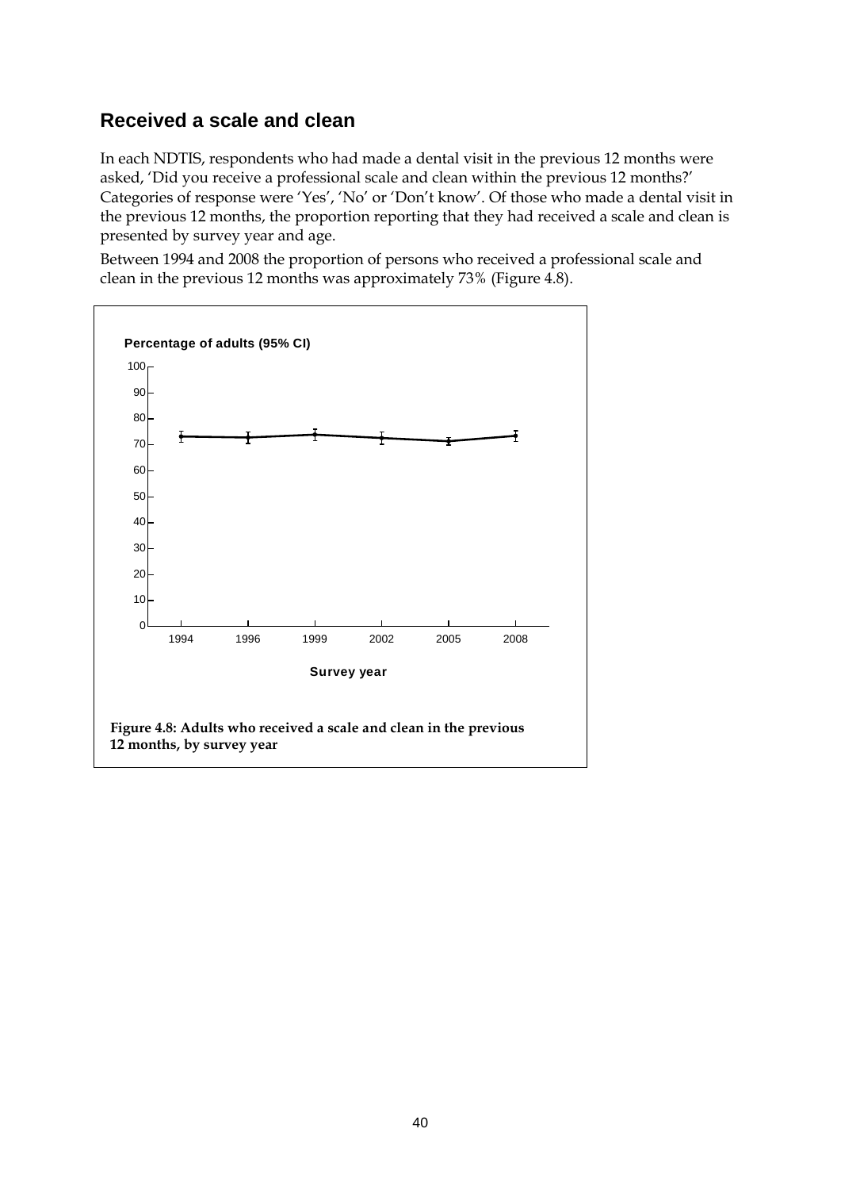## Received a scale and clean

In each NDTIS, respondents who had made a dental visit in the previous 12 months were asked, 'Did you receive a professional scale and clean within the previous 12 months?' Categories of response were 'Yes', 'No' or 'Don't know'. Of those who made a dental visit in the previous 12 months, the proportion reporting that they had received a scale and clean is presented by survey year and age.

Between 1994 and 2008 the proportion of persons who received a professional scale and clean in the previous 12 months was approximately 73% (Figure 4.8).

**Figure 4.8: Adults who received a scale and clean in the previous 12 months, by survey year**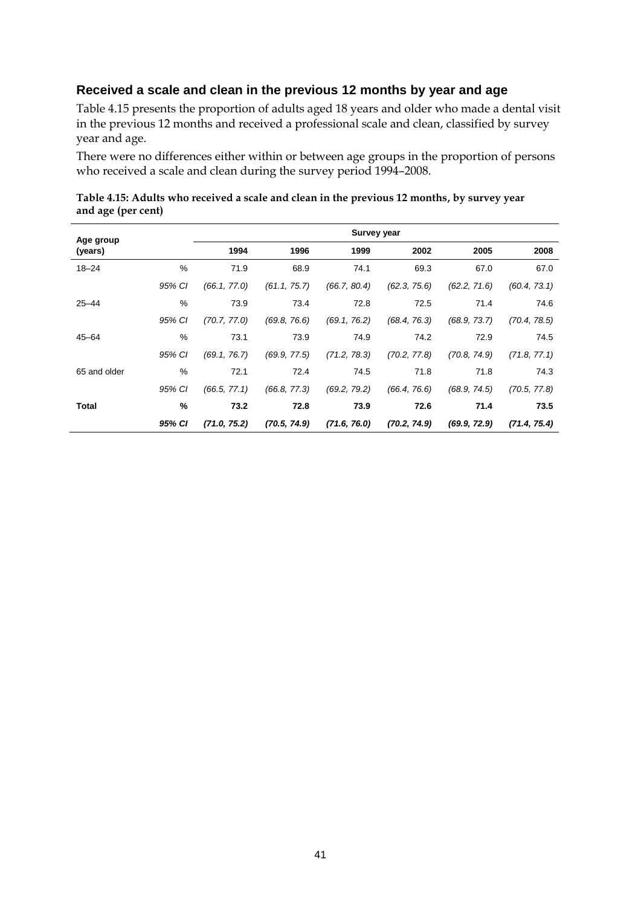### Received a scale and clean in the previous 12 months by year and age

Table 4.15 presents the proportion of adults aged 18 years and older who made a dental visit in the previous 12 months and received a professional scale and clean, classified by survey year and age.

There were no differences either within or between age groups in the proportion of persons who received a scale and clean during the survey period 1994–2008.

**Table 4.15: Adults who received a scale and clean in the previous 12 months, by survey year and age (per cent)**

| Age group (years) | | Survey year | | | | | |
|---|---|---|---|---|---|---|---|
| | | 1994 | 1996 | 1999 | 2002 | 2005 | 2008 |
| 18–24 | % | 71.9 | 68.9 | 74.1 | 69.3 | 67.0 | 67.0 |
| | *95% CI* | *(66.1, 77.0)* | *(61.1, 75.7)* | *(66.7, 80.4)* | *(62.3, 75.6)* | *(62.2, 71.6)* | *(60.4, 73.1)* |
| 25–44 | % | 73.9 | 73.4 | 72.8 | 72.5 | 71.4 | 74.6 |
| | *95% CI* | *(70.7, 77.0)* | *(69.8, 76.6)* | *(69.1, 76.2)* | *(68.4, 76.3)* | *(68.9, 73.7)* | *(70.4, 78.5)* |
| 45–64 | % | 73.1 | 73.9 | 74.9 | 74.2 | 72.9 | 74.5 |
| | *95% CI* | *(69.1, 76.7)* | *(69.9, 77.5)* | *(71.2, 78.3)* | *(70.2, 77.8)* | *(70.8, 74.9)* | *(71.8, 77.1)* |
| 65 and older | % | 72.1 | 72.4 | 74.5 | 71.8 | 71.8 | 74.3 |
| | *95% CI* | *(66.5, 77.1)* | *(66.8, 77.3)* | *(69.2, 79.2)* | *(66.4, 76.6)* | *(68.9, 74.5)* | *(70.5, 77.8)* |
| **Total** | **%** | **73.2** | **72.8** | **73.9** | **72.6** | **71.4** | **73.5** |
| | ***95% CI*** | ***(71.0, 75.2)*** | ***(70.5, 74.9)*** | ***(71.6, 76.0)*** | ***(70.2, 74.9)*** | ***(69.9, 72.9)*** | ***(71.4, 75.4)*** |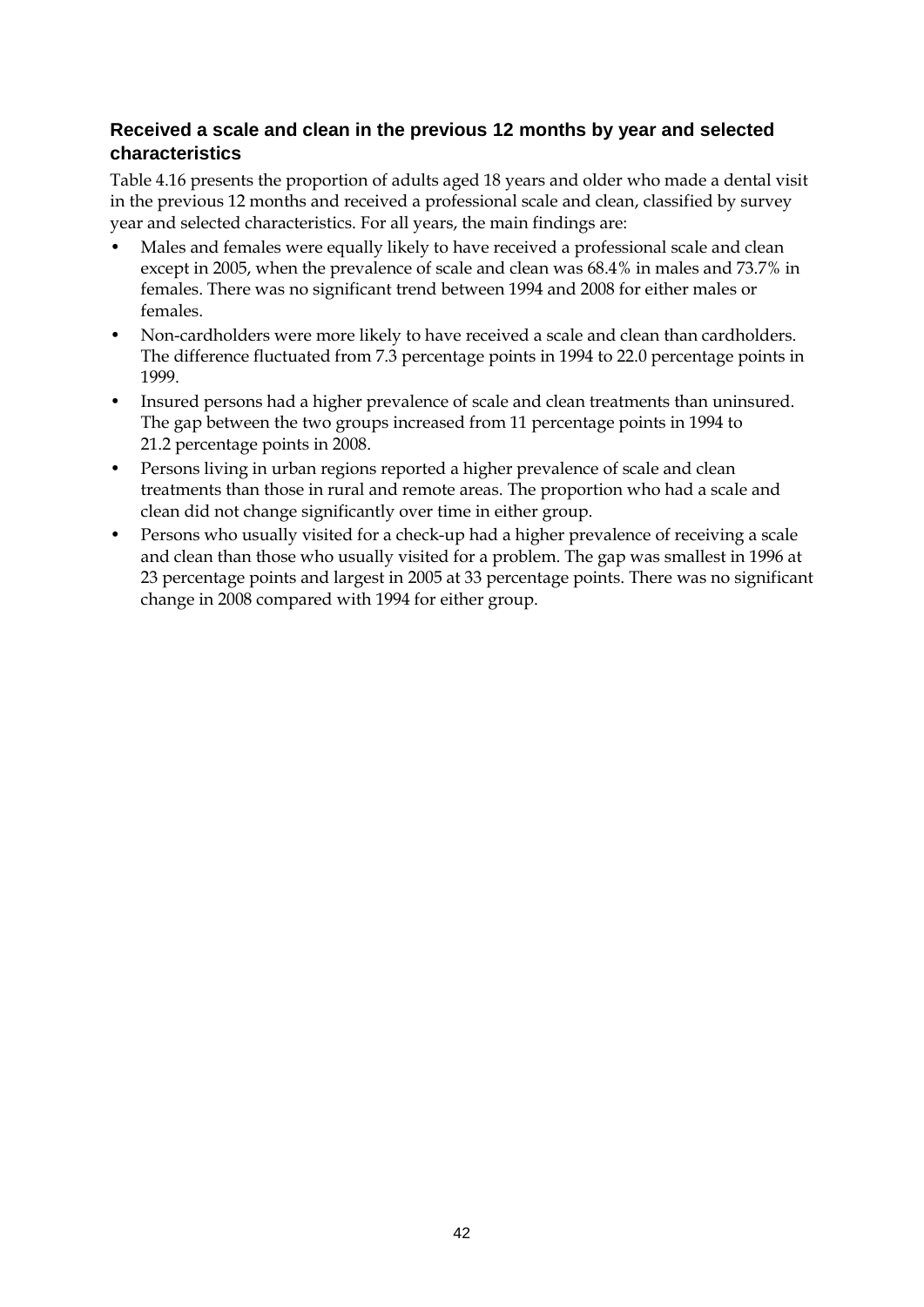### Received a scale and clean in the previous 12 months by year and selected characteristics

Table 4.16 presents the proportion of adults aged 18 years and older who made a dental visit in the previous 12 months and received a professional scale and clean, classified by survey year and selected characteristics. For all years, the main findings are:

- Males and females were equally likely to have received a professional scale and clean except in 2005, when the prevalence of scale and clean was 68.4% in males and 73.7% in females. There was no significant trend between 1994 and 2008 for either males or females.
- Non-cardholders were more likely to have received a scale and clean than cardholders. The difference fluctuated from 7.3 percentage points in 1994 to 22.0 percentage points in 1999.
- Insured persons had a higher prevalence of scale and clean treatments than uninsured. The gap between the two groups increased from 11 percentage points in 1994 to 21.2 percentage points in 2008.
- Persons living in urban regions reported a higher prevalence of scale and clean treatments than those in rural and remote areas. The proportion who had a scale and clean did not change significantly over time in either group.
- Persons who usually visited for a check-up had a higher prevalence of receiving a scale and clean than those who usually visited for a problem. The gap was smallest in 1996 at 23 percentage points and largest in 2005 at 33 percentage points. There was no significant change in 2008 compared with 1994 for either group.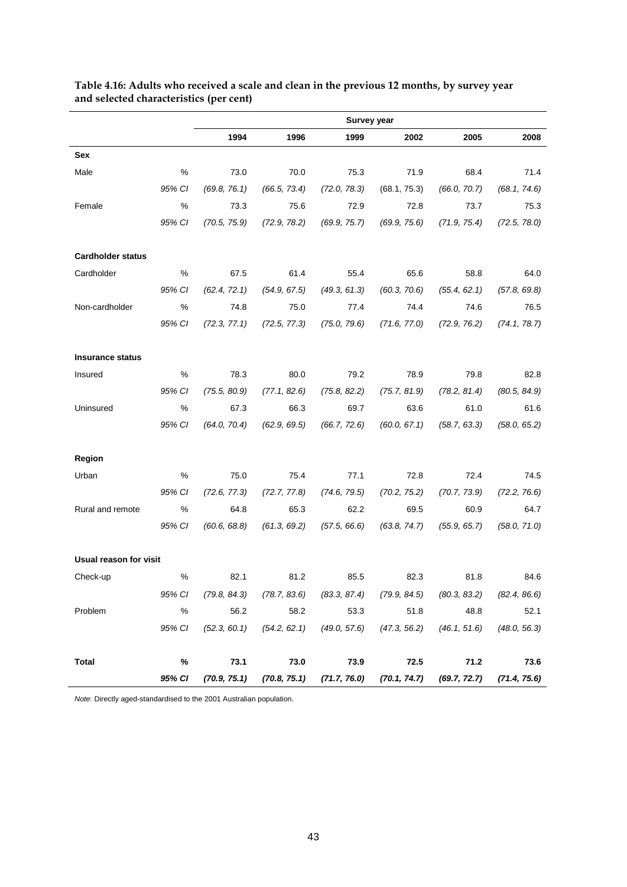**Table 4.16: Adults who received a scale and clean in the previous 12 months, by survey year and selected characteristics (per cent)**

| | | Survey year | | | | | |
|---|---|---|---|---|---|---|---|
| | | 1994 | 1996 | 1999 | 2002 | 2005 | 2008 |
| **Sex** | | | | | | | |
| Male | % | 73.0 | 70.0 | 75.3 | 71.9 | 68.4 | 71.4 |
| | *95% CI* | *(69.8, 76.1)* | *(66.5, 73.4)* | *(72.0, 78.3)* | (68.1, 75.3) | *(66.0, 70.7)* | *(68.1, 74.6)* |
| Female | % | 73.3 | 75.6 | 72.9 | 72.8 | 73.7 | 75.3 |
| | *95% CI* | *(70.5, 75.9)* | *(72.9, 78.2)* | *(69.9, 75.7)* | *(69.9, 75.6)* | *(71.9, 75.4)* | *(72.5, 78.0)* |
| **Cardholder status** | | | | | | | |
| Cardholder | % | 67.5 | 61.4 | 55.4 | 65.6 | 58.8 | 64.0 |
| | *95% CI* | *(62.4, 72.1)* | *(54.9, 67.5)* | *(49.3, 61.3)* | *(60.3, 70.6)* | *(55.4, 62.1)* | *(57.8, 69.8)* |
| Non-cardholder | % | 74.8 | 75.0 | 77.4 | 74.4 | 74.6 | 76.5 |
| | *95% CI* | *(72.3, 77.1)* | *(72.5, 77.3)* | *(75.0, 79.6)* | *(71.6, 77.0)* | *(72.9, 76.2)* | *(74.1, 78.7)* |
| **Insurance status** | | | | | | | |
| Insured | % | 78.3 | 80.0 | 79.2 | 78.9 | 79.8 | 82.8 |
| | *95% CI* | *(75.5, 80.9)* | *(77.1, 82.6)* | *(75.8, 82.2)* | *(75.7, 81.9)* | *(78.2, 81.4)* | *(80.5, 84.9)* |
| Uninsured | % | 67.3 | 66.3 | 69.7 | 63.6 | 61.0 | 61.6 |
| | *95% CI* | *(64.0, 70.4)* | *(62.9, 69.5)* | *(66.7, 72.6)* | *(60.0, 67.1)* | *(58.7, 63.3)* | *(58.0, 65.2)* |
| **Region** | | | | | | | |
| Urban | % | 75.0 | 75.4 | 77.1 | 72.8 | 72.4 | 74.5 |
| | *95% CI* | *(72.6, 77.3)* | *(72.7, 77.8)* | *(74.6, 79.5)* | *(70.2, 75.2)* | *(70.7, 73.9)* | *(72.2, 76.6)* |
| Rural and remote | % | 64.8 | 65.3 | 62.2 | 69.5 | 60.9 | 64.7 |
| | *95% CI* | *(60.6, 68.8)* | *(61.3, 69.2)* | *(57.5, 66.6)* | *(63.8, 74.7)* | *(55.9, 65.7)* | *(58.0, 71.0)* |
| **Usual reason for visit** | | | | | | | |
| Check-up | % | 82.1 | 81.2 | 85.5 | 82.3 | 81.8 | 84.6 |
| | *95% CI* | *(79.8, 84.3)* | *(78.7, 83.6)* | *(83.3, 87.4)* | *(79.9, 84.5)* | *(80.3, 83.2)* | *(82.4, 86.6)* |
| Problem | % | 56.2 | 58.2 | 53.3 | 51.8 | 48.8 | 52.1 |
| | *95% CI* | *(52.3, 60.1)* | *(54.2, 62.1)* | *(49.0, 57.6)* | *(47.3, 56.2)* | *(46.1, 51.6)* | *(48.0, 56.3)* |
| **Total** | **%** | **73.1** | **73.0** | **73.9** | **72.5** | **71.2** | **73.6** |
| | ***95% CI*** | ***(70.9, 75.1)*** | ***(70.8, 75.1)*** | ***(71.7, 76.0)*** | ***(70.1, 74.7)*** | ***(69.7, 72.7)*** | ***(71.4, 75.6)*** |

*Note*: Directly aged-standardised to the 2001 Australian population.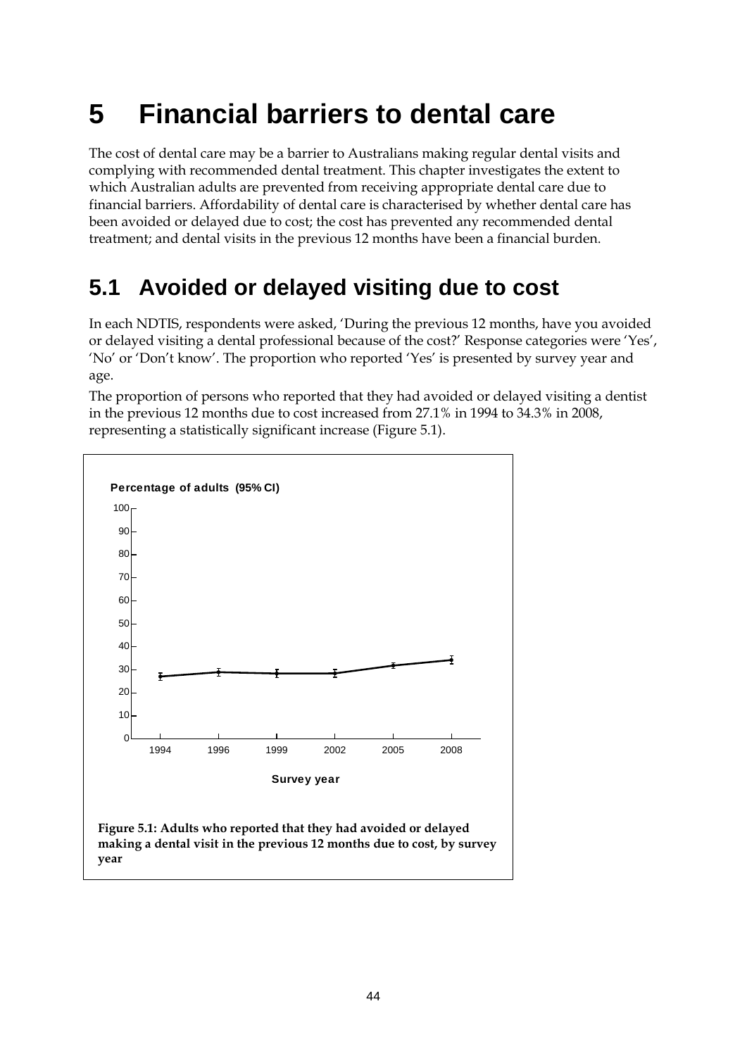# 5 Financial barriers to dental care

The cost of dental care may be a barrier to Australians making regular dental visits and complying with recommended dental treatment. This chapter investigates the extent to which Australian adults are prevented from receiving appropriate dental care due to financial barriers. Affordability of dental care is characterised by whether dental care has been avoided or delayed due to cost; the cost has prevented any recommended dental treatment; and dental visits in the previous 12 months have been a financial burden.

## 5.1 Avoided or delayed visiting due to cost

In each NDTIS, respondents were asked, 'During the previous 12 months, have you avoided or delayed visiting a dental professional because of the cost?' Response categories were 'Yes', 'No' or 'Don't know'. The proportion who reported 'Yes' is presented by survey year and age.

The proportion of persons who reported that they had avoided or delayed visiting a dentist in the previous 12 months due to cost increased from 27.1% in 1994 to 34.3% in 2008, representing a statistically significant increase (Figure 5.1).

Percentage of adults (95% CI)

Survey year

**Figure 5.1: Adults who reported that they had avoided or delayed making a dental visit in the previous 12 months due to cost, by survey year**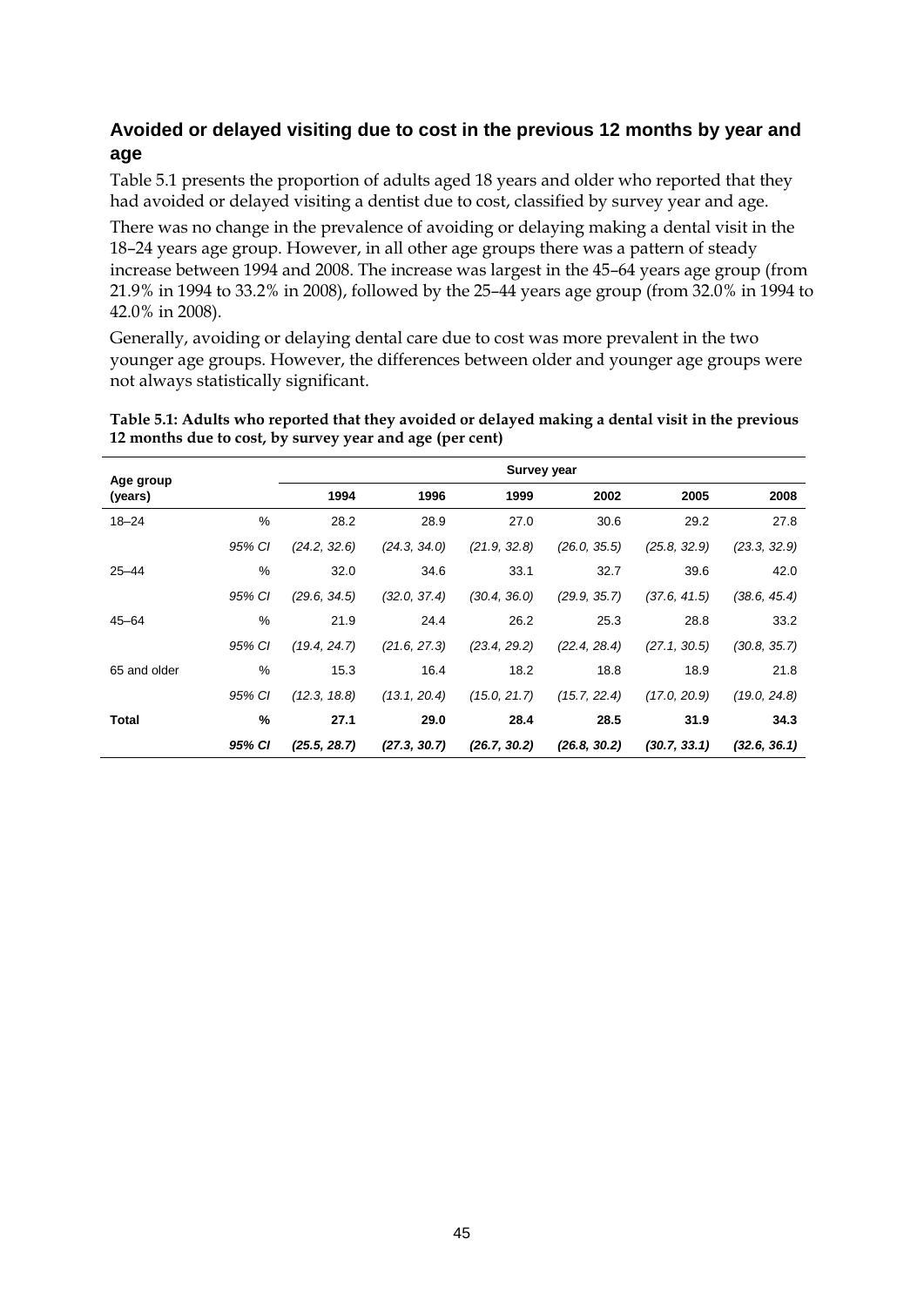### Avoided or delayed visiting due to cost in the previous 12 months by year and age

Table 5.1 presents the proportion of adults aged 18 years and older who reported that they had avoided or delayed visiting a dentist due to cost, classified by survey year and age.

There was no change in the prevalence of avoiding or delaying making a dental visit in the 18–24 years age group. However, in all other age groups there was a pattern of steady increase between 1994 and 2008. The increase was largest in the 45–64 years age group (from 21.9% in 1994 to 33.2% in 2008), followed by the 25–44 years age group (from 32.0% in 1994 to 42.0% in 2008).

Generally, avoiding or delaying dental care due to cost was more prevalent in the two younger age groups. However, the differences between older and younger age groups were not always statistically significant.

**Table 5.1: Adults who reported that they avoided or delayed making a dental visit in the previous 12 months due to cost, by survey year and age (per cent)**

| Age group (years) | | Survey year | | | | | |
|---|---|---|---|---|---|---|---|
| | | 1994 | 1996 | 1999 | 2002 | 2005 | 2008 |
| 18–24 | % | 28.2 | 28.9 | 27.0 | 30.6 | 29.2 | 27.8 |
| | *95% CI* | *(24.2, 32.6)* | *(24.3, 34.0)* | *(21.9, 32.8)* | *(26.0, 35.5)* | *(25.8, 32.9)* | *(23.3, 32.9)* |
| 25–44 | % | 32.0 | 34.6 | 33.1 | 32.7 | 39.6 | 42.0 |
| | *95% CI* | *(29.6, 34.5)* | *(32.0, 37.4)* | *(30.4, 36.0)* | *(29.9, 35.7)* | *(37.6, 41.5)* | *(38.6, 45.4)* |
| 45–64 | % | 21.9 | 24.4 | 26.2 | 25.3 | 28.8 | 33.2 |
| | *95% CI* | *(19.4, 24.7)* | *(21.6, 27.3)* | *(23.4, 29.2)* | *(22.4, 28.4)* | *(27.1, 30.5)* | *(30.8, 35.7)* |
| 65 and older | % | 15.3 | 16.4 | 18.2 | 18.8 | 18.9 | 21.8 |
| | *95% CI* | *(12.3, 18.8)* | *(13.1, 20.4)* | *(15.0, 21.7)* | *(15.7, 22.4)* | *(17.0, 20.9)* | *(19.0, 24.8)* |
| **Total** | **%** | **27.1** | **29.0** | **28.4** | **28.5** | **31.9** | **34.3** |
| | ***95% CI*** | ***(25.5, 28.7)*** | ***(27.3, 30.7)*** | ***(26.7, 30.2)*** | ***(26.8, 30.2)*** | ***(30.7, 33.1)*** | ***(32.6, 36.1)*** |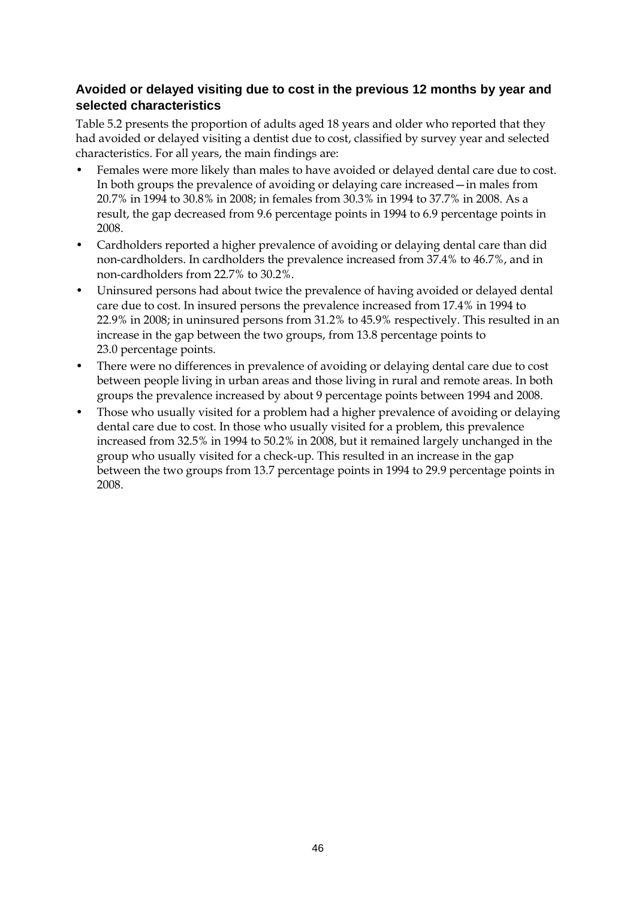### Avoided or delayed visiting due to cost in the previous 12 months by year and selected characteristics

Table 5.2 presents the proportion of adults aged 18 years and older who reported that they had avoided or delayed visiting a dentist due to cost, classified by survey year and selected characteristics. For all years, the main findings are:

- Females were more likely than males to have avoided or delayed dental care due to cost. In both groups the prevalence of avoiding or delaying care increased—in males from 20.7% in 1994 to 30.8% in 2008; in females from 30.3% in 1994 to 37.7% in 2008. As a result, the gap decreased from 9.6 percentage points in 1994 to 6.9 percentage points in 2008.
- Cardholders reported a higher prevalence of avoiding or delaying dental care than did non-cardholders. In cardholders the prevalence increased from 37.4% to 46.7%, and in non-cardholders from 22.7% to 30.2%.
- Uninsured persons had about twice the prevalence of having avoided or delayed dental care due to cost. In insured persons the prevalence increased from 17.4% in 1994 to 22.9% in 2008; in uninsured persons from 31.2% to 45.9% respectively. This resulted in an increase in the gap between the two groups, from 13.8 percentage points to 23.0 percentage points.
- There were no differences in prevalence of avoiding or delaying dental care due to cost between people living in urban areas and those living in rural and remote areas. In both groups the prevalence increased by about 9 percentage points between 1994 and 2008.
- Those who usually visited for a problem had a higher prevalence of avoiding or delaying dental care due to cost. In those who usually visited for a problem, this prevalence increased from 32.5% in 1994 to 50.2% in 2008, but it remained largely unchanged in the group who usually visited for a check-up. This resulted in an increase in the gap between the two groups from 13.7 percentage points in 1994 to 29.9 percentage points in 2008.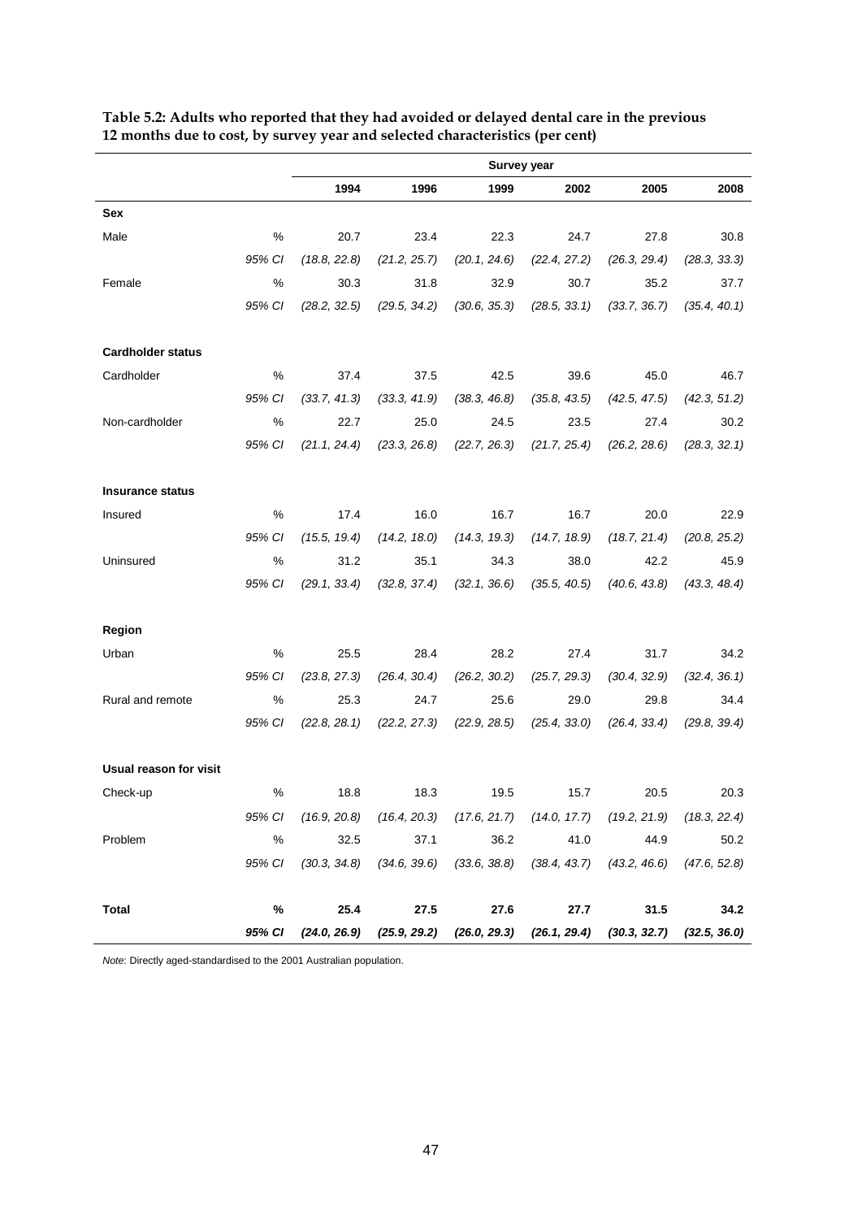**Table 5.2: Adults who reported that they had avoided or delayed dental care in the previous 12 months due to cost, by survey year and selected characteristics (per cent)**

| | | Survey year | | | | | |
|---|---|---|---|---|---|---|---|
| | | 1994 | 1996 | 1999 | 2002 | 2005 | 2008 |
| **Sex** | | | | | | | |
| Male | % | 20.7 | 23.4 | 22.3 | 24.7 | 27.8 | 30.8 |
| | *95% CI* | *(18.8, 22.8)* | *(21.2, 25.7)* | *(20.1, 24.6)* | *(22.4, 27.2)* | *(26.3, 29.4)* | *(28.3, 33.3)* |
| Female | % | 30.3 | 31.8 | 32.9 | 30.7 | 35.2 | 37.7 |
| | *95% CI* | *(28.2, 32.5)* | *(29.5, 34.2)* | *(30.6, 35.3)* | *(28.5, 33.1)* | *(33.7, 36.7)* | *(35.4, 40.1)* |
| **Cardholder status** | | | | | | | |
| Cardholder | % | 37.4 | 37.5 | 42.5 | 39.6 | 45.0 | 46.7 |
| | *95% CI* | *(33.7, 41.3)* | *(33.3, 41.9)* | *(38.3, 46.8)* | *(35.8, 43.5)* | *(42.5, 47.5)* | *(42.3, 51.2)* |
| Non-cardholder | % | 22.7 | 25.0 | 24.5 | 23.5 | 27.4 | 30.2 |
| | *95% CI* | *(21.1, 24.4)* | *(23.3, 26.8)* | *(22.7, 26.3)* | *(21.7, 25.4)* | *(26.2, 28.6)* | *(28.3, 32.1)* |
| **Insurance status** | | | | | | | |
| Insured | % | 17.4 | 16.0 | 16.7 | 16.7 | 20.0 | 22.9 |
| | *95% CI* | *(15.5, 19.4)* | *(14.2, 18.0)* | *(14.3, 19.3)* | *(14.7, 18.9)* | *(18.7, 21.4)* | *(20.8, 25.2)* |
| Uninsured | % | 31.2 | 35.1 | 34.3 | 38.0 | 42.2 | 45.9 |
| | *95% CI* | *(29.1, 33.4)* | *(32.8, 37.4)* | *(32.1, 36.6)* | *(35.5, 40.5)* | *(40.6, 43.8)* | *(43.3, 48.4)* |
| **Region** | | | | | | | |
| Urban | % | 25.5 | 28.4 | 28.2 | 27.4 | 31.7 | 34.2 |
| | *95% CI* | *(23.8, 27.3)* | *(26.4, 30.4)* | *(26.2, 30.2)* | *(25.7, 29.3)* | *(30.4, 32.9)* | *(32.4, 36.1)* |
| Rural and remote | % | 25.3 | 24.7 | 25.6 | 29.0 | 29.8 | 34.4 |
| | *95% CI* | *(22.8, 28.1)* | *(22.2, 27.3)* | *(22.9, 28.5)* | *(25.4, 33.0)* | *(26.4, 33.4)* | *(29.8, 39.4)* |
| **Usual reason for visit** | | | | | | | |
| Check-up | % | 18.8 | 18.3 | 19.5 | 15.7 | 20.5 | 20.3 |
| | *95% CI* | *(16.9, 20.8)* | *(16.4, 20.3)* | *(17.6, 21.7)* | *(14.0, 17.7)* | *(19.2, 21.9)* | *(18.3, 22.4)* |
| Problem | % | 32.5 | 37.1 | 36.2 | 41.0 | 44.9 | 50.2 |
| | *95% CI* | *(30.3, 34.8)* | *(34.6, 39.6)* | *(33.6, 38.8)* | *(38.4, 43.7)* | *(43.2, 46.6)* | *(47.6, 52.8)* |
| **Total** | **%** | **25.4** | **27.5** | **27.6** | **27.7** | **31.5** | **34.2** |
| | ***95% CI*** | ***(24.0, 26.9)*** | ***(25.9, 29.2)*** | ***(26.0, 29.3)*** | ***(26.1, 29.4)*** | ***(30.3, 32.7)*** | ***(32.5, 36.0)*** |

*Note*: Directly aged-standardised to the 2001 Australian population.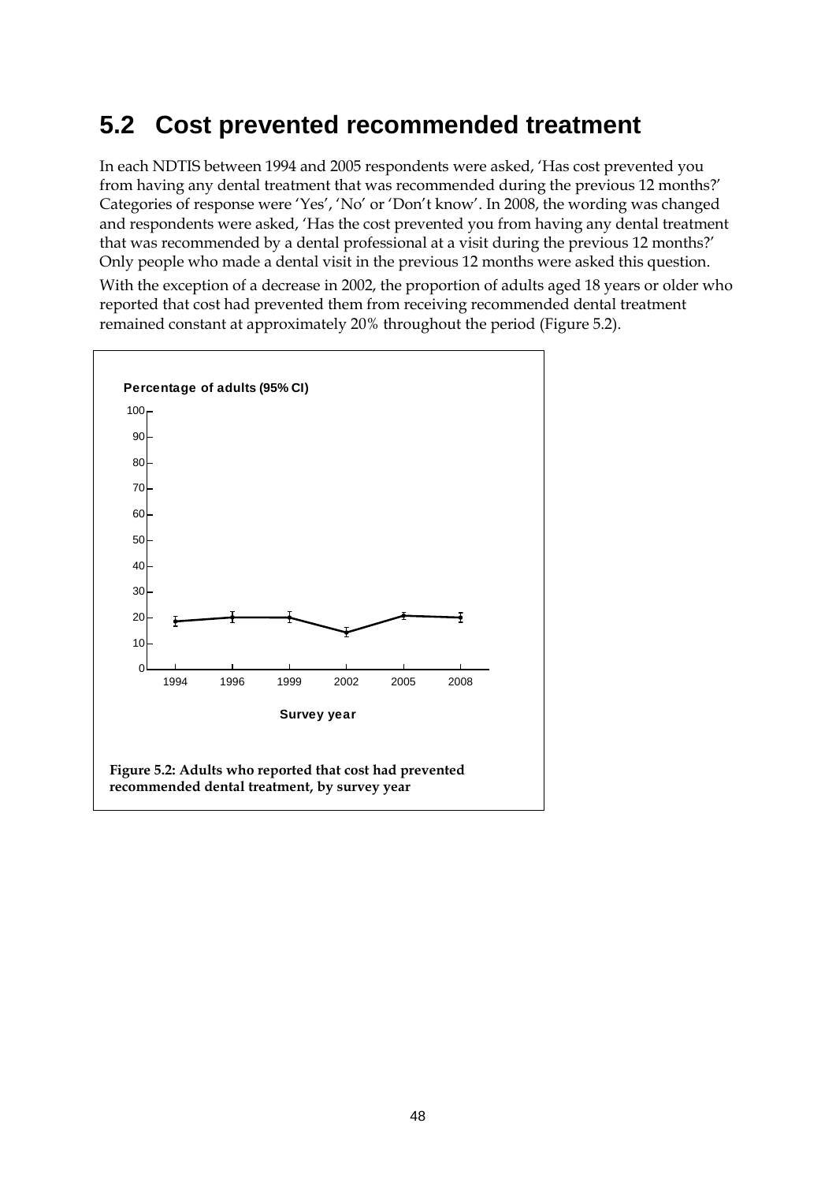## 5.2 Cost prevented recommended treatment

In each NDTIS between 1994 and 2005 respondents were asked, 'Has cost prevented you from having any dental treatment that was recommended during the previous 12 months?' Categories of response were 'Yes', 'No' or 'Don't know'. In 2008, the wording was changed and respondents were asked, 'Has the cost prevented you from having any dental treatment that was recommended by a dental professional at a visit during the previous 12 months?' Only people who made a dental visit in the previous 12 months were asked this question.

With the exception of a decrease in 2002, the proportion of adults aged 18 years or older who reported that cost had prevented them from receiving recommended dental treatment remained constant at approximately 20% throughout the period (Figure 5.2).

**Figure 5.2: Adults who reported that cost had prevented recommended dental treatment, by survey year**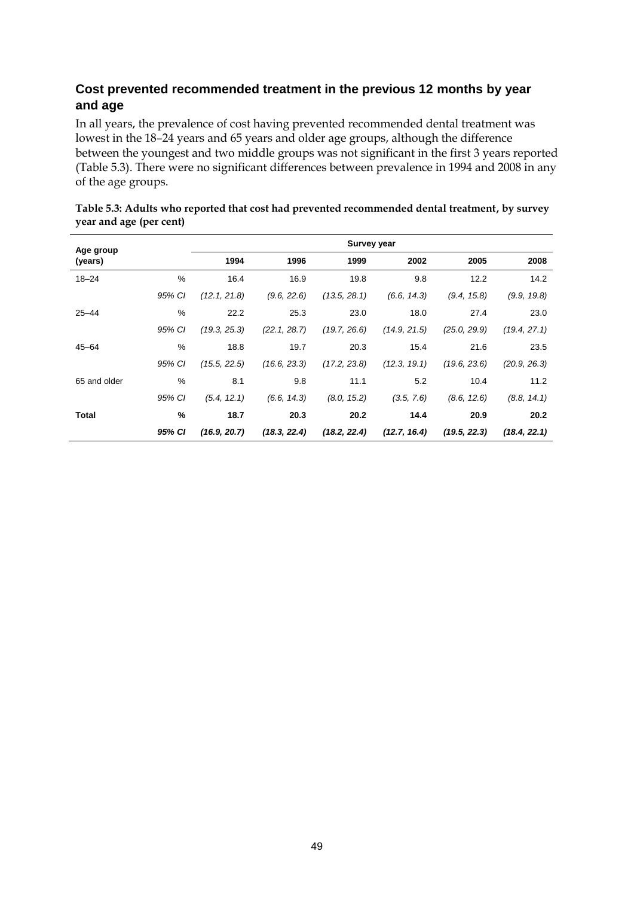## Cost prevented recommended treatment in the previous 12 months by year and age

In all years, the prevalence of cost having prevented recommended dental treatment was lowest in the 18–24 years and 65 years and older age groups, although the difference between the youngest and two middle groups was not significant in the first 3 years reported (Table 5.3). There were no significant differences between prevalence in 1994 and 2008 in any of the age groups.

**Table 5.3: Adults who reported that cost had prevented recommended dental treatment, by survey year and age (per cent)**

| Age group (years) | | Survey year | | | | | |
|---|---|---|---|---|---|---|---|
| | | 1994 | 1996 | 1999 | 2002 | 2005 | 2008 |
| 18–24 | % | 16.4 | 16.9 | 19.8 | 9.8 | 12.2 | 14.2 |
| | *95% CI* | *(12.1, 21.8)* | *(9.6, 22.6)* | *(13.5, 28.1)* | *(6.6, 14.3)* | *(9.4, 15.8)* | *(9.9, 19.8)* |
| 25–44 | % | 22.2 | 25.3 | 23.0 | 18.0 | 27.4 | 23.0 |
| | *95% CI* | *(19.3, 25.3)* | *(22.1, 28.7)* | *(19.7, 26.6)* | *(14.9, 21.5)* | *(25.0, 29.9)* | *(19.4, 27.1)* |
| 45–64 | % | 18.8 | 19.7 | 20.3 | 15.4 | 21.6 | 23.5 |
| | *95% CI* | *(15.5, 22.5)* | *(16.6, 23.3)* | *(17.2, 23.8)* | *(12.3, 19.1)* | *(19.6, 23.6)* | *(20.9, 26.3)* |
| 65 and older | % | 8.1 | 9.8 | 11.1 | 5.2 | 10.4 | 11.2 |
| | *95% CI* | *(5.4, 12.1)* | *(6.6, 14.3)* | *(8.0, 15.2)* | *(3.5, 7.6)* | *(8.6, 12.6)* | *(8.8, 14.1)* |
| **Total** | **%** | **18.7** | **20.3** | **20.2** | **14.4** | **20.9** | **20.2** |
| | ***95% CI*** | ***(16.9, 20.7)*** | ***(18.3, 22.4)*** | ***(18.2, 22.4)*** | ***(12.7, 16.4)*** | ***(19.5, 22.3)*** | ***(18.4, 22.1)*** |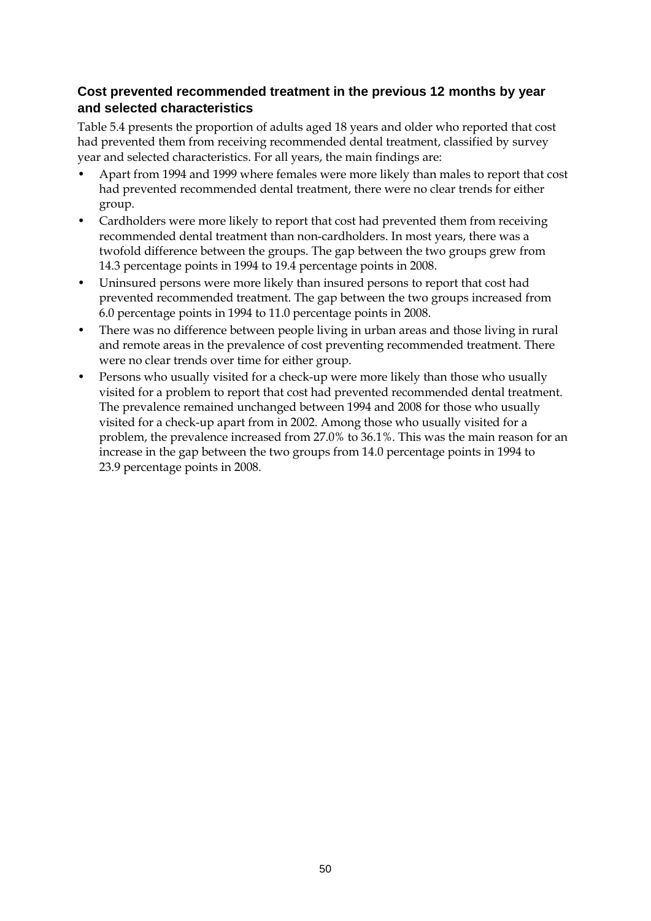### Cost prevented recommended treatment in the previous 12 months by year and selected characteristics

Table 5.4 presents the proportion of adults aged 18 years and older who reported that cost had prevented them from receiving recommended dental treatment, classified by survey year and selected characteristics. For all years, the main findings are:

- Apart from 1994 and 1999 where females were more likely than males to report that cost had prevented recommended dental treatment, there were no clear trends for either group.
- Cardholders were more likely to report that cost had prevented them from receiving recommended dental treatment than non-cardholders. In most years, there was a twofold difference between the groups. The gap between the two groups grew from 14.3 percentage points in 1994 to 19.4 percentage points in 2008.
- Uninsured persons were more likely than insured persons to report that cost had prevented recommended treatment. The gap between the two groups increased from 6.0 percentage points in 1994 to 11.0 percentage points in 2008.
- There was no difference between people living in urban areas and those living in rural and remote areas in the prevalence of cost preventing recommended treatment. There were no clear trends over time for either group.
- Persons who usually visited for a check-up were more likely than those who usually visited for a problem to report that cost had prevented recommended dental treatment. The prevalence remained unchanged between 1994 and 2008 for those who usually visited for a check-up apart from in 2002. Among those who usually visited for a problem, the prevalence increased from 27.0% to 36.1%. This was the main reason for an increase in the gap between the two groups from 14.0 percentage points in 1994 to 23.9 percentage points in 2008.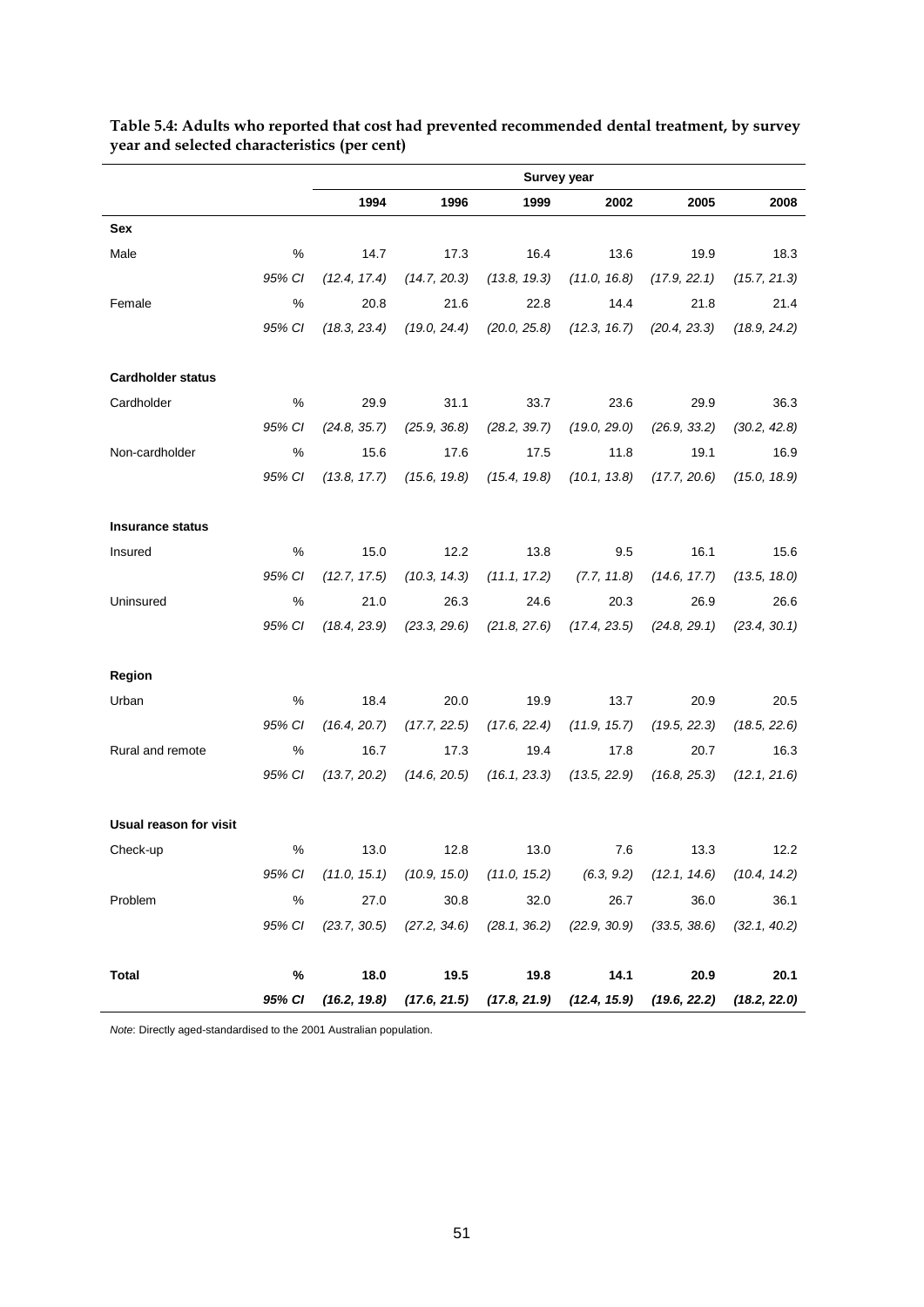**Table 5.4: Adults who reported that cost had prevented recommended dental treatment, by survey year and selected characteristics (per cent)**

| | | Survey year | | | | | |
|---|---|---|---|---|---|---|---|
| | | **1994** | **1996** | **1999** | **2002** | **2005** | **2008** |
| **Sex** | | | | | | | |
| Male | % | 14.7 | 17.3 | 16.4 | 13.6 | 19.9 | 18.3 |
| | *95% CI* | *(12.4, 17.4)* | *(14.7, 20.3)* | *(13.8, 19.3)* | *(11.0, 16.8)* | *(17.9, 22.1)* | *(15.7, 21.3)* |
| Female | % | 20.8 | 21.6 | 22.8 | 14.4 | 21.8 | 21.4 |
| | *95% CI* | *(18.3, 23.4)* | *(19.0, 24.4)* | *(20.0, 25.8)* | *(12.3, 16.7)* | *(20.4, 23.3)* | *(18.9, 24.2)* |
| **Cardholder status** | | | | | | | |
| Cardholder | % | 29.9 | 31.1 | 33.7 | 23.6 | 29.9 | 36.3 |
| | *95% CI* | *(24.8, 35.7)* | *(25.9, 36.8)* | *(28.2, 39.7)* | *(19.0, 29.0)* | *(26.9, 33.2)* | *(30.2, 42.8)* |
| Non-cardholder | % | 15.6 | 17.6 | 17.5 | 11.8 | 19.1 | 16.9 |
| | *95% CI* | *(13.8, 17.7)* | *(15.6, 19.8)* | *(15.4, 19.8)* | *(10.1, 13.8)* | *(17.7, 20.6)* | *(15.0, 18.9)* |
| **Insurance status** | | | | | | | |
| Insured | % | 15.0 | 12.2 | 13.8 | 9.5 | 16.1 | 15.6 |
| | *95% CI* | *(12.7, 17.5)* | *(10.3, 14.3)* | *(11.1, 17.2)* | *(7.7, 11.8)* | *(14.6, 17.7)* | *(13.5, 18.0)* |
| Uninsured | % | 21.0 | 26.3 | 24.6 | 20.3 | 26.9 | 26.6 |
| | *95% CI* | *(18.4, 23.9)* | *(23.3, 29.6)* | *(21.8, 27.6)* | *(17.4, 23.5)* | *(24.8, 29.1)* | *(23.4, 30.1)* |
| **Region** | | | | | | | |
| Urban | % | 18.4 | 20.0 | 19.9 | 13.7 | 20.9 | 20.5 |
| | *95% CI* | *(16.4, 20.7)* | *(17.7, 22.5)* | *(17.6, 22.4)* | *(11.9, 15.7)* | *(19.5, 22.3)* | *(18.5, 22.6)* |
| Rural and remote | % | 16.7 | 17.3 | 19.4 | 17.8 | 20.7 | 16.3 |
| | *95% CI* | *(13.7, 20.2)* | *(14.6, 20.5)* | *(16.1, 23.3)* | *(13.5, 22.9)* | *(16.8, 25.3)* | *(12.1, 21.6)* |
| **Usual reason for visit** | | | | | | | |
| Check-up | % | 13.0 | 12.8 | 13.0 | 7.6 | 13.3 | 12.2 |
| | *95% CI* | *(11.0, 15.1)* | *(10.9, 15.0)* | *(11.0, 15.2)* | *(6.3, 9.2)* | *(12.1, 14.6)* | *(10.4, 14.2)* |
| Problem | % | 27.0 | 30.8 | 32.0 | 26.7 | 36.0 | 36.1 |
| | *95% CI* | *(23.7, 30.5)* | *(27.2, 34.6)* | *(28.1, 36.2)* | *(22.9, 30.9)* | *(33.5, 38.6)* | *(32.1, 40.2)* |
| **Total** | **%** | **18.0** | **19.5** | **19.8** | **14.1** | **20.9** | **20.1** |
| | ***95% CI*** | ***(16.2, 19.8)*** | ***(17.6, 21.5)*** | ***(17.8, 21.9)*** | ***(12.4, 15.9)*** | ***(19.6, 22.2)*** | ***(18.2, 22.0)*** |

*Note*: Directly aged-standardised to the 2001 Australian population.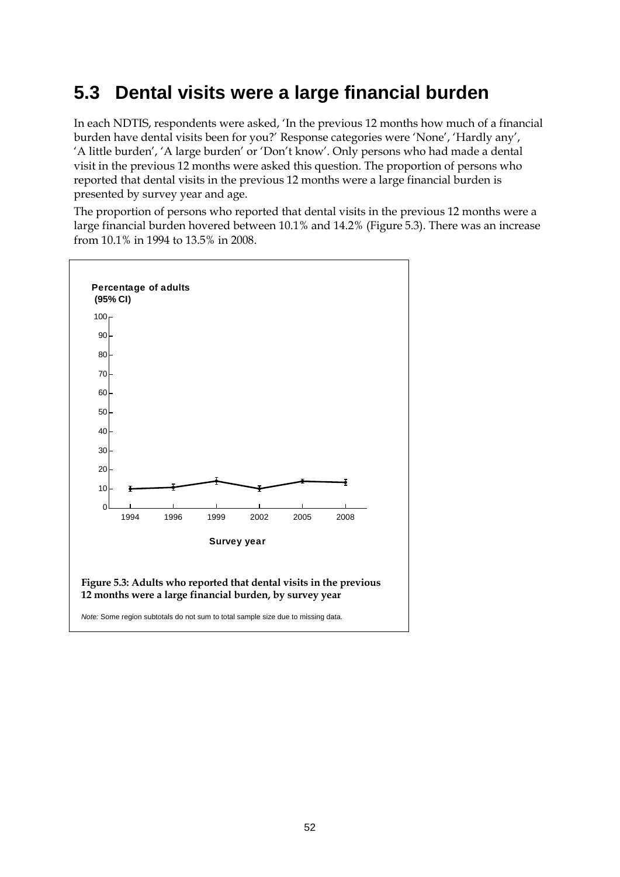## 5.3 Dental visits were a large financial burden

In each NDTIS, respondents were asked, 'In the previous 12 months how much of a financial burden have dental visits been for you?' Response categories were 'None', 'Hardly any', 'A little burden', 'A large burden' or 'Don't know'. Only persons who had made a dental visit in the previous 12 months were asked this question. The proportion of persons who reported that dental visits in the previous 12 months were a large financial burden is presented by survey year and age.

The proportion of persons who reported that dental visits in the previous 12 months were a large financial burden hovered between 10.1% and 14.2% (Figure 5.3). There was an increase from 10.1% in 1994 to 13.5% in 2008.

**Figure 5.3: Adults who reported that dental visits in the previous 12 months were a large financial burden, by survey year**

*Note:* Some region subtotals do not sum to total sample size due to missing data.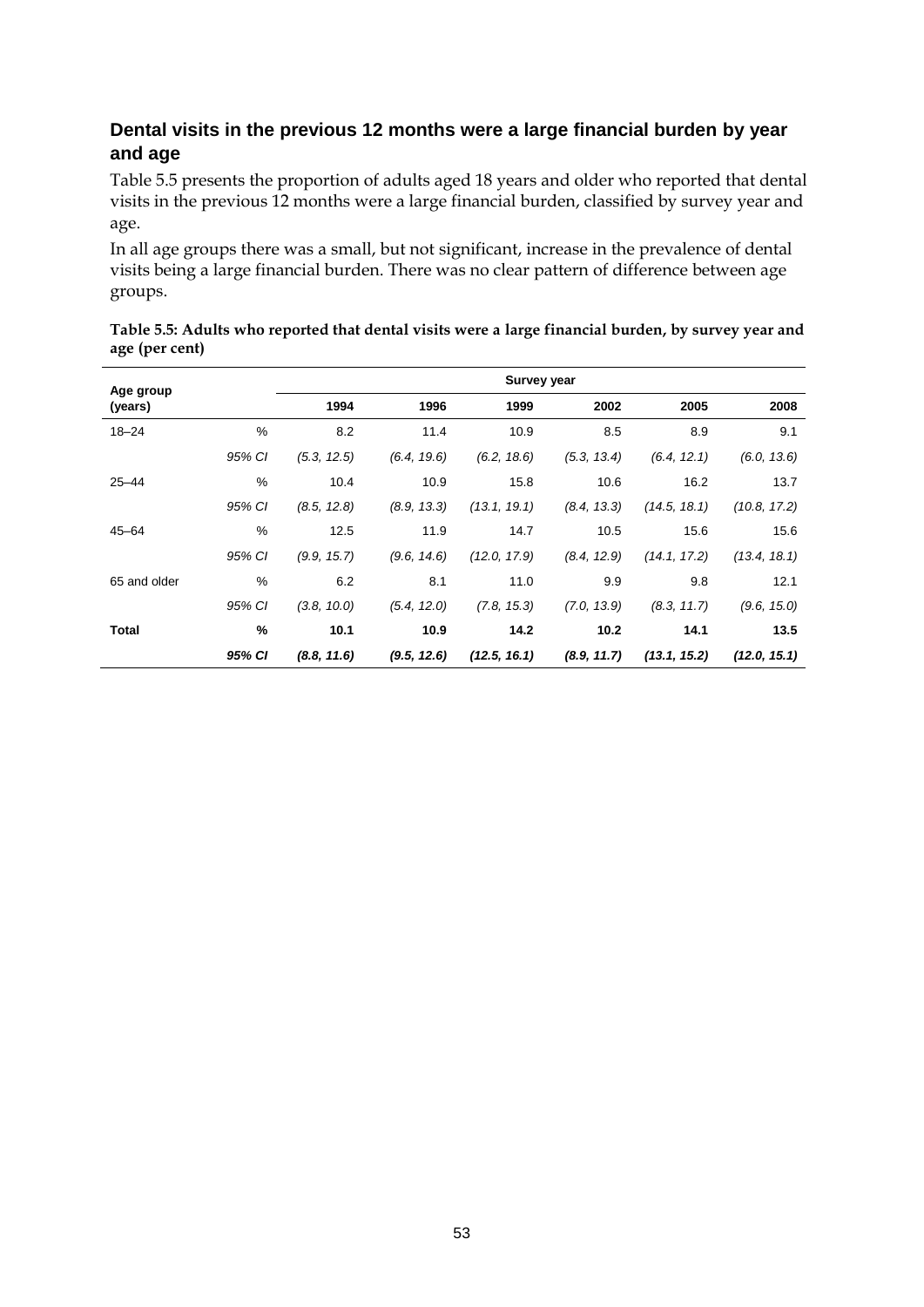## Dental visits in the previous 12 months were a large financial burden by year and age

Table 5.5 presents the proportion of adults aged 18 years and older who reported that dental visits in the previous 12 months were a large financial burden, classified by survey year and age.

In all age groups there was a small, but not significant, increase in the prevalence of dental visits being a large financial burden. There was no clear pattern of difference between age groups.

**Table 5.5: Adults who reported that dental visits were a large financial burden, by survey year and age (per cent)**

| Age group (years) | | Survey year | | | | | |
|---|---|---|---|---|---|---|---|
| | | 1994 | 1996 | 1999 | 2002 | 2005 | 2008 |
| 18–24 | % | 8.2 | 11.4 | 10.9 | 8.5 | 8.9 | 9.1 |
| | *95% CI* | *(5.3, 12.5)* | *(6.4, 19.6)* | *(6.2, 18.6)* | *(5.3, 13.4)* | *(6.4, 12.1)* | *(6.0, 13.6)* |
| 25–44 | % | 10.4 | 10.9 | 15.8 | 10.6 | 16.2 | 13.7 |
| | *95% CI* | *(8.5, 12.8)* | *(8.9, 13.3)* | *(13.1, 19.1)* | *(8.4, 13.3)* | *(14.5, 18.1)* | *(10.8, 17.2)* |
| 45–64 | % | 12.5 | 11.9 | 14.7 | 10.5 | 15.6 | 15.6 |
| | *95% CI* | *(9.9, 15.7)* | *(9.6, 14.6)* | *(12.0, 17.9)* | *(8.4, 12.9)* | *(14.1, 17.2)* | *(13.4, 18.1)* |
| 65 and older | % | 6.2 | 8.1 | 11.0 | 9.9 | 9.8 | 12.1 |
| | *95% CI* | *(3.8, 10.0)* | *(5.4, 12.0)* | *(7.8, 15.3)* | *(7.0, 13.9)* | *(8.3, 11.7)* | *(9.6, 15.0)* |
| **Total** | **%** | **10.1** | **10.9** | **14.2** | **10.2** | **14.1** | **13.5** |
| | ***95% CI*** | ***(8.8, 11.6)*** | ***(9.5, 12.6)*** | ***(12.5, 16.1)*** | ***(8.9, 11.7)*** | ***(13.1, 15.2)*** | ***(12.0, 15.1)*** |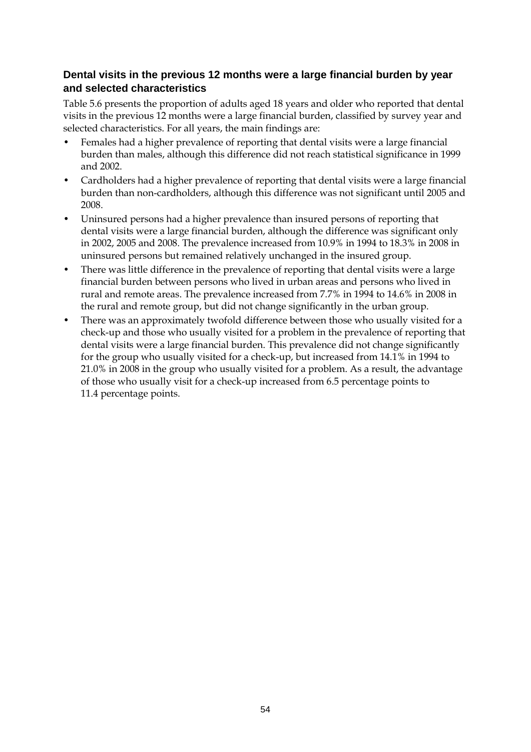### Dental visits in the previous 12 months were a large financial burden by year and selected characteristics

Table 5.6 presents the proportion of adults aged 18 years and older who reported that dental visits in the previous 12 months were a large financial burden, classified by survey year and selected characteristics. For all years, the main findings are:

- Females had a higher prevalence of reporting that dental visits were a large financial burden than males, although this difference did not reach statistical significance in 1999 and 2002.
- Cardholders had a higher prevalence of reporting that dental visits were a large financial burden than non-cardholders, although this difference was not significant until 2005 and 2008.
- Uninsured persons had a higher prevalence than insured persons of reporting that dental visits were a large financial burden, although the difference was significant only in 2002, 2005 and 2008. The prevalence increased from 10.9% in 1994 to 18.3% in 2008 in uninsured persons but remained relatively unchanged in the insured group.
- There was little difference in the prevalence of reporting that dental visits were a large financial burden between persons who lived in urban areas and persons who lived in rural and remote areas. The prevalence increased from 7.7% in 1994 to 14.6% in 2008 in the rural and remote group, but did not change significantly in the urban group.
- There was an approximately twofold difference between those who usually visited for a check-up and those who usually visited for a problem in the prevalence of reporting that dental visits were a large financial burden. This prevalence did not change significantly for the group who usually visited for a check-up, but increased from 14.1% in 1994 to 21.0% in 2008 in the group who usually visited for a problem. As a result, the advantage of those who usually visit for a check-up increased from 6.5 percentage points to 11.4 percentage points.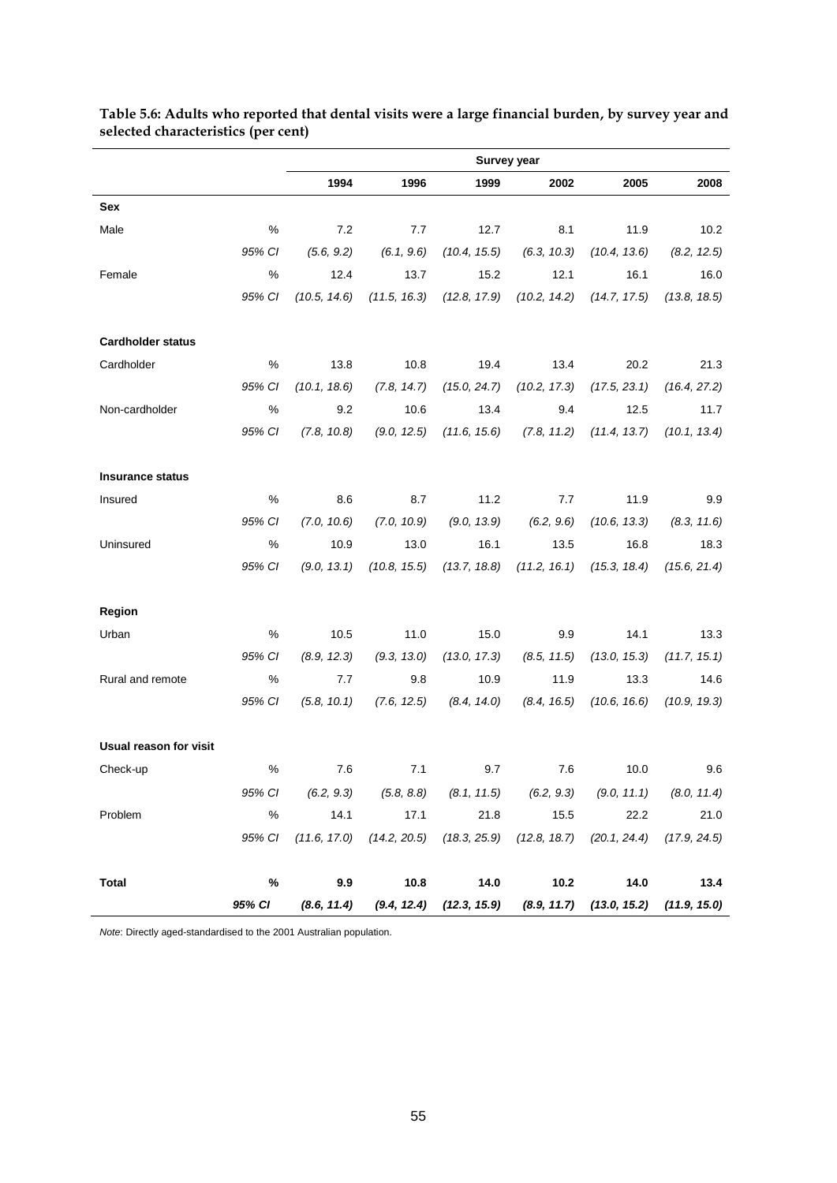**Table 5.6: Adults who reported that dental visits were a large financial burden, by survey year and selected characteristics (per cent)**

| | | Survey year | | | | | |
|---|---|---|---|---|---|---|---|
| | | 1994 | 1996 | 1999 | 2002 | 2005 | 2008 |
| **Sex** | | | | | | | |
| Male | % | 7.2 | 7.7 | 12.7 | 8.1 | 11.9 | 10.2 |
| | *95% CI* | *(5.6, 9.2)* | *(6.1, 9.6)* | *(10.4, 15.5)* | *(6.3, 10.3)* | *(10.4, 13.6)* | *(8.2, 12.5)* |
| Female | % | 12.4 | 13.7 | 15.2 | 12.1 | 16.1 | 16.0 |
| | *95% CI* | *(10.5, 14.6)* | *(11.5, 16.3)* | *(12.8, 17.9)* | *(10.2, 14.2)* | *(14.7, 17.5)* | *(13.8, 18.5)* |
| **Cardholder status** | | | | | | | |
| Cardholder | % | 13.8 | 10.8 | 19.4 | 13.4 | 20.2 | 21.3 |
| | *95% CI* | *(10.1, 18.6)* | *(7.8, 14.7)* | *(15.0, 24.7)* | *(10.2, 17.3)* | *(17.5, 23.1)* | *(16.4, 27.2)* |
| Non-cardholder | % | 9.2 | 10.6 | 13.4 | 9.4 | 12.5 | 11.7 |
| | *95% CI* | *(7.8, 10.8)* | *(9.0, 12.5)* | *(11.6, 15.6)* | *(7.8, 11.2)* | *(11.4, 13.7)* | *(10.1, 13.4)* |
| **Insurance status** | | | | | | | |
| Insured | % | 8.6 | 8.7 | 11.2 | 7.7 | 11.9 | 9.9 |
| | *95% CI* | *(7.0, 10.6)* | *(7.0, 10.9)* | *(9.0, 13.9)* | *(6.2, 9.6)* | *(10.6, 13.3)* | *(8.3, 11.6)* |
| Uninsured | % | 10.9 | 13.0 | 16.1 | 13.5 | 16.8 | 18.3 |
| | *95% CI* | *(9.0, 13.1)* | *(10.8, 15.5)* | *(13.7, 18.8)* | *(11.2, 16.1)* | *(15.3, 18.4)* | *(15.6, 21.4)* |
| **Region** | | | | | | | |
| Urban | % | 10.5 | 11.0 | 15.0 | 9.9 | 14.1 | 13.3 |
| | *95% CI* | *(8.9, 12.3)* | *(9.3, 13.0)* | *(13.0, 17.3)* | *(8.5, 11.5)* | *(13.0, 15.3)* | *(11.7, 15.1)* |
| Rural and remote | % | 7.7 | 9.8 | 10.9 | 11.9 | 13.3 | 14.6 |
| | *95% CI* | *(5.8, 10.1)* | *(7.6, 12.5)* | *(8.4, 14.0)* | *(8.4, 16.5)* | *(10.6, 16.6)* | *(10.9, 19.3)* |
| **Usual reason for visit** | | | | | | | |
| Check-up | % | 7.6 | 7.1 | 9.7 | 7.6 | 10.0 | 9.6 |
| | *95% CI* | *(6.2, 9.3)* | *(5.8, 8.8)* | *(8.1, 11.5)* | *(6.2, 9.3)* | *(9.0, 11.1)* | *(8.0, 11.4)* |
| Problem | % | 14.1 | 17.1 | 21.8 | 15.5 | 22.2 | 21.0 |
| | *95% CI* | *(11.6, 17.0)* | *(14.2, 20.5)* | *(18.3, 25.9)* | *(12.8, 18.7)* | *(20.1, 24.4)* | *(17.9, 24.5)* |
| **Total** | **%** | **9.9** | **10.8** | **14.0** | **10.2** | **14.0** | **13.4** |
| | ***95% CI*** | ***(8.6, 11.4)*** | ***(9.4, 12.4)*** | ***(12.3, 15.9)*** | ***(8.9, 11.7)*** | ***(13.0, 15.2)*** | ***(11.9, 15.0)*** |

*Note*: Directly aged-standardised to the 2001 Australian population.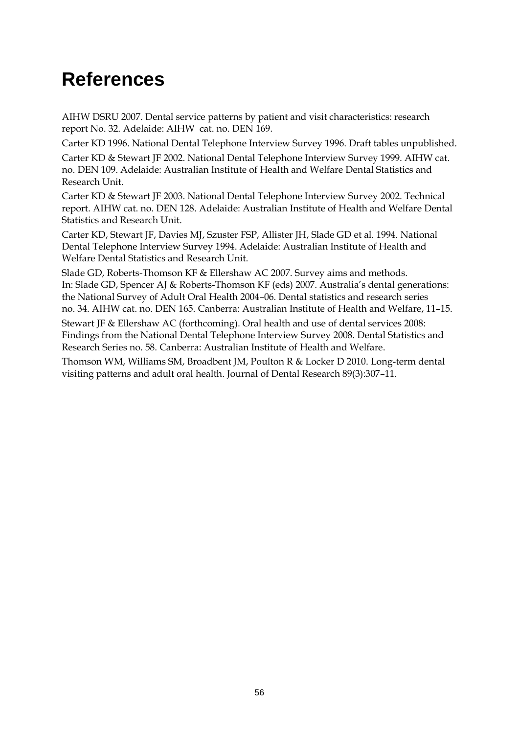# References

AIHW DSRU 2007. Dental service patterns by patient and visit characteristics: research report No. 32. Adelaide: AIHW cat. no. DEN 169.

Carter KD 1996. National Dental Telephone Interview Survey 1996. Draft tables unpublished.

Carter KD & Stewart JF 2002. National Dental Telephone Interview Survey 1999. AIHW cat. no. DEN 109. Adelaide: Australian Institute of Health and Welfare Dental Statistics and Research Unit.

Carter KD & Stewart JF 2003. National Dental Telephone Interview Survey 2002. Technical report. AIHW cat. no. DEN 128. Adelaide: Australian Institute of Health and Welfare Dental Statistics and Research Unit.

Carter KD, Stewart JF, Davies MJ, Szuster FSP, Allister JH, Slade GD et al. 1994. National Dental Telephone Interview Survey 1994. Adelaide: Australian Institute of Health and Welfare Dental Statistics and Research Unit.

Slade GD, Roberts-Thomson KF & Ellershaw AC 2007. Survey aims and methods. In: Slade GD, Spencer AJ & Roberts-Thomson KF (eds) 2007. Australia's dental generations: the National Survey of Adult Oral Health 2004–06. Dental statistics and research series no. 34. AIHW cat. no. DEN 165. Canberra: Australian Institute of Health and Welfare, 11–15.

Stewart JF & Ellershaw AC (forthcoming). Oral health and use of dental services 2008: Findings from the National Dental Telephone Interview Survey 2008. Dental Statistics and Research Series no. 58. Canberra: Australian Institute of Health and Welfare.

Thomson WM, Williams SM, Broadbent JM, Poulton R & Locker D 2010. Long-term dental visiting patterns and adult oral health. Journal of Dental Research 89(3):307–11.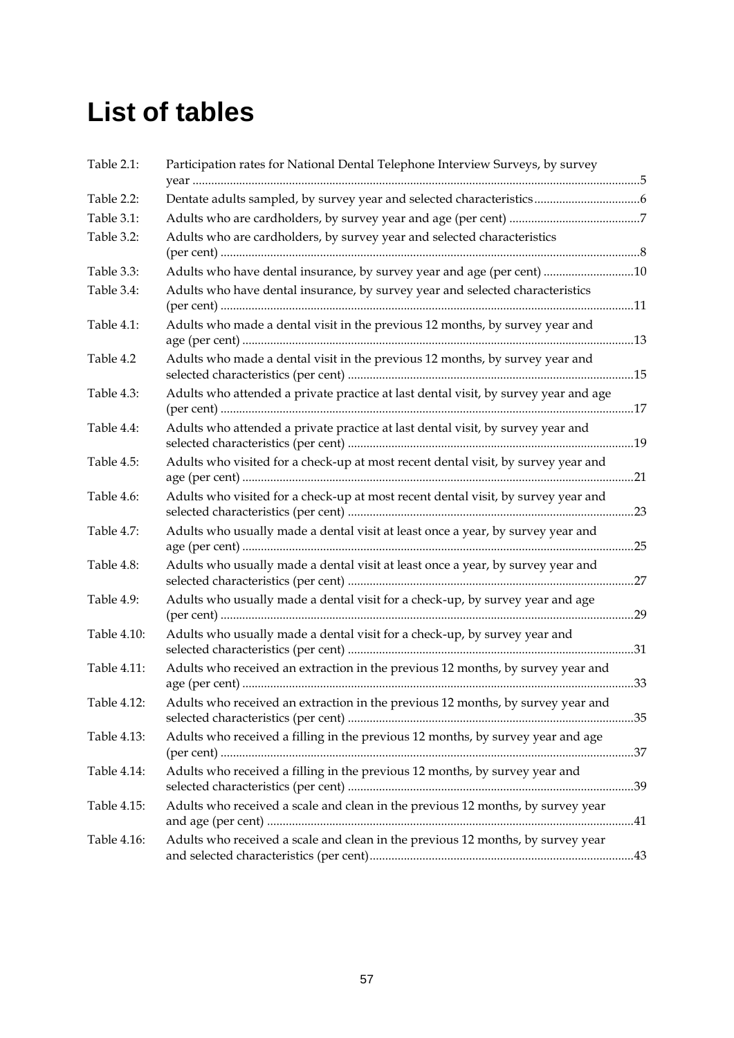# List of tables

| | | |
|---|---|---|
| Table 2.1: | Participation rates for National Dental Telephone Interview Surveys, by survey year | 5 |
| Table 2.2: | Dentate adults sampled, by survey year and selected characteristics | 6 |
| Table 3.1: | Adults who are cardholders, by survey year and age (per cent) | 7 |
| Table 3.2: | Adults who are cardholders, by survey year and selected characteristics (per cent) | 8 |
| Table 3.3: | Adults who have dental insurance, by survey year and age (per cent) | 10 |
| Table 3.4: | Adults who have dental insurance, by survey year and selected characteristics (per cent) | 11 |
| Table 4.1: | Adults who made a dental visit in the previous 12 months, by survey year and age (per cent) | 13 |
| Table 4.2 | Adults who made a dental visit in the previous 12 months, by survey year and selected characteristics (per cent) | 15 |
| Table 4.3: | Adults who attended a private practice at last dental visit, by survey year and age (per cent) | 17 |
| Table 4.4: | Adults who attended a private practice at last dental visit, by survey year and selected characteristics (per cent) | 19 |
| Table 4.5: | Adults who visited for a check-up at most recent dental visit, by survey year and age (per cent) | 21 |
| Table 4.6: | Adults who visited for a check-up at most recent dental visit, by survey year and selected characteristics (per cent) | 23 |
| Table 4.7: | Adults who usually made a dental visit at least once a year, by survey year and age (per cent) | 25 |
| Table 4.8: | Adults who usually made a dental visit at least once a year, by survey year and selected characteristics (per cent) | 27 |
| Table 4.9: | Adults who usually made a dental visit for a check-up, by survey year and age (per cent) | 29 |
| Table 4.10: | Adults who usually made a dental visit for a check-up, by survey year and selected characteristics (per cent) | 31 |
| Table 4.11: | Adults who received an extraction in the previous 12 months, by survey year and age (per cent) | 33 |
| Table 4.12: | Adults who received an extraction in the previous 12 months, by survey year and selected characteristics (per cent) | 35 |
| Table 4.13: | Adults who received a filling in the previous 12 months, by survey year and age (per cent) | 37 |
| Table 4.14: | Adults who received a filling in the previous 12 months, by survey year and selected characteristics (per cent) | 39 |
| Table 4.15: | Adults who received a scale and clean in the previous 12 months, by survey year and age (per cent) | 41 |
| Table 4.16: | Adults who received a scale and clean in the previous 12 months, by survey year and selected characteristics (per cent) | 43 |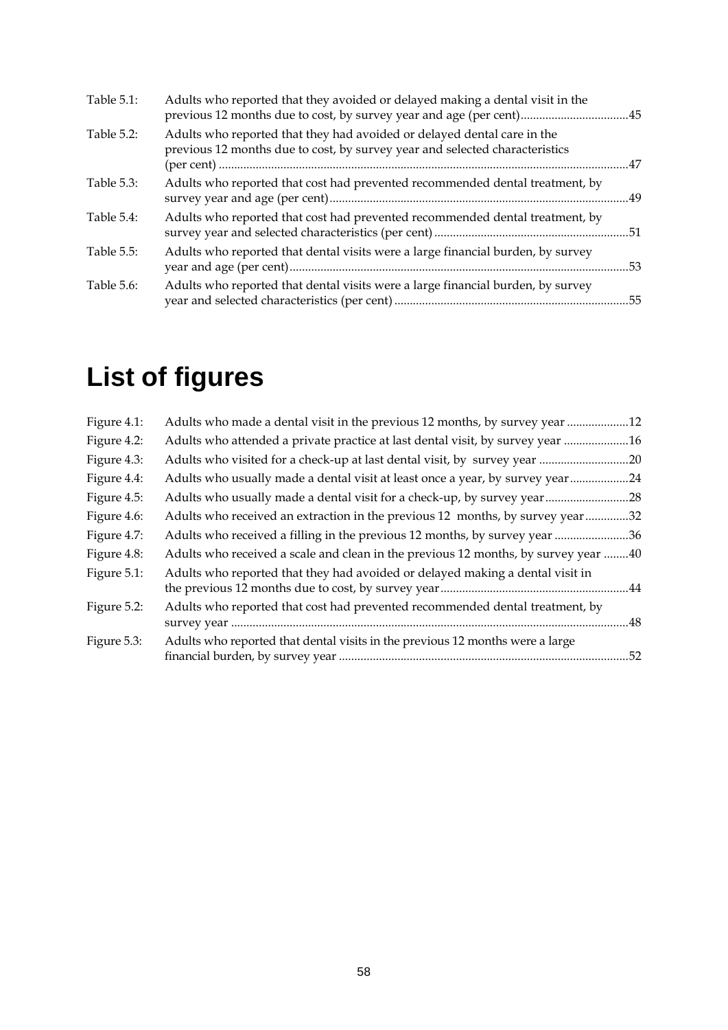Table 5.1: Adults who reported that they avoided or delayed making a dental visit in the previous 12 months due to cost, by survey year and age (per cent)...................................45

Table 5.2: Adults who reported that they had avoided or delayed dental care in the previous 12 months due to cost, by survey year and selected characteristics (per cent) ...................................................................................................................................47

Table 5.3: Adults who reported that cost had prevented recommended dental treatment, by survey year and age (per cent)................................................................................................49

Table 5.4: Adults who reported that cost had prevented recommended dental treatment, by survey year and selected characteristics (per cent) ..............................................................51

Table 5.5: Adults who reported that dental visits were a large financial burden, by survey year and age (per cent).............................................................................................................53

Table 5.6: Adults who reported that dental visits were a large financial burden, by survey year and selected characteristics (per cent) ...........................................................................55

# List of figures

Figure 4.1: Adults who made a dental visit in the previous 12 months, by survey year ....................12

Figure 4.2: Adults who attended a private practice at last dental visit, by survey year .....................16

Figure 4.3: Adults who visited for a check-up at last dental visit, by survey year .............................20

Figure 4.4: Adults who usually made a dental visit at least once a year, by survey year...................24

Figure 4.5: Adults who usually made a dental visit for a check-up, by survey year...........................28

Figure 4.6: Adults who received an extraction in the previous 12 months, by survey year..............32

Figure 4.7: Adults who received a filling in the previous 12 months, by survey year ........................36

Figure 4.8: Adults who received a scale and clean in the previous 12 months, by survey year ........40

Figure 5.1: Adults who reported that they had avoided or delayed making a dental visit in the previous 12 months due to cost, by survey year............................................................44

Figure 5.2: Adults who reported that cost had prevented recommended dental treatment, by survey year ................................................................................................................................48

Figure 5.3: Adults who reported that dental visits in the previous 12 months were a large financial burden, by survey year .............................................................................................52